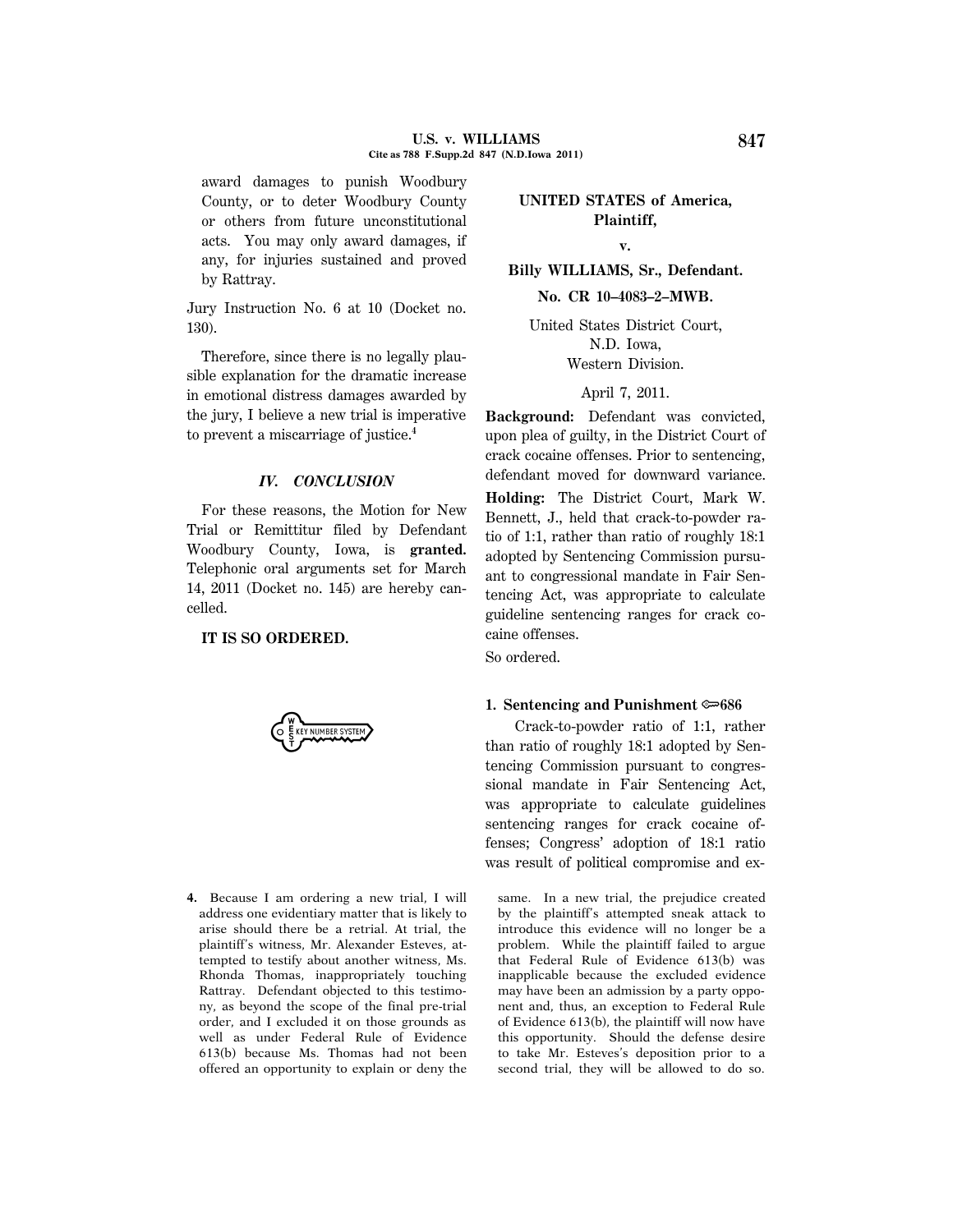award damages to punish Woodbury County, or to deter Woodbury County or others from future unconstitutional acts. You may only award damages, if any, for injuries sustained and proved by Rattray.

Jury Instruction No. 6 at 10 (Docket no. 130).

Therefore, since there is no legally plausible explanation for the dramatic increase in emotional distress damages awarded by the jury, I believe a new trial is imperative to prevent a miscarriage of justice.[4]

### *IV. CONCLUSION*

For these reasons, the Motion for New Trial or Remittitur filed by Defendant Woodbury County, Iowa, is **granted.** Telephonic oral arguments set for March 14, 2011 (Docket no. 145) are hereby cancelled.

**IT IS SO ORDERED.**

4. Because I am ordering a new trial, I will address one evidentiary matter that is likely to arise should there be a retrial. At trial, the plaintiff's witness, Mr. Alexander Esteves, attempted to testify about another witness, Ms. Rhonda Thomas, inappropriately touching Rattray. Defendant objected to this testimony, as beyond the scope of the final pre-trial order, and I excluded it on those grounds as well as under Federal Rule of Evidence 613(b) because Ms. Thomas had not been offered an opportunity to explain or deny the same. In a new trial, the prejudice created by the plaintiff's attempted sneak attack to introduce this evidence will no longer be a problem. While the plaintiff failed to argue that Federal Rule of Evidence 613(b) was inapplicable because the excluded evidence may have been an admission by a party opponent and, thus, an exception to Federal Rule of Evidence 613(b), the plaintiff will now have this opportunity. Should the defense desire to take Mr. Esteves's deposition prior to a second trial, they will be allowed to do so.

**UNITED STATES of America, Plaintiff,**

**v.**

**Billy WILLIAMS, Sr., Defendant.**

**No. CR 10–4083–2–MWB.**

United States District Court,
N.D. Iowa,
Western Division.

April 7, 2011.

**Background:** Defendant was convicted, upon plea of guilty, in the District Court of crack cocaine offenses. Prior to sentencing, defendant moved for downward variance.

**Holding:** The District Court, Mark W. Bennett, J., held that crack-to-powder ratio of 1:1, rather than ratio of roughly 18:1 adopted by Sentencing Commission pursuant to congressional mandate in Fair Sentencing Act, was appropriate to calculate guideline sentencing ranges for crack cocaine offenses.

So ordered.

**1. Sentencing and Punishment ⚷686**

Crack-to-powder ratio of 1:1, rather than ratio of roughly 18:1 adopted by Sentencing Commission pursuant to congressional mandate in Fair Sentencing Act, was appropriate to calculate guidelines sentencing ranges for crack cocaine offenses; Congress' adoption of 18:1 ratio was result of political compromise and ex-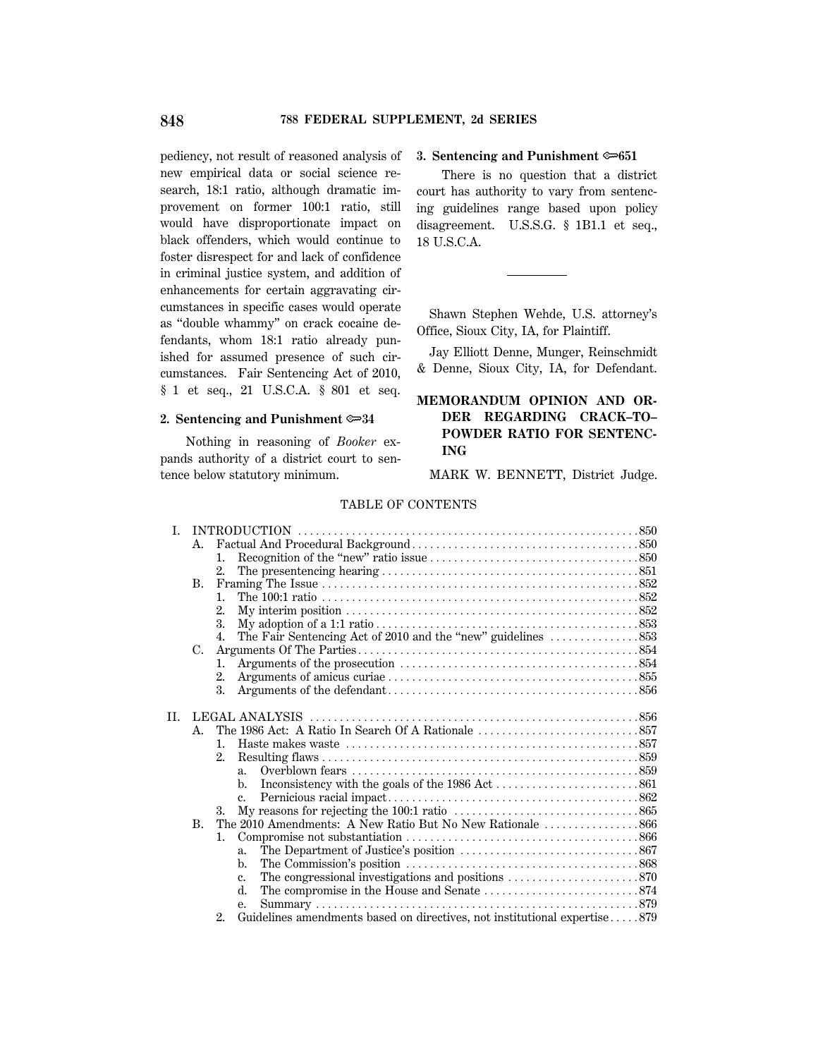pediency, not result of reasoned analysis of new empirical data or social science research, 18:1 ratio, although dramatic improvement on former 100:1 ratio, still would have disproportionate impact on black offenders, which would continue to foster disrespect for and lack of confidence in criminal justice system, and addition of enhancements for certain aggravating circumstances in specific cases would operate as "double whammy" on crack cocaine defendants, whom 18:1 ratio already punished for assumed presence of such circumstances. Fair Sentencing Act of 2010, § 1 et seq., 21 U.S.C.A. § 801 et seq.

**2. Sentencing and Punishment ⟹34**

Nothing in reasoning of *Booker* expands authority of a district court to sentence below statutory minimum.

**3. Sentencing and Punishment ⟹651**

There is no question that a district court has authority to vary from sentencing guidelines range based upon policy disagreement. U.S.S.G. § 1B1.1 et seq., 18 U.S.C.A.

---

Shawn Stephen Wehde, U.S. attorney's Office, Sioux City, IA, for Plaintiff.

Jay Elliott Denne, Munger, Reinschmidt & Denne, Sioux City, IA, for Defendant.

## MEMORANDUM OPINION AND ORDER REGARDING CRACK–TO–POWDER RATIO FOR SENTENCING

MARK W. BENNETT, District Judge.

### TABLE OF CONTENTS

I. INTRODUCTION .......... 850
- A. Factual And Procedural Background .......... 850
  - 1. Recognition of the "new" ratio issue .......... 850
  - 2. The presentencing hearing .......... 851
- B. Framing The Issue .......... 852
  - 1. The 100:1 ratio .......... 852
  - 2. My interim position .......... 852
  - 3. My adoption of a 1:1 ratio .......... 853
  - 4. The Fair Sentencing Act of 2010 and the "new" guidelines .......... 853
- C. Arguments Of The Parties .......... 854
  - 1. Arguments of the prosecution .......... 854
  - 2. Arguments of amicus curiae .......... 855
  - 3. Arguments of the defendant .......... 856

II. LEGAL ANALYSIS .......... 856
- A. The 1986 Act: A Ratio In Search Of A Rationale .......... 857
  - 1. Haste makes waste .......... 857
  - 2. Resulting flaws .......... 859
    - a. Overblown fears .......... 859
    - b. Inconsistency with the goals of the 1986 Act .......... 861
    - c. Pernicious racial impact .......... 862
  - 3. My reasons for rejecting the 100:1 ratio .......... 865
- B. The 2010 Amendments: A New Ratio But No New Rationale .......... 866
  - 1. Compromise not substantiation .......... 866
    - a. The Department of Justice's position .......... 867
    - b. The Commission's position .......... 868
    - c. The congressional investigations and positions .......... 870
    - d. The compromise in the House and Senate .......... 874
    - e. Summary .......... 879
  - 2. Guidelines amendments based on directives, not institutional expertise .......... 879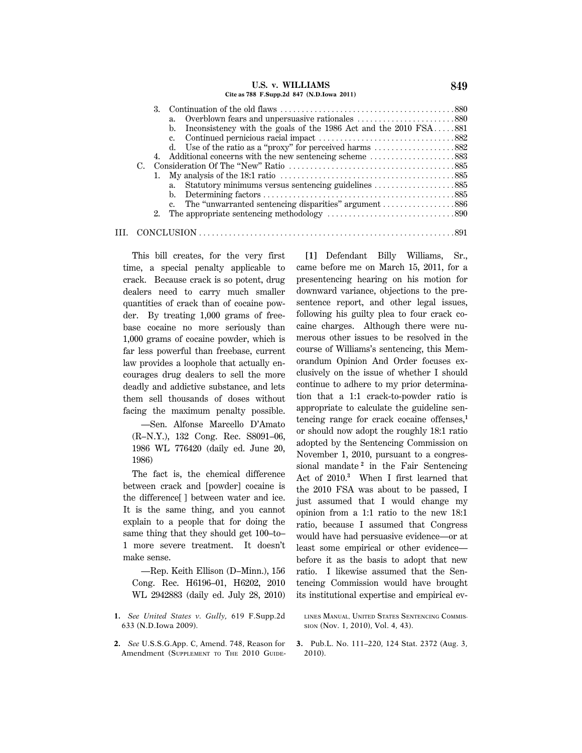3. Continuation of the old flaws ........................................ 880
   a. Overblown fears and unpersuasive rationales ........................ 880
   b. Inconsistency with the goals of the 1986 Act and the 2010 FSA ..... 881
   c. Continued pernicious racial impact ................................ 882
   d. Use of the ratio as a "proxy" for perceived harms ................... 882
4. Additional concerns with the new sentencing scheme .................... 883

C. Consideration Of The "New" Ratio ...................................... 885
1. My analysis of the 18:1 ratio ......................................... 885
   a. Statutory minimums versus sentencing guidelines ................... 885
   b. Determining factors ............................................... 885
   c. The "unwarranted sentencing disparities" argument ................. 886
2. The appropriate sentencing methodology ................................ 890

III. CONCLUSION ............................................................ 891

> This bill creates, for the very first time, a special penalty applicable to crack. Because crack is so potent, drug dealers need to carry much smaller quantities of crack than of cocaine powder. By treating 1,000 grams of freebase cocaine no more seriously than 1,000 grams of cocaine powder, which is far less powerful than freebase, current law provides a loophole that actually encourages drug dealers to sell the more deadly and addictive substance, and lets them sell thousands of doses without facing the maximum penalty possible.
>
> —Sen. Alfonse Marcello D'Amato (R–N.Y.), 132 Cong. Rec. S8091–06, 1986 WL 776420 (daily ed. June 20, 1986)

> The fact is, the chemical difference between crack and [powder] cocaine is the difference[ ] between water and ice. It is the same thing, and you cannot explain to a people that for doing the same thing that they should get 100–to–1 more severe treatment. It doesn't make sense.
>
> —Rep. Keith Ellison (D–Minn.), 156 Cong. Rec. H6196–01, H6202, 2010 WL 2942883 (daily ed. July 28, 2010)

**[1]** Defendant Billy Williams, Sr., came before me on March 15, 2011, for a presentencing hearing on his motion for downward variance, objections to the presentence report, and other legal issues, following his guilty plea to four crack cocaine charges. Although there were numerous other issues to be resolved in the course of Williams's sentencing, this Memorandum Opinion And Order focuses exclusively on the issue of whether I should continue to adhere to my prior determination that a 1:1 crack-to-powder ratio is appropriate to calculate the guideline sentencing range for crack cocaine offenses,[1] or should now adopt the roughly 18:1 ratio adopted by the Sentencing Commission on November 1, 2010, pursuant to a congressional mandate[2] in the Fair Sentencing Act of 2010.[3] When I first learned that the 2010 FSA was about to be passed, I just assumed that I would change my opinion from a 1:1 ratio to the new 18:1 ratio, because I assumed that Congress would have had persuasive evidence—or at least some empirical or other evidence—before it as the basis to adopt that new ratio. I likewise assumed that the Sentencing Commission would have brought its institutional expertise and empirical ev-

---

1. *See United States v. Gully*, 619 F.Supp.2d 633 (N.D.Iowa 2009).

2. *See* U.S.S.G.App. C, Amend. 748, Reason for Amendment (Supplement to The 2010 Guidelines Manual, United States Sentencing Commission (Nov. 1, 2010), Vol. 4, 43).

3. Pub.L. No. 111–220, 124 Stat. 2372 (Aug. 3, 2010).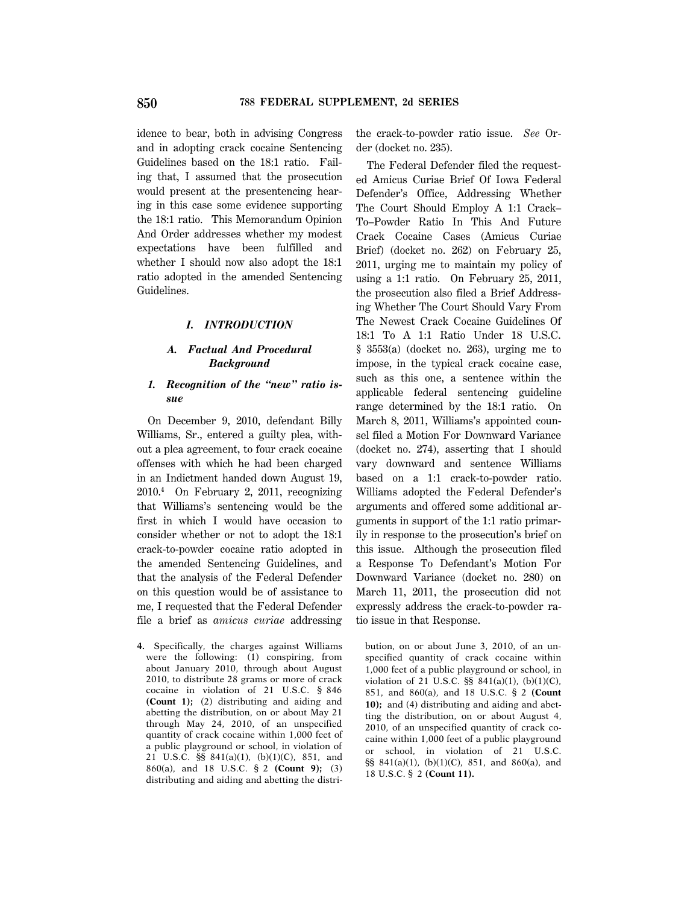idence to bear, both in advising Congress and in adopting crack cocaine Sentencing Guidelines based on the 18:1 ratio. Failing that, I assumed that the prosecution would present at the presentencing hearing in this case some evidence supporting the 18:1 ratio. This Memorandum Opinion And Order addresses whether my modest expectations have been fulfilled and whether I should now also adopt the 18:1 ratio adopted in the amended Sentencing Guidelines.

## *I. INTRODUCTION*

### *A. Factual And Procedural Background*

#### *1. Recognition of the "new" ratio issue*

On December 9, 2010, defendant Billy Williams, Sr., entered a guilty plea, without a plea agreement, to four crack cocaine offenses with which he had been charged in an Indictment handed down August 19, 2010.[4] On February 2, 2011, recognizing that Williams's sentencing would be the first in which I would have occasion to consider whether or not to adopt the 18:1 crack-to-powder cocaine ratio adopted in the amended Sentencing Guidelines, and that the analysis of the Federal Defender on this question would be of assistance to me, I requested that the Federal Defender file a brief as *amicus curiae* addressing the crack-to-powder ratio issue. *See* Order (docket no. 235).

The Federal Defender filed the requested Amicus Curiae Brief Of Iowa Federal Defender's Office, Addressing Whether The Court Should Employ A 1:1 Crack–To–Powder Ratio In This And Future Crack Cocaine Cases (Amicus Curiae Brief) (docket no. 262) on February 25, 2011, urging me to maintain my policy of using a 1:1 ratio. On February 25, 2011, the prosecution also filed a Brief Addressing Whether The Court Should Vary From The Newest Crack Cocaine Guidelines Of 18:1 To A 1:1 Ratio Under 18 U.S.C. § 3553(a) (docket no. 263), urging me to impose, in the typical crack cocaine case, such as this one, a sentence within the applicable federal sentencing guideline range determined by the 18:1 ratio. On March 8, 2011, Williams's appointed counsel filed a Motion For Downward Variance (docket no. 274), asserting that I should vary downward and sentence Williams based on a 1:1 crack-to-powder ratio. Williams adopted the Federal Defender's arguments and offered some additional arguments in support of the 1:1 ratio primarily in response to the prosecution's brief on this issue. Although the prosecution filed a Response To Defendant's Motion For Downward Variance (docket no. 280) on March 11, 2011, the prosecution did not expressly address the crack-to-powder ratio issue in that Response.

---

4. Specifically, the charges against Williams were the following: (1) conspiring, from about January 2010, through about August 2010, to distribute 28 grams or more of crack cocaine in violation of 21 U.S.C. § 846 **(Count 1);** (2) distributing and aiding and abetting the distribution, on or about May 21 through May 24, 2010, of an unspecified quantity of crack cocaine within 1,000 feet of a public playground or school, in violation of 21 U.S.C. §§ 841(a)(1), (b)(1)(C), 851, and 860(a), and 18 U.S.C. § 2 **(Count 9);** (3) distributing and aiding and abetting the distribution, on or about June 3, 2010, of an unspecified quantity of crack cocaine within 1,000 feet of a public playground or school, in violation of 21 U.S.C. §§ 841(a)(1), (b)(1)(C), 851, and 860(a), and 18 U.S.C. § 2 **(Count 10);** and (4) distributing and aiding and abetting the distribution, on or about August 4, 2010, of an unspecified quantity of crack cocaine within 1,000 feet of a public playground or school, in violation of 21 U.S.C. §§ 841(a)(1), (b)(1)(C), 851, and 860(a), and 18 U.S.C. § 2 **(Count 11).**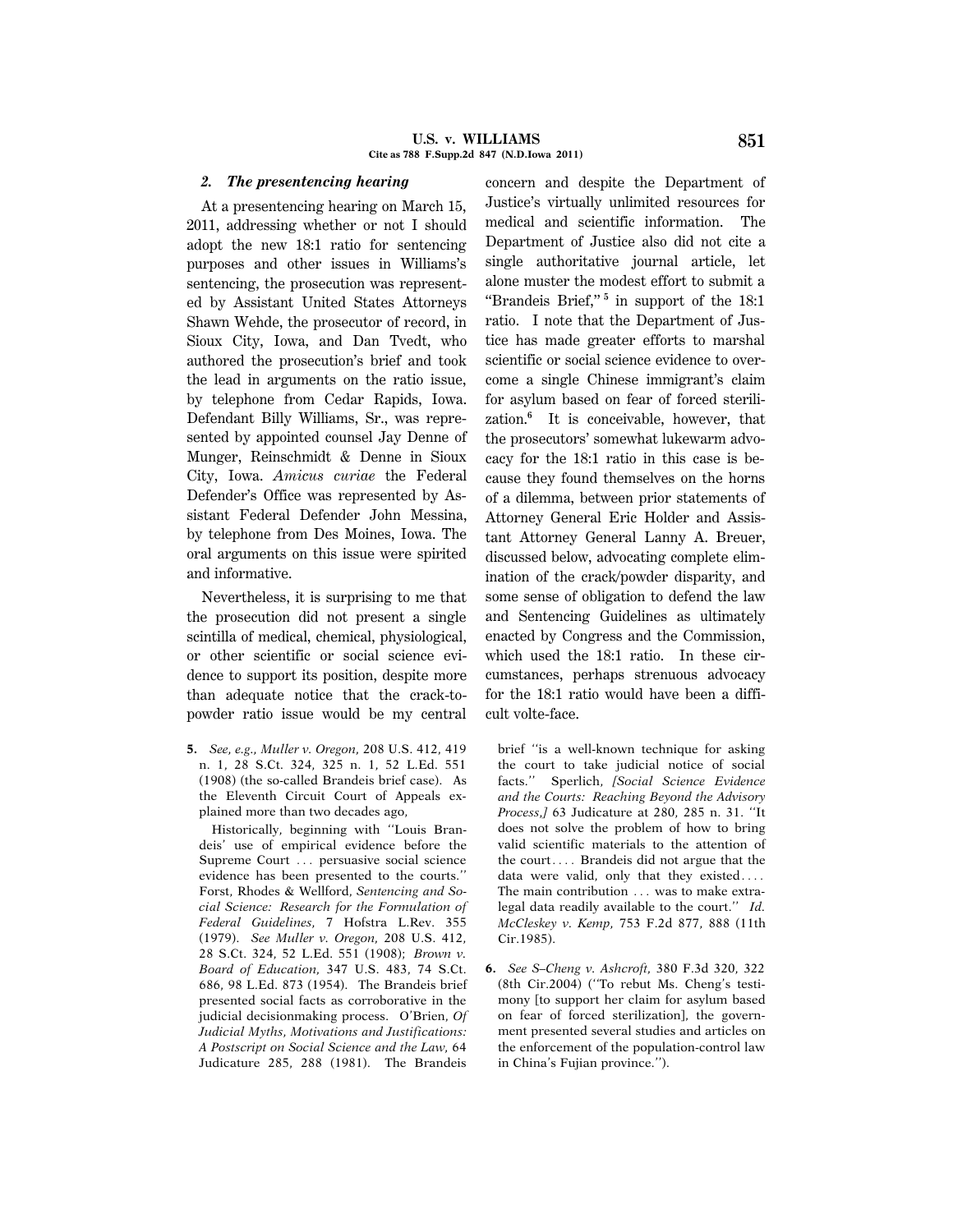### 2. *The presentencing hearing*

At a presentencing hearing on March 15, 2011, addressing whether or not I should adopt the new 18:1 ratio for sentencing purposes and other issues in Williams's sentencing, the prosecution was represented by Assistant United States Attorneys Shawn Wehde, the prosecutor of record, in Sioux City, Iowa, and Dan Tvedt, who authored the prosecution's brief and took the lead in arguments on the ratio issue, by telephone from Cedar Rapids, Iowa. Defendant Billy Williams, Sr., was represented by appointed counsel Jay Denne of Munger, Reinschmidt & Denne in Sioux City, Iowa. *Amicus curiae* the Federal Defender's Office was represented by Assistant Federal Defender John Messina, by telephone from Des Moines, Iowa. The oral arguments on this issue were spirited and informative.

Nevertheless, it is surprising to me that the prosecution did not present a single scintilla of medical, chemical, physiological, or other scientific or social science evidence to support its position, despite more than adequate notice that the crack-to-powder ratio issue would be my central concern and despite the Department of Justice's virtually unlimited resources for medical and scientific information. The Department of Justice also did not cite a single authoritative journal article, let alone muster the modest effort to submit a "Brandeis Brief,"[5] in support of the 18:1 ratio. I note that the Department of Justice has made greater efforts to marshal scientific or social science evidence to overcome a single Chinese immigrant's claim for asylum based on fear of forced sterilization.[6] It is conceivable, however, that the prosecutors' somewhat lukewarm advocacy for the 18:1 ratio in this case is because they found themselves on the horns of a dilemma, between prior statements of Attorney General Eric Holder and Assistant Attorney General Lanny A. Breuer, discussed below, advocating complete elimination of the crack/powder disparity, and some sense of obligation to defend the law and Sentencing Guidelines as ultimately enacted by Congress and the Commission, which used the 18:1 ratio. In these circumstances, perhaps strenuous advocacy for the 18:1 ratio would have been a difficult volte-face.

5. *See, e.g., Muller v. Oregon,* 208 U.S. 412, 419 n. 1, 28 S.Ct. 324, 325 n. 1, 52 L.Ed. 551 (1908) (the so-called Brandeis brief case). As the Eleventh Circuit Court of Appeals explained more than two decades ago,

> Historically, beginning with "Louis Brandeis' use of empirical evidence before the Supreme Court ... persuasive social science evidence has been presented to the courts." Forst, Rhodes & Wellford, *Sentencing and Social Science: Research for the Formulation of Federal Guidelines,* 7 Hofstra L.Rev. 355 (1979). *See Muller v. Oregon,* 208 U.S. 412, 28 S.Ct. 324, 52 L.Ed. 551 (1908); *Brown v. Board of Education,* 347 U.S. 483, 74 S.Ct. 686, 98 L.Ed. 873 (1954). The Brandeis brief presented social facts as corroborative in the judicial decisionmaking process. O'Brien, *Of Judicial Myths, Motivations and Justifications: A Postscript on Social Science and the Law,* 64 Judicature 285, 288 (1981). The Brandeis brief "is a well-known technique for asking the court to take judicial notice of social facts." Sperlich, *[Social Science Evidence and the Courts: Reaching Beyond the Advisory Process,]* 63 Judicature at 280, 285 n. 31. "It does not solve the problem of how to bring valid scientific materials to the attention of the court.... Brandeis did not argue that the data were valid, only that they existed.... The main contribution ... was to make extra-legal data readily available to the court." *Id.*

*McCleskey v. Kemp,* 753 F.2d 877, 888 (11th Cir.1985).

6. *See S–Cheng v. Ashcroft,* 380 F.3d 320, 322 (8th Cir.2004) ("To rebut Ms. Cheng's testimony [to support her claim for asylum based on fear of forced sterilization], the government presented several studies and articles on the enforcement of the population-control law in China's Fujian province.").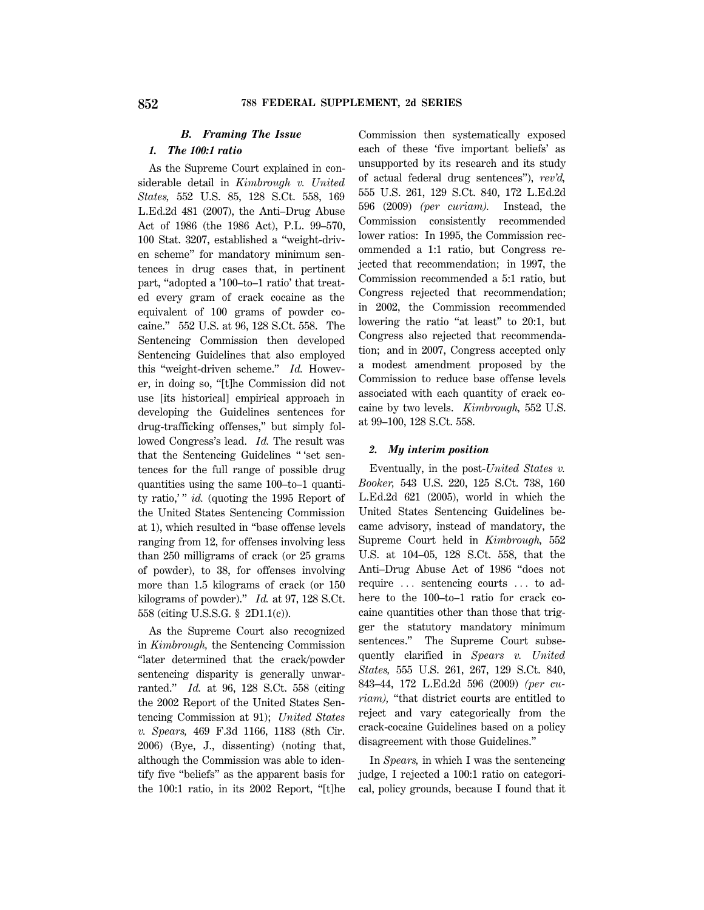### *B. Framing The Issue*

#### *1. The 100:1 ratio*

As the Supreme Court explained in considerable detail in *Kimbrough v. United States,* 552 U.S. 85, 128 S.Ct. 558, 169 L.Ed.2d 481 (2007), the Anti–Drug Abuse Act of 1986 (the 1986 Act), P.L. 99–570, 100 Stat. 3207, established a "weight-driven scheme" for mandatory minimum sentences in drug cases that, in pertinent part, "adopted a '100–to–1 ratio' that treated every gram of crack cocaine as the equivalent of 100 grams of powder cocaine." 552 U.S. at 96, 128 S.Ct. 558. The Sentencing Commission then developed Sentencing Guidelines that also employed this "weight-driven scheme." *Id.* However, in doing so, "[t]he Commission did not use [its historical] empirical approach in developing the Guidelines sentences for drug-trafficking offenses," but simply followed Congress's lead. *Id.* The result was that the Sentencing Guidelines " 'set sentences for the full range of possible drug quantities using the same 100–to–1 quantity ratio,' " *id.* (quoting the 1995 Report of the United States Sentencing Commission at 1), which resulted in "base offense levels ranging from 12, for offenses involving less than 250 milligrams of crack (or 25 grams of powder), to 38, for offenses involving more than 1.5 kilograms of crack (or 150 kilograms of powder)." *Id.* at 97, 128 S.Ct. 558 (citing U.S.S.G. § 2D1.1(c)).

As the Supreme Court also recognized in *Kimbrough,* the Sentencing Commission "later determined that the crack/powder sentencing disparity is generally unwarranted." *Id.* at 96, 128 S.Ct. 558 (citing the 2002 Report of the United States Sentencing Commission at 91); *United States v. Spears,* 469 F.3d 1166, 1183 (8th Cir. 2006) (Bye, J., dissenting) (noting that, although the Commission was able to identify five "beliefs" as the apparent basis for the 100:1 ratio, in its 2002 Report, "[t]he Commission then systematically exposed each of these 'five important beliefs' as unsupported by its research and its study of actual federal drug sentences"), *rev'd,* 555 U.S. 261, 129 S.Ct. 840, 172 L.Ed.2d 596 (2009) *(per curiam).* Instead, the Commission consistently recommended lower ratios: In 1995, the Commission recommended a 1:1 ratio, but Congress rejected that recommendation; in 1997, the Commission recommended a 5:1 ratio, but Congress rejected that recommendation; in 2002, the Commission recommended lowering the ratio "at least" to 20:1, but Congress also rejected that recommendation; and in 2007, Congress accepted only a modest amendment proposed by the Commission to reduce base offense levels associated with each quantity of crack cocaine by two levels. *Kimbrough,* 552 U.S. at 99–100, 128 S.Ct. 558.

#### *2. My interim position*

Eventually, in the post-*United States v. Booker,* 543 U.S. 220, 125 S.Ct. 738, 160 L.Ed.2d 621 (2005), world in which the United States Sentencing Guidelines became advisory, instead of mandatory, the Supreme Court held in *Kimbrough,* 552 U.S. at 104–05, 128 S.Ct. 558, that the Anti–Drug Abuse Act of 1986 "does not require ... sentencing courts ... to adhere to the 100–to–1 ratio for crack cocaine quantities other than those that trigger the statutory mandatory minimum sentences." The Supreme Court subsequently clarified in *Spears v. United States,* 555 U.S. 261, 267, 129 S.Ct. 840, 843–44, 172 L.Ed.2d 596 (2009) *(per curiam),* "that district courts are entitled to reject and vary categorically from the crack-cocaine Guidelines based on a policy disagreement with those Guidelines."

In *Spears,* in which I was the sentencing judge, I rejected a 100:1 ratio on categorical, policy grounds, because I found that it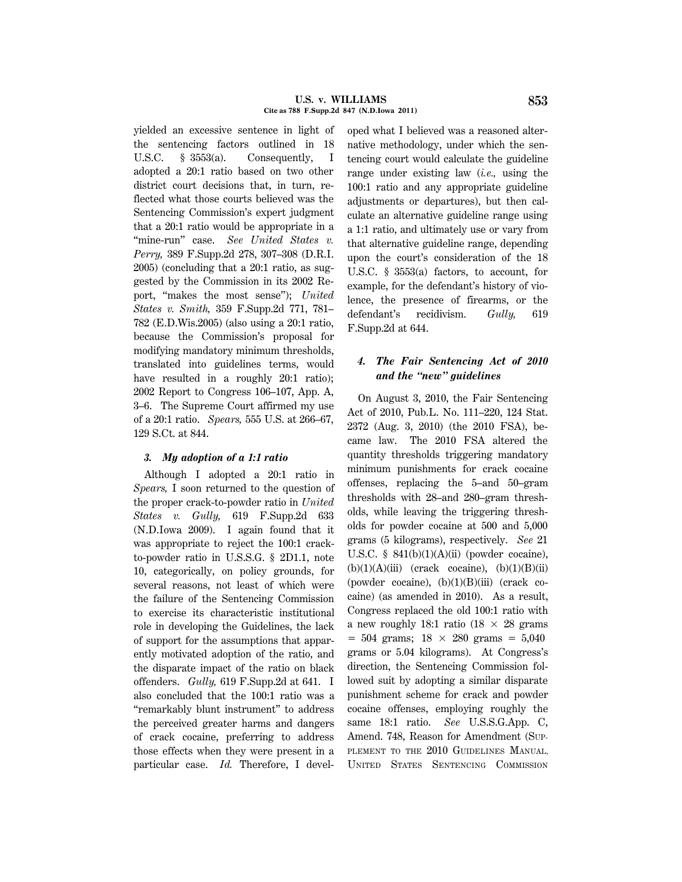yielded an excessive sentence in light of the sentencing factors outlined in 18 U.S.C. § 3553(a). Consequently, I adopted a 20:1 ratio based on two other district court decisions that, in turn, reflected what those courts believed was the Sentencing Commission's expert judgment that a 20:1 ratio would be appropriate in a "mine-run" case. *See United States v. Perry,* 389 F.Supp.2d 278, 307–308 (D.R.I. 2005) (concluding that a 20:1 ratio, as suggested by the Commission in its 2002 Report, "makes the most sense"); *United States v. Smith,* 359 F.Supp.2d 771, 781–782 (E.D.Wis.2005) (also using a 20:1 ratio, because the Commission's proposal for modifying mandatory minimum thresholds, translated into guidelines terms, would have resulted in a roughly 20:1 ratio); 2002 Report to Congress 106–107, App. A, 3–6. The Supreme Court affirmed my use of a 20:1 ratio. *Spears,* 555 U.S. at 266–67, 129 S.Ct. at 844.

### *3. My adoption of a 1:1 ratio*

Although I adopted a 20:1 ratio in *Spears,* I soon returned to the question of the proper crack-to-powder ratio in *United States v. Gully,* 619 F.Supp.2d 633 (N.D.Iowa 2009). I again found that it was appropriate to reject the 100:1 crack-to-powder ratio in U.S.S.G. § 2D1.1, note 10, categorically, on policy grounds, for several reasons, not least of which were the failure of the Sentencing Commission to exercise its characteristic institutional role in developing the Guidelines, the lack of support for the assumptions that apparently motivated adoption of the ratio, and the disparate impact of the ratio on black offenders. *Gully,* 619 F.Supp.2d at 641. I also concluded that the 100:1 ratio was a "remarkably blunt instrument" to address the perceived greater harms and dangers of crack cocaine, preferring to address those effects when they were present in a particular case. *Id.* Therefore, I developed what I believed was a reasoned alternative methodology, under which the sentencing court would calculate the guideline range under existing law (*i.e.,* using the 100:1 ratio and any appropriate guideline adjustments or departures), but then calculate an alternative guideline range using a 1:1 ratio, and ultimately use or vary from that alternative guideline range, depending upon the court's consideration of the 18 U.S.C. § 3553(a) factors, to account, for example, for the defendant's history of violence, the presence of firearms, or the defendant's recidivism. *Gully,* 619 F.Supp.2d at 644.

### *4. The Fair Sentencing Act of 2010 and the "new" guidelines*

On August 3, 2010, the Fair Sentencing Act of 2010, Pub.L. No. 111–220, 124 Stat. 2372 (Aug. 3, 2010) (the 2010 FSA), became law. The 2010 FSA altered the quantity thresholds triggering mandatory minimum punishments for crack cocaine offenses, replacing the 5–and 50–gram thresholds with 28–and 280–gram thresholds, while leaving the triggering thresholds for powder cocaine at 500 and 5,000 grams (5 kilograms), respectively. *See* 21 U.S.C. § 841(b)(1)(A)(ii) (powder cocaine), (b)(1)(A)(iii) (crack cocaine), (b)(1)(B)(ii) (powder cocaine), (b)(1)(B)(iii) (crack cocaine) (as amended in 2010). As a result, Congress replaced the old 100:1 ratio with a new roughly 18:1 ratio (18 × 28 grams = 504 grams; 18 × 280 grams = 5,040 grams or 5.04 kilograms). At Congress's direction, the Sentencing Commission followed suit by adopting a similar disparate punishment scheme for crack and powder cocaine offenses, employing roughly the same 18:1 ratio. *See* U.S.S.G.App. C, Amend. 748, Reason for Amendment (SUPPLEMENT TO THE 2010 GUIDELINES MANUAL, UNITED STATES SENTENCING COMMISSION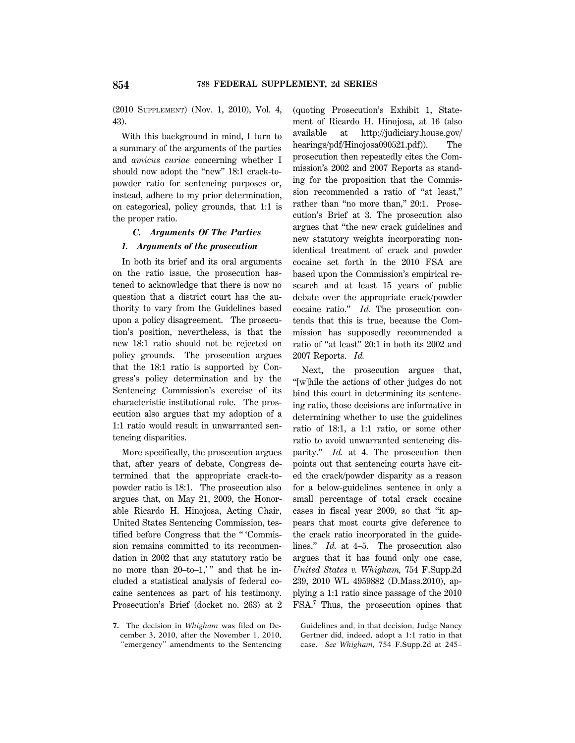(2010 SUPPLEMENT) (Nov. 1, 2010), Vol. 4, 43).

With this background in mind, I turn to a summary of the arguments of the parties and *amicus curiae* concerning whether I should now adopt the "new" 18:1 crack-to-powder ratio for sentencing purposes or, instead, adhere to my prior determination, on categorical, policy grounds, that 1:1 is the proper ratio.

### *C. Arguments Of The Parties*

#### *1. Arguments of the prosecution*

In both its brief and its oral arguments on the ratio issue, the prosecution hastened to acknowledge that there is now no question that a district court has the authority to vary from the Guidelines based upon a policy disagreement. The prosecution's position, nevertheless, is that the new 18:1 ratio should not be rejected on policy grounds. The prosecution argues that the 18:1 ratio is supported by Congress's policy determination and by the Sentencing Commission's exercise of its characteristic institutional role. The prosecution also argues that my adoption of a 1:1 ratio would result in unwarranted sentencing disparities.

More specifically, the prosecution argues that, after years of debate, Congress determined that the appropriate crack-to-powder ratio is 18:1. The prosecution also argues that, on May 21, 2009, the Honorable Ricardo H. Hinojosa, Acting Chair, United States Sentencing Commission, testified before Congress that the " 'Commission remains committed to its recommendation in 2002 that any statutory ratio be no more than 20–to–1,' " and that he included a statistical analysis of federal cocaine sentences as part of his testimony. Prosecution's Brief (docket no. 263) at 2 (quoting Prosecution's Exhibit 1, Statement of Ricardo H. Hinojosa, at 16 (also available at http://judiciary.house.gov/hearings/pdf/Hinojosa090521.pdf)). The prosecution then repeatedly cites the Commission's 2002 and 2007 Reports as standing for the proposition that the Commission recommended a ratio of "at least," rather than "no more than," 20:1. Prosecution's Brief at 3. The prosecution also argues that "the new crack guidelines and new statutory weights incorporating nonidentical treatment of crack and powder cocaine set forth in the 2010 FSA are based upon the Commission's empirical research and at least 15 years of public debate over the appropriate crack/powder cocaine ratio." *Id.* The prosecution contends that this is true, because the Commission has supposedly recommended a ratio of "at least" 20:1 in both its 2002 and 2007 Reports. *Id.*

Next, the prosecution argues that, "[w]hile the actions of other judges do not bind this court in determining its sentencing ratio, those decisions are informative in determining whether to use the guidelines ratio of 18:1, a 1:1 ratio, or some other ratio to avoid unwarranted sentencing disparity." *Id.* at 4. The prosecution then points out that sentencing courts have cited the crack/powder disparity as a reason for a below-guidelines sentence in only a small percentage of total crack cocaine cases in fiscal year 2009, so that "it appears that most courts give deference to the crack ratio incorporated in the guidelines." *Id.* at 4–5. The prosecution also argues that it has found only one case, *United States v. Whigham,* 754 F.Supp.2d 239, 2010 WL 4959882 (D.Mass.2010), applying a 1:1 ratio since passage of the 2010 FSA.[7] Thus, the prosecution opines that

7. The decision in *Whigham* was filed on December 3, 2010, after the November 1, 2010, "emergency" amendments to the Sentencing Guidelines and, in that decision, Judge Nancy Gertner did, indeed, adopt a 1:1 ratio in that case. *See Whigham,* 754 F.Supp.2d at 245–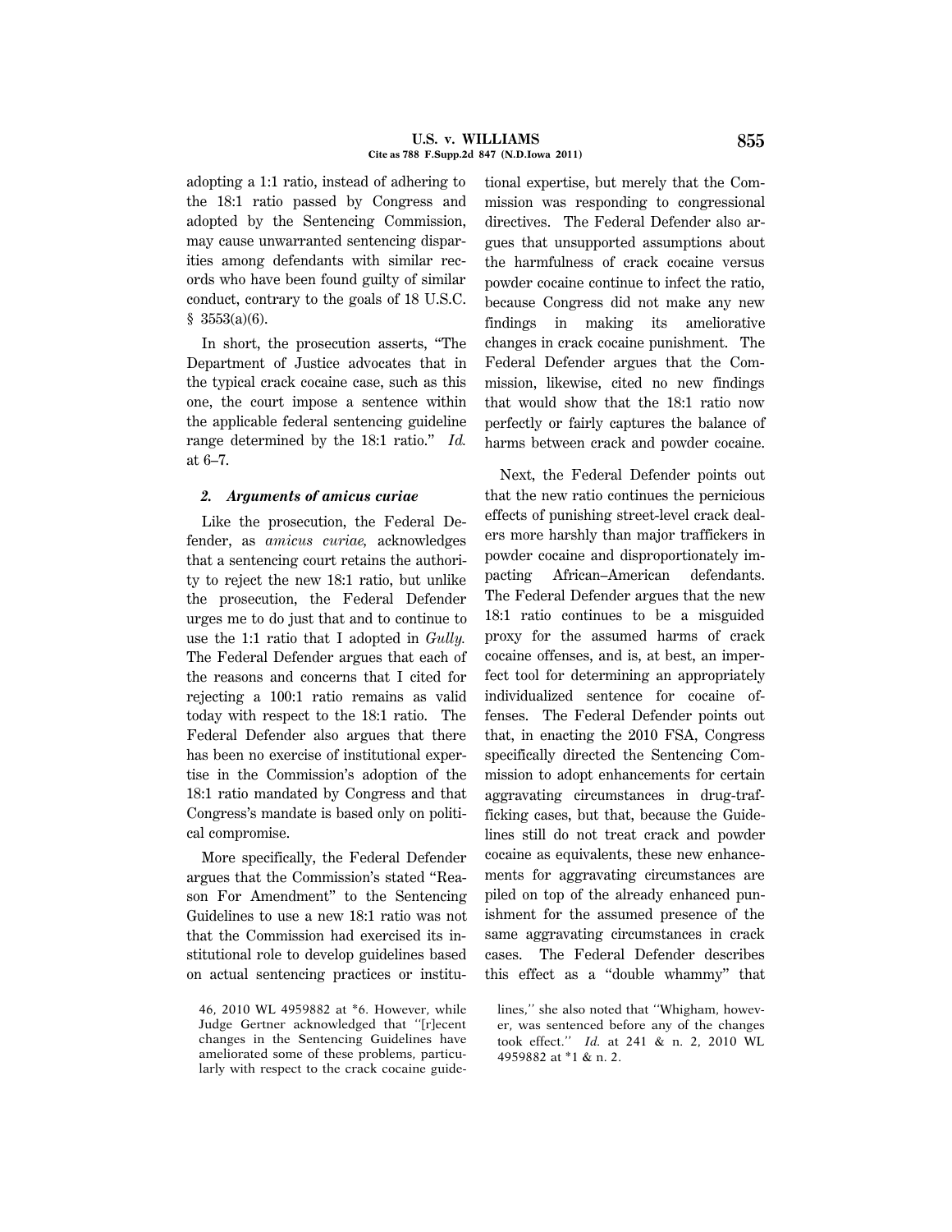adopting a 1:1 ratio, instead of adhering to the 18:1 ratio passed by Congress and adopted by the Sentencing Commission, may cause unwarranted sentencing disparities among defendants with similar records who have been found guilty of similar conduct, contrary to the goals of 18 U.S.C. § 3553(a)(6).

In short, the prosecution asserts, "The Department of Justice advocates that in the typical crack cocaine case, such as this one, the court impose a sentence within the applicable federal sentencing guideline range determined by the 18:1 ratio." *Id.* at 6–7.

### *2. Arguments of amicus curiae*

Like the prosecution, the Federal Defender, as *amicus curiae,* acknowledges that a sentencing court retains the authority to reject the new 18:1 ratio, but unlike the prosecution, the Federal Defender urges me to do just that and to continue to use the 1:1 ratio that I adopted in *Gully.* The Federal Defender argues that each of the reasons and concerns that I cited for rejecting a 100:1 ratio remains as valid today with respect to the 18:1 ratio. The Federal Defender also argues that there has been no exercise of institutional expertise in the Commission's adoption of the 18:1 ratio mandated by Congress and that Congress's mandate is based only on political compromise.

More specifically, the Federal Defender argues that the Commission's stated "Reason For Amendment" to the Sentencing Guidelines to use a new 18:1 ratio was not that the Commission had exercised its institutional role to develop guidelines based on actual sentencing practices or institutional expertise, but merely that the Commission was responding to congressional directives. The Federal Defender also argues that unsupported assumptions about the harmfulness of crack cocaine versus powder cocaine continue to infect the ratio, because Congress did not make any new findings in making its ameliorative changes in crack cocaine punishment. The Federal Defender argues that the Commission, likewise, cited no new findings that would show that the 18:1 ratio now perfectly or fairly captures the balance of harms between crack and powder cocaine.

Next, the Federal Defender points out that the new ratio continues the pernicious effects of punishing street-level crack dealers more harshly than major traffickers in powder cocaine and disproportionately impacting African–American defendants. The Federal Defender argues that the new 18:1 ratio continues to be a misguided proxy for the assumed harms of crack cocaine offenses, and is, at best, an imperfect tool for determining an appropriately individualized sentence for cocaine offenses. The Federal Defender points out that, in enacting the 2010 FSA, Congress specifically directed the Sentencing Commission to adopt enhancements for certain aggravating circumstances in drug-trafficking cases, but that, because the Guidelines still do not treat crack and powder cocaine as equivalents, these new enhancements for aggravating circumstances are piled on top of the already enhanced punishment for the assumed presence of the same aggravating circumstances in crack cases. The Federal Defender describes this effect as a "double whammy" that

---

46, 2010 WL 4959882 at *6. However, while Judge Gertner acknowledged that "[r]ecent changes in the Sentencing Guidelines have ameliorated some of these problems, particularly with respect to the crack cocaine guidelines," she also noted that "Whigham, however, was sentenced before any of the changes took effect." *Id.* at 241 & n. 2, 2010 WL 4959882 at *1 & n. 2.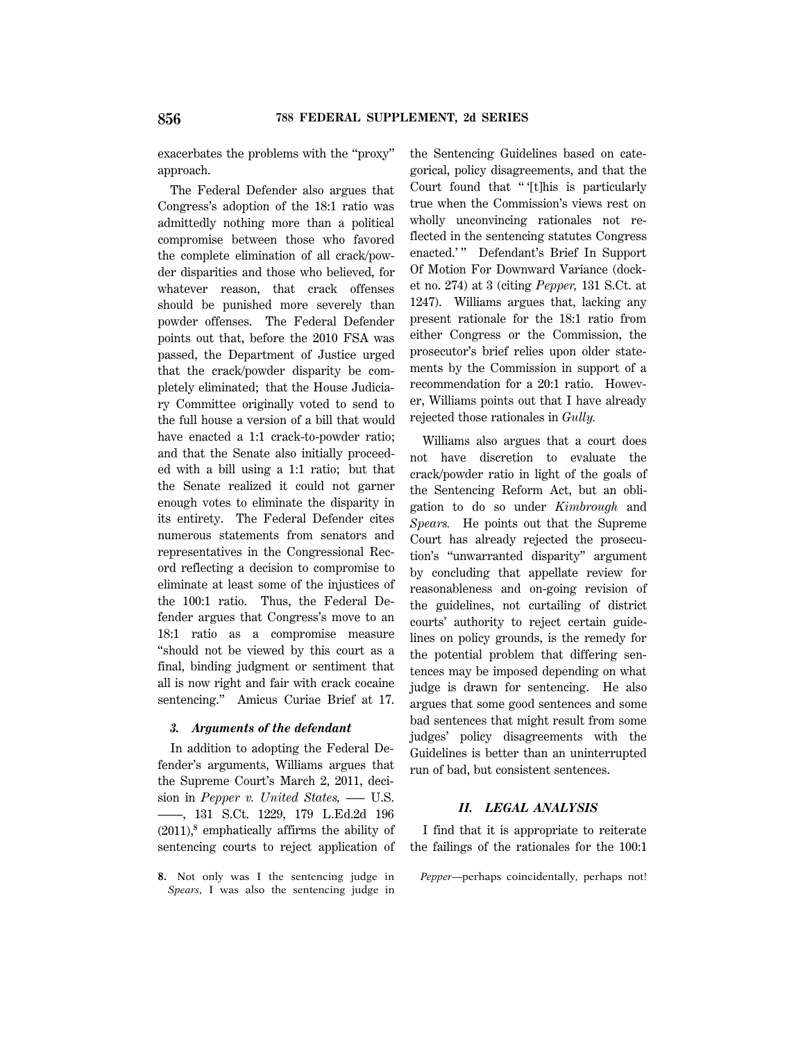exacerbates the problems with the "proxy" approach.

The Federal Defender also argues that Congress's adoption of the 18:1 ratio was admittedly nothing more than a political compromise between those who favored the complete elimination of all crack/powder disparities and those who believed, for whatever reason, that crack offenses should be punished more severely than powder offenses. The Federal Defender points out that, before the 2010 FSA was passed, the Department of Justice urged that the crack/powder disparity be completely eliminated; that the House Judiciary Committee originally voted to send to the full house a version of a bill that would have enacted a 1:1 crack-to-powder ratio; and that the Senate also initially proceeded with a bill using a 1:1 ratio; but that the Senate realized it could not garner enough votes to eliminate the disparity in its entirety. The Federal Defender cites numerous statements from senators and representatives in the Congressional Record reflecting a decision to compromise to eliminate at least some of the injustices of the 100:1 ratio. Thus, the Federal Defender argues that Congress's move to an 18:1 ratio as a compromise measure "should not be viewed by this court as a final, binding judgment or sentiment that all is now right and fair with crack cocaine sentencing." Amicus Curiae Brief at 17.

### *3. Arguments of the defendant*

In addition to adopting the Federal Defender's arguments, Williams argues that the Supreme Court's March 2, 2011, decision in *Pepper v. United States,* ––– U.S. ––––, 131 S.Ct. 1229, 179 L.Ed.2d 196 (2011),[8] emphatically affirms the ability of sentencing courts to reject application of the Sentencing Guidelines based on categorical, policy disagreements, and that the Court found that " '[t]his is particularly true when the Commission's views rest on wholly unconvincing rationales not reflected in the sentencing statutes Congress enacted.' " Defendant's Brief In Support Of Motion For Downward Variance (docket no. 274) at 3 (citing *Pepper,* 131 S.Ct. at 1247). Williams argues that, lacking any present rationale for the 18:1 ratio from either Congress or the Commission, the prosecutor's brief relies upon older statements by the Commission in support of a recommendation for a 20:1 ratio. However, Williams points out that I have already rejected those rationales in *Gully.*

Williams also argues that a court does not have discretion to evaluate the crack/powder ratio in light of the goals of the Sentencing Reform Act, but an obligation to do so under *Kimbrough* and *Spears.* He points out that the Supreme Court has already rejected the prosecution's "unwarranted disparity" argument by concluding that appellate review for reasonableness and on-going revision of the guidelines, not curtailing of district courts' authority to reject certain guidelines on policy grounds, is the remedy for the potential problem that differing sentences may be imposed depending on what judge is drawn for sentencing. He also argues that some good sentences and some bad sentences that might result from some judges' policy disagreements with the Guidelines is better than an uninterrupted run of bad, but consistent sentences.

## *II. LEGAL ANALYSIS*

I find that it is appropriate to reiterate the failings of the rationales for the 100:1

---

8. Not only was I the sentencing judge in *Spears,* I was also the sentencing judge in *Pepper*—perhaps coincidentally, perhaps not!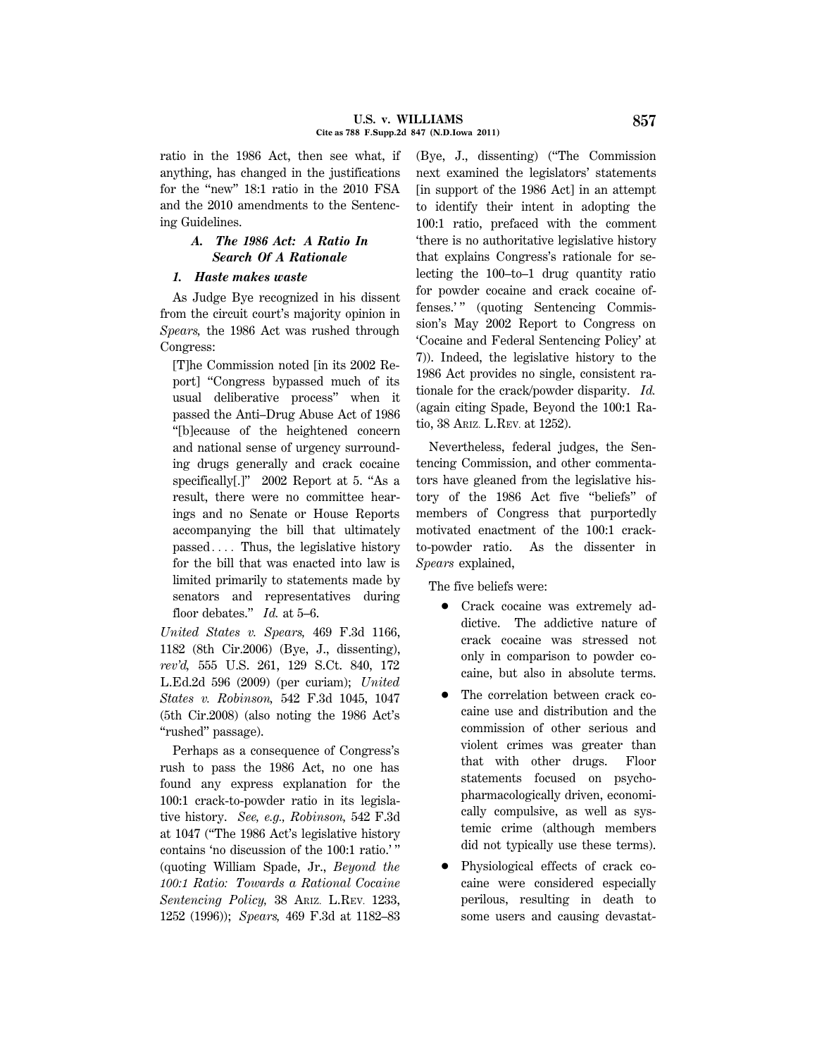ratio in the 1986 Act, then see what, if anything, has changed in the justifications for the "new" 18:1 ratio in the 2010 FSA and the 2010 amendments to the Sentencing Guidelines.

### A. *The 1986 Act: A Ratio In Search Of A Rationale*

#### 1. *Haste makes waste*

As Judge Bye recognized in his dissent from the circuit court's majority opinion in *Spears,* the 1986 Act was rushed through Congress:

> [T]he Commission noted [in its 2002 Report] "Congress bypassed much of its usual deliberative process" when it passed the Anti–Drug Abuse Act of 1986 "[b]ecause of the heightened concern and national sense of urgency surrounding drugs generally and crack cocaine specifically[.]" 2002 Report at 5. "As a result, there were no committee hearings and no Senate or House Reports accompanying the bill that ultimately passed.... Thus, the legislative history for the bill that was enacted into law is limited primarily to statements made by senators and representatives during floor debates." *Id.* at 5–6.

*United States v. Spears,* 469 F.3d 1166, 1182 (8th Cir.2006) (Bye, J., dissenting), *rev'd,* 555 U.S. 261, 129 S.Ct. 840, 172 L.Ed.2d 596 (2009) (per curiam); *United States v. Robinson,* 542 F.3d 1045, 1047 (5th Cir.2008) (also noting the 1986 Act's "rushed" passage).

Perhaps as a consequence of Congress's rush to pass the 1986 Act, no one has found any express explanation for the 100:1 crack-to-powder ratio in its legislative history. *See, e.g., Robinson,* 542 F.3d at 1047 ("The 1986 Act's legislative history contains 'no discussion of the 100:1 ratio.'" (quoting William Spade, Jr., *Beyond the 100:1 Ratio: Towards a Rational Cocaine Sentencing Policy,* 38 ARIZ. L.REV. 1233, 1252 (1996)); *Spears,* 469 F.3d at 1182–83 (Bye, J., dissenting) ("The Commission next examined the legislators' statements [in support of the 1986 Act] in an attempt to identify their intent in adopting the 100:1 ratio, prefaced with the comment 'there is no authoritative legislative history that explains Congress's rationale for selecting the 100–to–1 drug quantity ratio for powder cocaine and crack cocaine offenses.'" (quoting Sentencing Commission's May 2002 Report to Congress on 'Cocaine and Federal Sentencing Policy' at 7)). Indeed, the legislative history to the 1986 Act provides no single, consistent rationale for the crack/powder disparity. *Id.* (again citing Spade, Beyond the 100:1 Ratio, 38 ARIZ. L.REV. at 1252).

Nevertheless, federal judges, the Sentencing Commission, and other commentators have gleaned from the legislative history of the 1986 Act five "beliefs" of members of Congress that purportedly motivated enactment of the 100:1 crack-to-powder ratio. As the dissenter in *Spears* explained,

> The five beliefs were:
>
> - Crack cocaine was extremely addictive. The addictive nature of crack cocaine was stressed not only in comparison to powder cocaine, but also in absolute terms.
> - The correlation between crack cocaine use and distribution and the commission of other serious and violent crimes was greater than that with other drugs. Floor statements focused on psychopharmacologically driven, economically compulsive, as well as systemic crime (although members did not typically use these terms).
> - Physiological effects of crack cocaine were considered especially perilous, resulting in death to some users and causing devastat-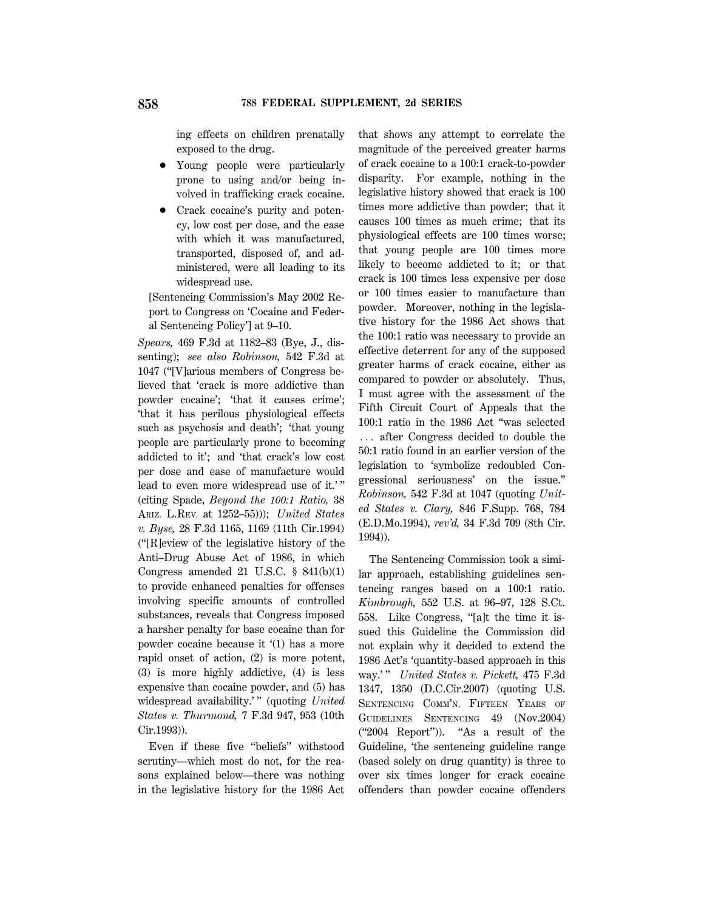ing effects on children prenatally exposed to the drug.

- Young people were particularly prone to using and/or being involved in trafficking crack cocaine.
- Crack cocaine's purity and potency, low cost per dose, and the ease with which it was manufactured, transported, disposed of, and administered, were all leading to its widespread use.

[Sentencing Commission's May 2002 Report to Congress on 'Cocaine and Federal Sentencing Policy'] at 9–10.

*Spears,* 469 F.3d at 1182–83 (Bye, J., dissenting); *see also Robinson,* 542 F.3d at 1047 ("[V]arious members of Congress believed that 'crack is more addictive than powder cocaine'; 'that it causes crime'; 'that it has perilous physiological effects such as psychosis and death'; 'that young people are particularly prone to becoming addicted to it'; and 'that crack's low cost per dose and ease of manufacture would lead to even more widespread use of it.'" (citing Spade, *Beyond the 100:1 Ratio,* 38 ARIZ. L.REV. at 1252–55))); *United States v. Byse,* 28 F.3d 1165, 1169 (11th Cir.1994) ("[R]eview of the legislative history of the Anti–Drug Abuse Act of 1986, in which Congress amended 21 U.S.C. § 841(b)(1) to provide enhanced penalties for offenses involving specific amounts of controlled substances, reveals that Congress imposed a harsher penalty for base cocaine than for powder cocaine because it '(1) has a more rapid onset of action, (2) is more potent, (3) is more highly addictive, (4) is less expensive than cocaine powder, and (5) has widespread availability.'" (quoting *United States v. Thurmond,* 7 F.3d 947, 953 (10th Cir.1993)).

Even if these five "beliefs" withstood scrutiny—which most do not, for the reasons explained below—there was nothing in the legislative history for the 1986 Act that shows any attempt to correlate the magnitude of the perceived greater harms of crack cocaine to a 100:1 crack-to-powder disparity. For example, nothing in the legislative history showed that crack is 100 times more addictive than powder; that it causes 100 times as much crime; that its physiological effects are 100 times worse; that young people are 100 times more likely to become addicted to it; or that crack is 100 times less expensive per dose or 100 times easier to manufacture than powder. Moreover, nothing in the legislative history for the 1986 Act shows that the 100:1 ratio was necessary to provide an effective deterrent for any of the supposed greater harms of crack cocaine, either as compared to powder or absolutely. Thus, I must agree with the assessment of the Fifth Circuit Court of Appeals that the 100:1 ratio in the 1986 Act "was selected ... after Congress decided to double the 50:1 ratio found in an earlier version of the legislation to 'symbolize redoubled Congressional seriousness' on the issue." *Robinson,* 542 F.3d at 1047 (quoting *United States v. Clary,* 846 F.Supp. 768, 784 (E.D.Mo.1994), *rev'd,* 34 F.3d 709 (8th Cir. 1994)).

The Sentencing Commission took a similar approach, establishing guidelines sentencing ranges based on a 100:1 ratio. *Kimbrough,* 552 U.S. at 96–97, 128 S.Ct. 558. Like Congress, "[a]t the time it issued this Guideline the Commission did not explain why it decided to extend the 1986 Act's 'quantity-based approach in this way.'" *United States v. Pickett,* 475 F.3d 1347, 1350 (D.C.Cir.2007) (quoting U.S. SENTENCING COMM'N, FIFTEEN YEARS OF GUIDELINES SENTENCING 49 (Nov.2004) ("2004 Report")). "As a result of the Guideline, 'the sentencing guideline range (based solely on drug quantity) is three to over six times longer for crack cocaine offenders than powder cocaine offenders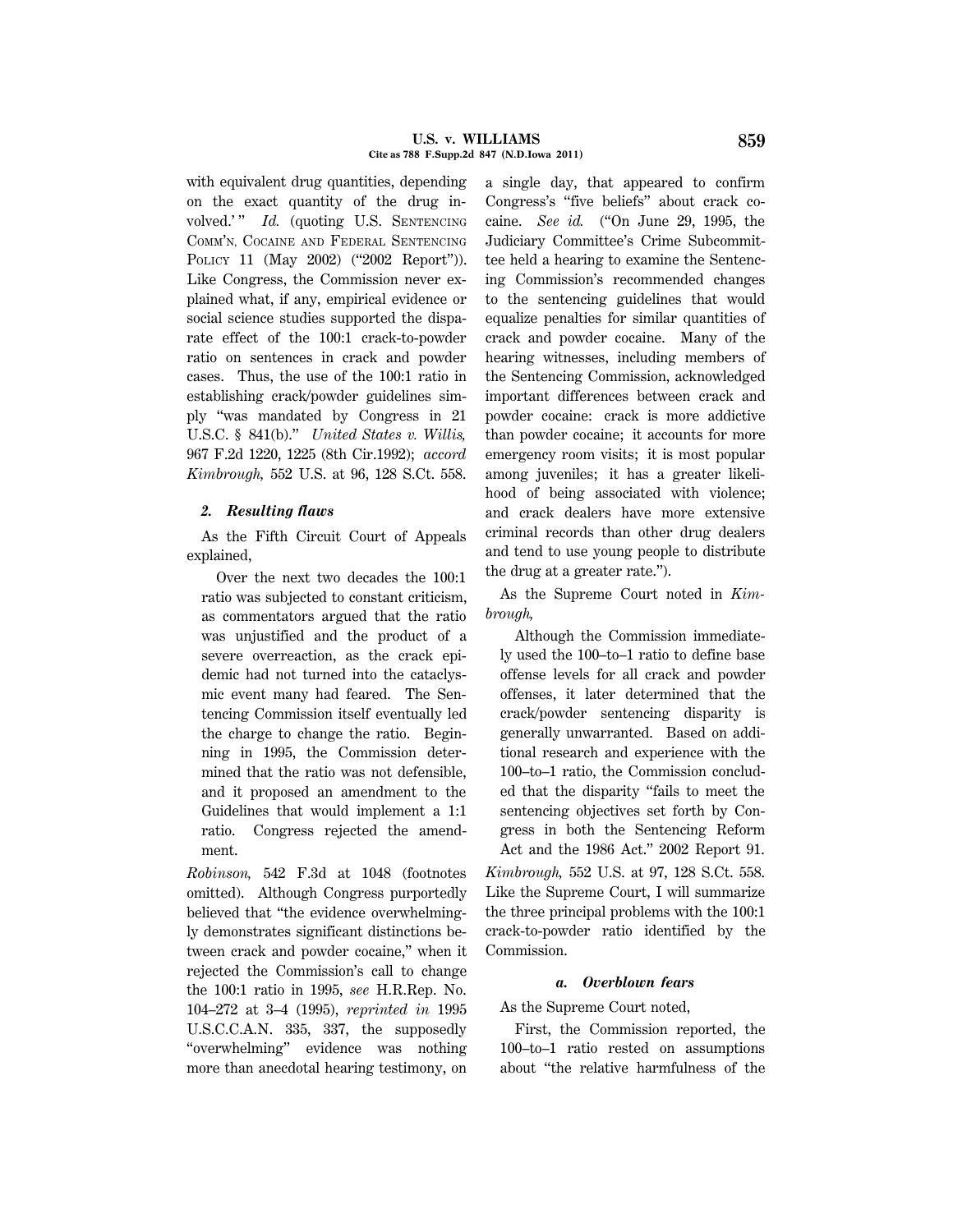with equivalent drug quantities, depending on the exact quantity of the drug involved.' " *Id.* (quoting U.S. Sentencing Comm'n, Cocaine and Federal Sentencing Policy 11 (May 2002) ("2002 Report")). Like Congress, the Commission never explained what, if any, empirical evidence or social science studies supported the disparate effect of the 100:1 crack-to-powder ratio on sentences in crack and powder cases. Thus, the use of the 100:1 ratio in establishing crack/powder guidelines simply "was mandated by Congress in 21 U.S.C. § 841(b)." *United States v. Willis,* 967 F.2d 1220, 1225 (8th Cir.1992); *accord Kimbrough,* 552 U.S. at 96, 128 S.Ct. 558.

### *2. Resulting flaws*

As the Fifth Circuit Court of Appeals explained,

> Over the next two decades the 100:1 ratio was subjected to constant criticism, as commentators argued that the ratio was unjustified and the product of a severe overreaction, as the crack epidemic had not turned into the cataclysmic event many had feared. The Sentencing Commission itself eventually led the charge to change the ratio. Beginning in 1995, the Commission determined that the ratio was not defensible, and it proposed an amendment to the Guidelines that would implement a 1:1 ratio. Congress rejected the amendment.

*Robinson,* 542 F.3d at 1048 (footnotes omitted). Although Congress purportedly believed that "the evidence overwhelmingly demonstrates significant distinctions between crack and powder cocaine," when it rejected the Commission's call to change the 100:1 ratio in 1995, *see* H.R.Rep. No. 104–272 at 3–4 (1995), *reprinted in* 1995 U.S.C.C.A.N. 335, 337, the supposedly "overwhelming" evidence was nothing more than anecdotal hearing testimony, on a single day, that appeared to confirm Congress's "five beliefs" about crack cocaine. *See id.* ("On June 29, 1995, the Judiciary Committee's Crime Subcommittee held a hearing to examine the Sentencing Commission's recommended changes to the sentencing guidelines that would equalize penalties for similar quantities of crack and powder cocaine. Many of the hearing witnesses, including members of the Sentencing Commission, acknowledged important differences between crack and powder cocaine: crack is more addictive than powder cocaine; it accounts for more emergency room visits; it is most popular among juveniles; it has a greater likelihood of being associated with violence; and crack dealers have more extensive criminal records than other drug dealers and tend to use young people to distribute the drug at a greater rate.").

As the Supreme Court noted in *Kimbrough,*

> Although the Commission immediately used the 100–to–1 ratio to define base offense levels for all crack and powder offenses, it later determined that the crack/powder sentencing disparity is generally unwarranted. Based on additional research and experience with the 100–to–1 ratio, the Commission concluded that the disparity "fails to meet the sentencing objectives set forth by Congress in both the Sentencing Reform Act and the 1986 Act." 2002 Report 91.

*Kimbrough,* 552 U.S. at 97, 128 S.Ct. 558. Like the Supreme Court, I will summarize the three principal problems with the 100:1 crack-to-powder ratio identified by the Commission.

#### *a. Overblown fears*

As the Supreme Court noted,

> First, the Commission reported, the 100–to–1 ratio rested on assumptions about "the relative harmfulness of the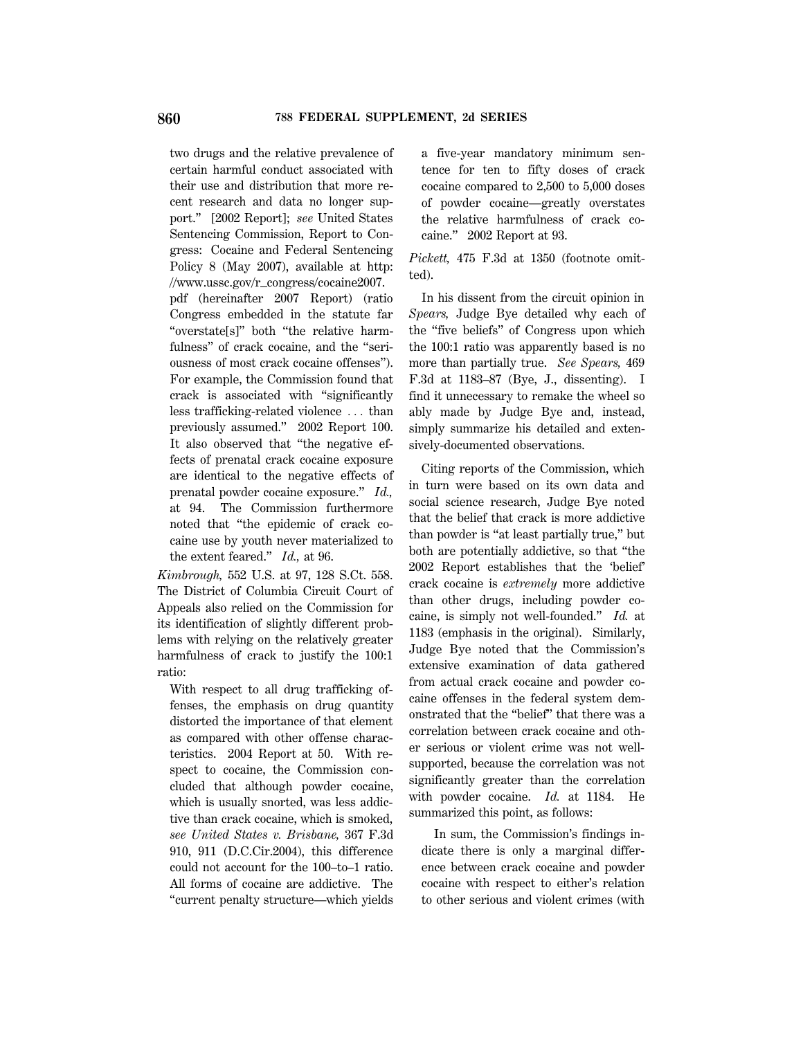two drugs and the relative prevalence of certain harmful conduct associated with their use and distribution that more recent research and data no longer support." [2002 Report]; *see* United States Sentencing Commission, Report to Congress: Cocaine and Federal Sentencing Policy 8 (May 2007), available at http://www.ussc.gov/r_congress/cocaine2007.pdf (hereinafter 2007 Report) (ratio Congress embedded in the statute far "overstate[s]" both "the relative harmfulness" of crack cocaine, and the "seriousness of most crack cocaine offenses"). For example, the Commission found that crack is associated with "significantly less trafficking-related violence ... than previously assumed." 2002 Report 100. It also observed that "the negative effects of prenatal crack cocaine exposure are identical to the negative effects of prenatal powder cocaine exposure." *Id.,* at 94. The Commission furthermore noted that "the epidemic of crack cocaine use by youth never materialized to the extent feared." *Id.,* at 96.

*Kimbrough,* 552 U.S. at 97, 128 S.Ct. 558. The District of Columbia Circuit Court of Appeals also relied on the Commission for its identification of slightly different problems with relying on the relatively greater harmfulness of crack to justify the 100:1 ratio:

> With respect to all drug trafficking offenses, the emphasis on drug quantity distorted the importance of that element as compared with other offense characteristics. 2004 Report at 50. With respect to cocaine, the Commission concluded that although powder cocaine, which is usually snorted, was less addictive than crack cocaine, which is smoked, *see United States v. Brisbane,* 367 F.3d 910, 911 (D.C.Cir.2004), this difference could not account for the 100–to–1 ratio. All forms of cocaine are addictive. The "current penalty structure—which yields a five-year mandatory minimum sentence for ten to fifty doses of crack cocaine compared to 2,500 to 5,000 doses of powder cocaine—greatly overstates the relative harmfulness of crack cocaine." 2002 Report at 93.

*Pickett,* 475 F.3d at 1350 (footnote omitted).

In his dissent from the circuit opinion in *Spears,* Judge Bye detailed why each of the "five beliefs" of Congress upon which the 100:1 ratio was apparently based is no more than partially true. *See Spears,* 469 F.3d at 1183–87 (Bye, J., dissenting). I find it unnecessary to remake the wheel so ably made by Judge Bye and, instead, simply summarize his detailed and extensively-documented observations.

Citing reports of the Commission, which in turn were based on its own data and social science research, Judge Bye noted that the belief that crack is more addictive than powder is "at least partially true," but both are potentially addictive, so that "the 2002 Report establishes that the 'belief' crack cocaine is *extremely* more addictive than other drugs, including powder cocaine, is simply not well-founded." *Id.* at 1183 (emphasis in the original). Similarly, Judge Bye noted that the Commission's extensive examination of data gathered from actual crack cocaine and powder cocaine offenses in the federal system demonstrated that the "belief" that there was a correlation between crack cocaine and other serious or violent crime was not well-supported, because the correlation was not significantly greater than the correlation with powder cocaine. *Id.* at 1184. He summarized this point, as follows:

> In sum, the Commission's findings indicate there is only a marginal difference between crack cocaine and powder cocaine with respect to either's relation to other serious and violent crimes (with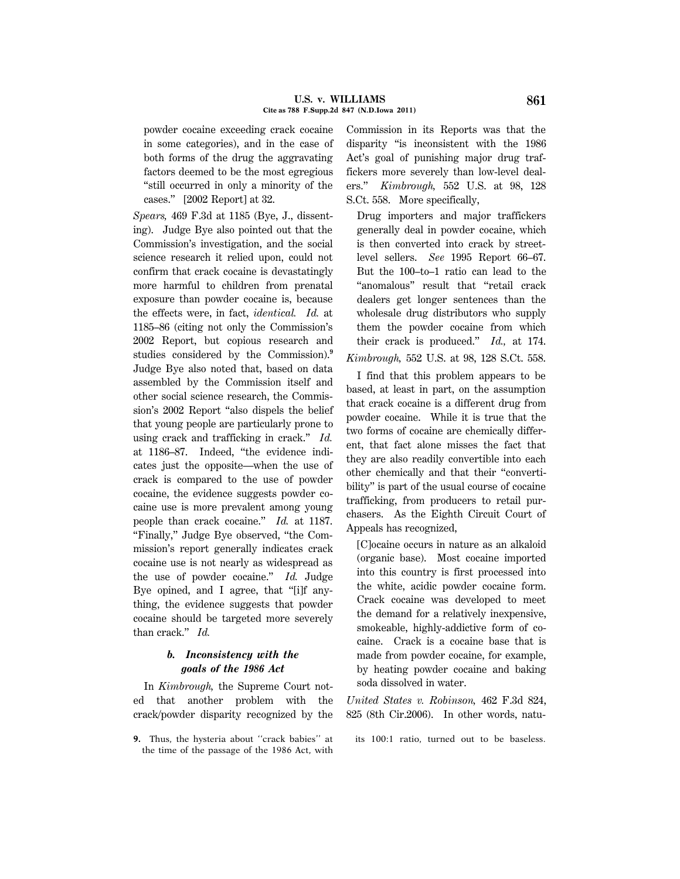powder cocaine exceeding crack cocaine in some categories), and in the case of both forms of the drug the aggravating factors deemed to be the most egregious "still occurred in only a minority of the cases." [2002 Report] at 32.

*Spears,* 469 F.3d at 1185 (Bye, J., dissenting). Judge Bye also pointed out that the Commission's investigation, and the social science research it relied upon, could not confirm that crack cocaine is devastatingly more harmful to children from prenatal exposure than powder cocaine is, because the effects were, in fact, *identical. Id.* at 1185–86 (citing not only the Commission's 2002 Report, but copious research and studies considered by the Commission).[9] Judge Bye also noted that, based on data assembled by the Commission itself and other social science research, the Commission's 2002 Report "also dispels the belief that young people are particularly prone to using crack and trafficking in crack." *Id.* at 1186–87. Indeed, "the evidence indicates just the opposite—when the use of crack is compared to the use of powder cocaine, the evidence suggests powder cocaine use is more prevalent among young people than crack cocaine." *Id.* at 1187. "Finally," Judge Bye observed, "the Commission's report generally indicates crack cocaine use is not nearly as widespread as the use of powder cocaine." *Id.* Judge Bye opined, and I agree, that "[i]f anything, the evidence suggests that powder cocaine should be targeted more severely than crack." *Id.*

#### *b. Inconsistency with the goals of the 1986 Act*

In *Kimbrough,* the Supreme Court noted that another problem with the crack/powder disparity recognized by the Commission in its Reports was that the disparity "is inconsistent with the 1986 Act's goal of punishing major drug traffickers more severely than low-level dealers." *Kimbrough,* 552 U.S. at 98, 128 S.Ct. 558. More specifically,

> Drug importers and major traffickers generally deal in powder cocaine, which is then converted into crack by street-level sellers. *See* 1995 Report 66–67. But the 100–to–1 ratio can lead to the "anomalous" result that "retail crack dealers get longer sentences than the wholesale drug distributors who supply them the powder cocaine from which their crack is produced." *Id.,* at 174.

*Kimbrough,* 552 U.S. at 98, 128 S.Ct. 558.

I find that this problem appears to be based, at least in part, on the assumption that crack cocaine is a different drug from powder cocaine. While it is true that the two forms of cocaine are chemically different, that fact alone misses the fact that they are also readily convertible into each other chemically and that their "convertibility" is part of the usual course of cocaine trafficking, from producers to retail purchasers. As the Eighth Circuit Court of Appeals has recognized,

> [C]ocaine occurs in nature as an alkaloid (organic base). Most cocaine imported into this country is first processed into the white, acidic powder cocaine form. Crack cocaine was developed to meet the demand for a relatively inexpensive, smokeable, highly-addictive form of cocaine. Crack is a cocaine base that is made from powder cocaine, for example, by heating powder cocaine and baking soda dissolved in water.

*United States v. Robinson,* 462 F.3d 824, 825 (8th Cir.2006). In other words, natu-

---

9. Thus, the hysteria about "crack babies" at the time of the passage of the 1986 Act, with its 100:1 ratio, turned out to be baseless.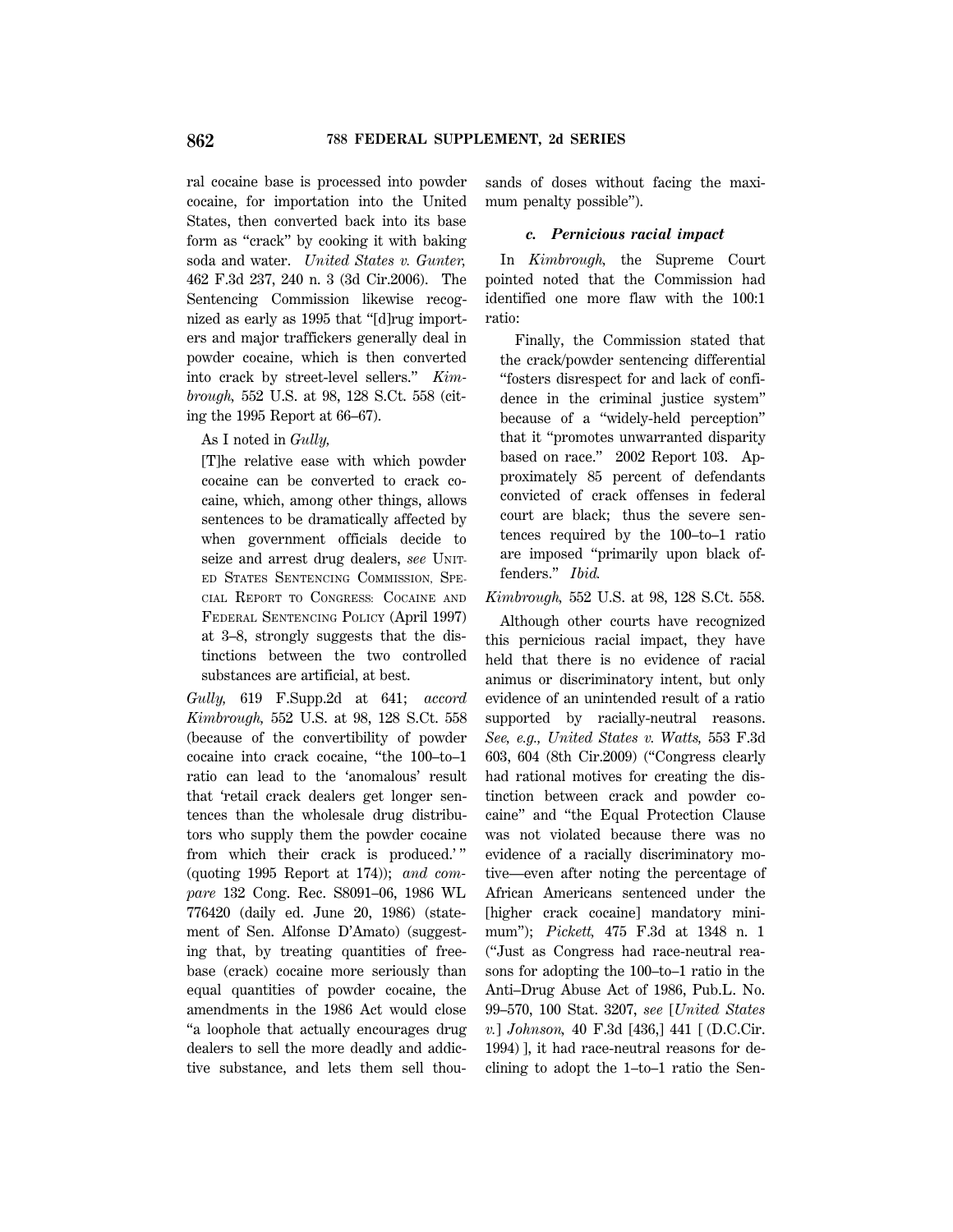ral cocaine base is processed into powder cocaine, for importation into the United States, then converted back into its base form as "crack" by cooking it with baking soda and water. *United States v. Gunter,* 462 F.3d 237, 240 n. 3 (3d Cir.2006). The Sentencing Commission likewise recognized as early as 1995 that "[d]rug importers and major traffickers generally deal in powder cocaine, which is then converted into crack by street-level sellers." *Kimbrough,* 552 U.S. at 98, 128 S.Ct. 558 (citing the 1995 Report at 66–67).

As I noted in *Gully,*

> [T]he relative ease with which powder cocaine can be converted to crack cocaine, which, among other things, allows sentences to be dramatically affected by when government officials decide to seize and arrest drug dealers, *see* UNITED STATES SENTENCING COMMISSION, SPECIAL REPORT TO CONGRESS: COCAINE AND FEDERAL SENTENCING POLICY (April 1997) at 3–8, strongly suggests that the distinctions between the two controlled substances are artificial, at best.

*Gully,* 619 F.Supp.2d at 641; *accord Kimbrough,* 552 U.S. at 98, 128 S.Ct. 558 (because of the convertibility of powder cocaine into crack cocaine, "the 100–to–1 ratio can lead to the 'anomalous' result that 'retail crack dealers get longer sentences than the wholesale drug distributors who supply them the powder cocaine from which their crack is produced.' " (quoting 1995 Report at 174)); *and compare* 132 Cong. Rec. S8091–06, 1986 WL 776420 (daily ed. June 20, 1986) (statement of Sen. Alfonse D'Amato) (suggesting that, by treating quantities of freebase (crack) cocaine more seriously than equal quantities of powder cocaine, the amendments in the 1986 Act would close "a loophole that actually encourages drug dealers to sell the more deadly and addictive substance, and lets them sell thousands of doses without facing the maximum penalty possible").

#### *c. Pernicious racial impact*

In *Kimbrough,* the Supreme Court pointed noted that the Commission had identified one more flaw with the 100:1 ratio:

> Finally, the Commission stated that the crack/powder sentencing differential "fosters disrespect for and lack of confidence in the criminal justice system" because of a "widely-held perception" that it "promotes unwarranted disparity based on race." 2002 Report 103. Approximately 85 percent of defendants convicted of crack offenses in federal court are black; thus the severe sentences required by the 100–to–1 ratio are imposed "primarily upon black offenders." *Ibid.*

*Kimbrough,* 552 U.S. at 98, 128 S.Ct. 558.

Although other courts have recognized this pernicious racial impact, they have held that there is no evidence of racial animus or discriminatory intent, but only evidence of an unintended result of a ratio supported by racially-neutral reasons. *See, e.g., United States v. Watts,* 553 F.3d 603, 604 (8th Cir.2009) ("Congress clearly had rational motives for creating the distinction between crack and powder cocaine" and "the Equal Protection Clause was not violated because there was no evidence of a racially discriminatory motive—even after noting the percentage of African Americans sentenced under the [higher crack cocaine] mandatory minimum"); *Pickett,* 475 F.3d at 1348 n. 1 ("Just as Congress had race-neutral reasons for adopting the 100–to–1 ratio in the Anti–Drug Abuse Act of 1986, Pub.L. No. 99–570, 100 Stat. 3207, *see* [*United States v.*] *Johnson,* 40 F.3d [436,] 441 [ (D.C.Cir. 1994) ], it had race-neutral reasons for declining to adopt the 1–to–1 ratio the Sen-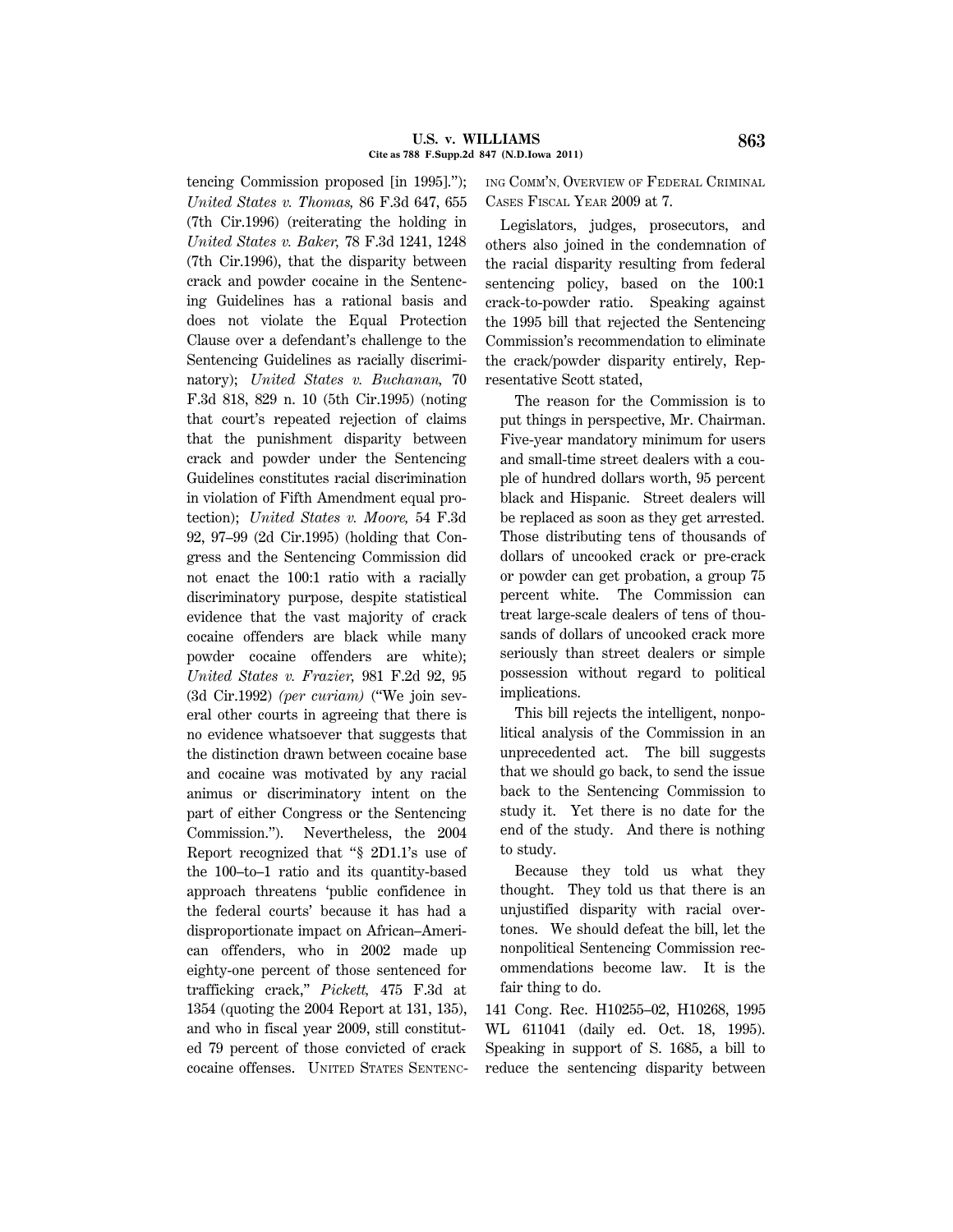tencing Commission proposed [in 1995]."); *United States v. Thomas,* 86 F.3d 647, 655 (7th Cir.1996) (reiterating the holding in *United States v. Baker,* 78 F.3d 1241, 1248 (7th Cir.1996), that the disparity between crack and powder cocaine in the Sentencing Guidelines has a rational basis and does not violate the Equal Protection Clause over a defendant's challenge to the Sentencing Guidelines as racially discriminatory); *United States v. Buchanan,* 70 F.3d 818, 829 n. 10 (5th Cir.1995) (noting that court's repeated rejection of claims that the punishment disparity between crack and powder under the Sentencing Guidelines constitutes racial discrimination in violation of Fifth Amendment equal protection); *United States v. Moore,* 54 F.3d 92, 97–99 (2d Cir.1995) (holding that Congress and the Sentencing Commission did not enact the 100:1 ratio with a racially discriminatory purpose, despite statistical evidence that the vast majority of crack cocaine offenders are black while many powder cocaine offenders are white); *United States v. Frazier,* 981 F.2d 92, 95 (3d Cir.1992) *(per curiam)* ("We join several other courts in agreeing that there is no evidence whatsoever that suggests that the distinction drawn between cocaine base and cocaine was motivated by any racial animus or discriminatory intent on the part of either Congress or the Sentencing Commission."). Nevertheless, the 2004 Report recognized that "§ 2D1.1's use of the 100–to–1 ratio and its quantity-based approach threatens 'public confidence in the federal courts' because it has had a disproportionate impact on African–American offenders, who in 2002 made up eighty-one percent of those sentenced for trafficking crack," *Pickett,* 475 F.3d at 1354 (quoting the 2004 Report at 131, 135), and who in fiscal year 2009, still constituted 79 percent of those convicted of crack cocaine offenses. United States Sentencing Comm'n, Overview of Federal Criminal Cases Fiscal Year 2009 at 7.

Legislators, judges, prosecutors, and others also joined in the condemnation of the racial disparity resulting from federal sentencing policy, based on the 100:1 crack-to-powder ratio. Speaking against the 1995 bill that rejected the Sentencing Commission's recommendation to eliminate the crack/powder disparity entirely, Representative Scott stated,

> The reason for the Commission is to put things in perspective, Mr. Chairman. Five-year mandatory minimum for users and small-time street dealers with a couple of hundred dollars worth, 95 percent black and Hispanic. Street dealers will be replaced as soon as they get arrested. Those distributing tens of thousands of dollars of uncooked crack or pre-crack or powder can get probation, a group 75 percent white. The Commission can treat large-scale dealers of tens of thousands of dollars of uncooked crack more seriously than street dealers or simple possession without regard to political implications.
>
> This bill rejects the intelligent, nonpolitical analysis of the Commission in an unprecedented act. The bill suggests that we should go back, to send the issue back to the Sentencing Commission to study it. Yet there is no date for the end of the study. And there is nothing to study.
>
> Because they told us what they thought. They told us that there is an unjustified disparity with racial overtones. We should defeat the bill, let the nonpolitical Sentencing Commission recommendations become law. It is the fair thing to do.

141 Cong. Rec. H10255–02, H10268, 1995 WL 611041 (daily ed. Oct. 18, 1995). Speaking in support of S. 1685, a bill to reduce the sentencing disparity between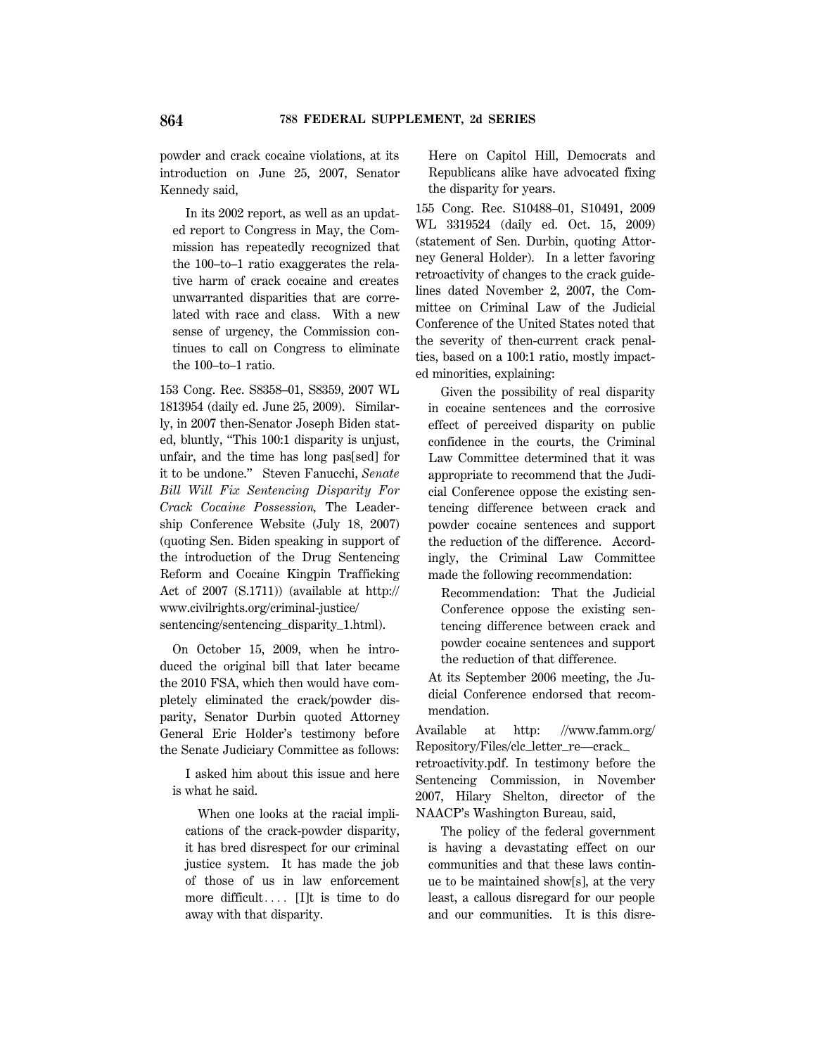powder and crack cocaine violations, at its introduction on June 25, 2007, Senator Kennedy said,

> In its 2002 report, as well as an updated report to Congress in May, the Commission has repeatedly recognized that the 100–to–1 ratio exaggerates the relative harm of crack cocaine and creates unwarranted disparities that are correlated with race and class. With a new sense of urgency, the Commission continues to call on Congress to eliminate the 100–to–1 ratio.

153 Cong. Rec. S8358–01, S8359, 2007 WL 1813954 (daily ed. June 25, 2009). Similarly, in 2007 then-Senator Joseph Biden stated, bluntly, "This 100:1 disparity is unjust, unfair, and the time has long pas[sed] for it to be undone." Steven Fanucchi, *Senate Bill Will Fix Sentencing Disparity For Crack Cocaine Possession,* The Leadership Conference Website (July 18, 2007) (quoting Sen. Biden speaking in support of the introduction of the Drug Sentencing Reform and Cocaine Kingpin Trafficking Act of 2007 (S.1711)) (available at http://www.civilrights.org/criminal-justice/sentencing/sentencing_disparity_1.html).

On October 15, 2009, when he introduced the original bill that later became the 2010 FSA, which then would have completely eliminated the crack/powder disparity, Senator Durbin quoted Attorney General Eric Holder's testimony before the Senate Judiciary Committee as follows:

> I asked him about this issue and here is what he said.
>
> > When one looks at the racial implications of the crack-powder disparity, it has bred disrespect for our criminal justice system. It has made the job of those of us in law enforcement more difficult.... [I]t is time to do away with that disparity.
>
> Here on Capitol Hill, Democrats and Republicans alike have advocated fixing the disparity for years.

155 Cong. Rec. S10488–01, S10491, 2009 WL 3319524 (daily ed. Oct. 15, 2009) (statement of Sen. Durbin, quoting Attorney General Holder). In a letter favoring retroactivity of changes to the crack guidelines dated November 2, 2007, the Committee on Criminal Law of the Judicial Conference of the United States noted that the severity of then-current crack penalties, based on a 100:1 ratio, mostly impacted minorities, explaining:

> Given the possibility of real disparity in cocaine sentences and the corrosive effect of perceived disparity on public confidence in the courts, the Criminal Law Committee determined that it was appropriate to recommend that the Judicial Conference oppose the existing sentencing difference between crack and powder cocaine sentences and support the reduction of the difference. Accordingly, the Criminal Law Committee made the following recommendation:
>
> > Recommendation: That the Judicial Conference oppose the existing sentencing difference between crack and powder cocaine sentences and support the reduction of that difference.
>
> At its September 2006 meeting, the Judicial Conference endorsed that recommendation.

Available at http: //www.famm.org/Repository/Files/clc_letter_re—crack_retroactivity.pdf. In testimony before the Sentencing Commission, in November 2007, Hilary Shelton, director of the NAACP's Washington Bureau, said,

> The policy of the federal government is having a devastating effect on our communities and that these laws continue to be maintained show[s], at the very least, a callous disregard for our people and our communities. It is this disre-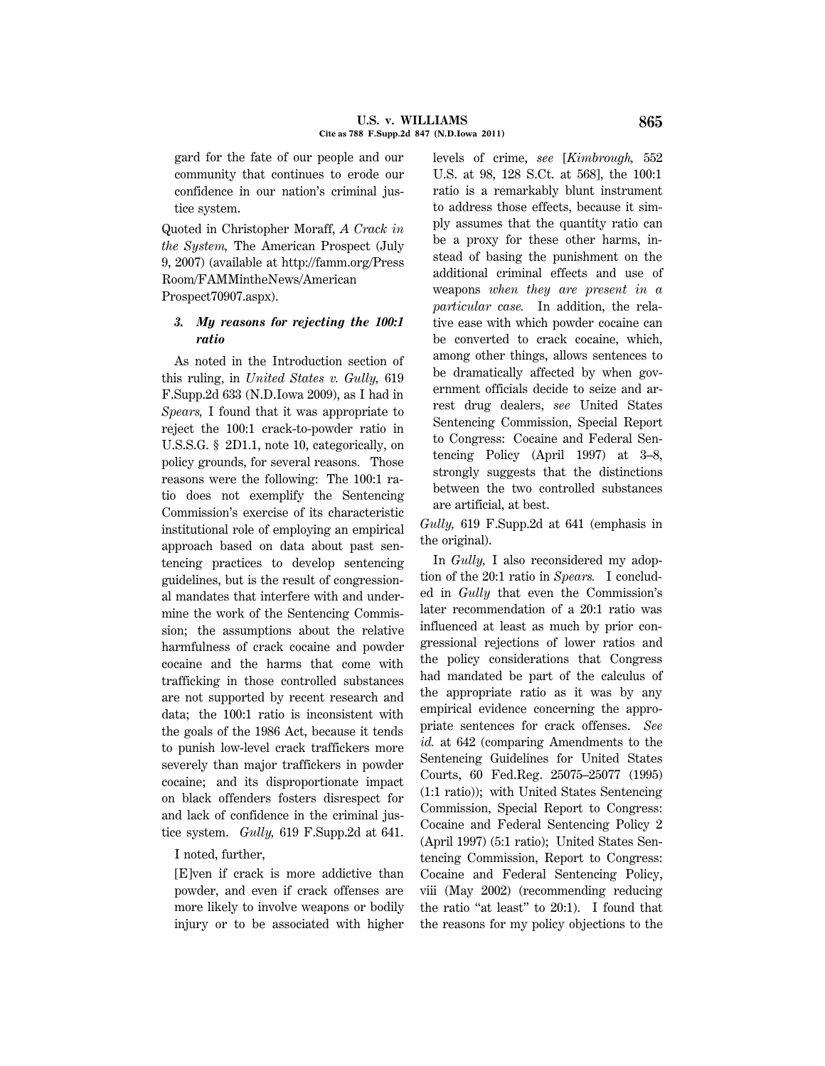gard for the fate of our people and our community that continues to erode our confidence in our nation's criminal justice system.

Quoted in Christopher Moraff, *A Crack in the System,* The American Prospect (July 9, 2007) (available at http://famm.org/PressRoom/FAMMintheNews/AmericanProspect70907.aspx).

### *3. My reasons for rejecting the 100:1 ratio*

As noted in the Introduction section of this ruling, in *United States v. Gully,* 619 F.Supp.2d 633 (N.D.Iowa 2009), as I had in *Spears,* I found that it was appropriate to reject the 100:1 crack-to-powder ratio in U.S.S.G. § 2D1.1, note 10, categorically, on policy grounds, for several reasons. Those reasons were the following: The 100:1 ratio does not exemplify the Sentencing Commission's exercise of its characteristic institutional role of employing an empirical approach based on data about past sentencing practices to develop sentencing guidelines, but is the result of congressional mandates that interfere with and undermine the work of the Sentencing Commission; the assumptions about the relative harmfulness of crack cocaine and powder cocaine and the harms that come with trafficking in those controlled substances are not supported by recent research and data; the 100:1 ratio is inconsistent with the goals of the 1986 Act, because it tends to punish low-level crack traffickers more severely than major traffickers in powder cocaine; and its disproportionate impact on black offenders fosters disrespect for and lack of confidence in the criminal justice system. *Gully,* 619 F.Supp.2d at 641.

I noted, further,

> [E]ven if crack is more addictive than powder, and even if crack offenses are more likely to involve weapons or bodily injury or to be associated with higher levels of crime, *see* [*Kimbrough,* 552 U.S. at 98, 128 S.Ct. at 568], the 100:1 ratio is a remarkably blunt instrument to address those effects, because it simply assumes that the quantity ratio can be a proxy for these other harms, instead of basing the punishment on the additional criminal effects and use of weapons *when they are present in a particular case.* In addition, the relative ease with which powder cocaine can be converted to crack cocaine, which, among other things, allows sentences to be dramatically affected by when government officials decide to seize and arrest drug dealers, *see* United States Sentencing Commission, Special Report to Congress: Cocaine and Federal Sentencing Policy (April 1997) at 3–8, strongly suggests that the distinctions between the two controlled substances are artificial, at best.

*Gully,* 619 F.Supp.2d at 641 (emphasis in the original).

In *Gully,* I also reconsidered my adoption of the 20:1 ratio in *Spears.* I concluded in *Gully* that even the Commission's later recommendation of a 20:1 ratio was influenced at least as much by prior congressional rejections of lower ratios and the policy considerations that Congress had mandated be part of the calculus of the appropriate ratio as it was by any empirical evidence concerning the appropriate sentences for crack offenses. *See id.* at 642 (comparing Amendments to the Sentencing Guidelines for United States Courts, 60 Fed.Reg. 25075–25077 (1995) (1:1 ratio)); with United States Sentencing Commission, Special Report to Congress: Cocaine and Federal Sentencing Policy 2 (April 1997) (5:1 ratio); United States Sentencing Commission, Report to Congress: Cocaine and Federal Sentencing Policy, viii (May 2002) (recommending reducing the ratio "at least" to 20:1). I found that the reasons for my policy objections to the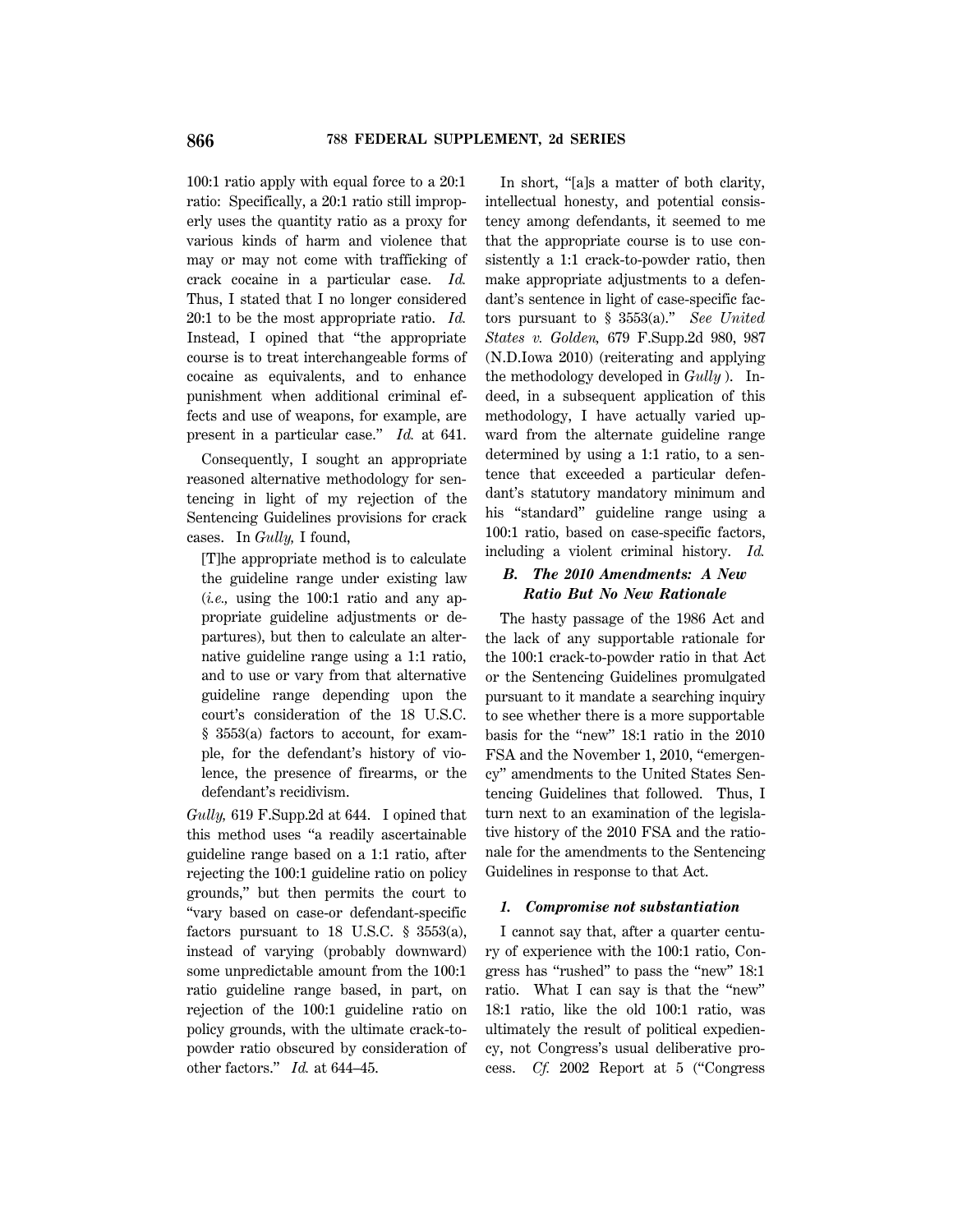100:1 ratio apply with equal force to a 20:1 ratio: Specifically, a 20:1 ratio still improperly uses the quantity ratio as a proxy for various kinds of harm and violence that may or may not come with trafficking of crack cocaine in a particular case. *Id.* Thus, I stated that I no longer considered 20:1 to be the most appropriate ratio. *Id.* Instead, I opined that "the appropriate course is to treat interchangeable forms of cocaine as equivalents, and to enhance punishment when additional criminal effects and use of weapons, for example, are present in a particular case." *Id.* at 641.

Consequently, I sought an appropriate reasoned alternative methodology for sentencing in light of my rejection of the Sentencing Guidelines provisions for crack cases. In *Gully,* I found,

> [T]he appropriate method is to calculate the guideline range under existing law (*i.e.,* using the 100:1 ratio and any appropriate guideline adjustments or departures), but then to calculate an alternative guideline range using a 1:1 ratio, and to use or vary from that alternative guideline range depending upon the court's consideration of the 18 U.S.C. § 3553(a) factors to account, for example, for the defendant's history of violence, the presence of firearms, or the defendant's recidivism.

*Gully,* 619 F.Supp.2d at 644. I opined that this method uses "a readily ascertainable guideline range based on a 1:1 ratio, after rejecting the 100:1 guideline ratio on policy grounds," but then permits the court to "vary based on case-or defendant-specific factors pursuant to 18 U.S.C. § 3553(a), instead of varying (probably downward) some unpredictable amount from the 100:1 ratio guideline range based, in part, on rejection of the 100:1 guideline ratio on policy grounds, with the ultimate crack-to-powder ratio obscured by consideration of other factors." *Id.* at 644–45.

In short, "[a]s a matter of both clarity, intellectual honesty, and potential consistency among defendants, it seemed to me that the appropriate course is to use consistently a 1:1 crack-to-powder ratio, then make appropriate adjustments to a defendant's sentence in light of case-specific factors pursuant to § 3553(a)." *See United States v. Golden,* 679 F.Supp.2d 980, 987 (N.D.Iowa 2010) (reiterating and applying the methodology developed in *Gully* ). Indeed, in a subsequent application of this methodology, I have actually varied upward from the alternate guideline range determined by using a 1:1 ratio, to a sentence that exceeded a particular defendant's statutory mandatory minimum and his "standard" guideline range using a 100:1 ratio, based on case-specific factors, including a violent criminal history. *Id.*

### *B. The 2010 Amendments: A New Ratio But No New Rationale*

The hasty passage of the 1986 Act and the lack of any supportable rationale for the 100:1 crack-to-powder ratio in that Act or the Sentencing Guidelines promulgated pursuant to it mandate a searching inquiry to see whether there is a more supportable basis for the "new" 18:1 ratio in the 2010 FSA and the November 1, 2010, "emergency" amendments to the United States Sentencing Guidelines that followed. Thus, I turn next to an examination of the legislative history of the 2010 FSA and the rationale for the amendments to the Sentencing Guidelines in response to that Act.

#### *1. Compromise not substantiation*

I cannot say that, after a quarter century of experience with the 100:1 ratio, Congress has "rushed" to pass the "new" 18:1 ratio. What I can say is that the "new" 18:1 ratio, like the old 100:1 ratio, was ultimately the result of political expediency, not Congress's usual deliberative process. *Cf.* 2002 Report at 5 ("Congress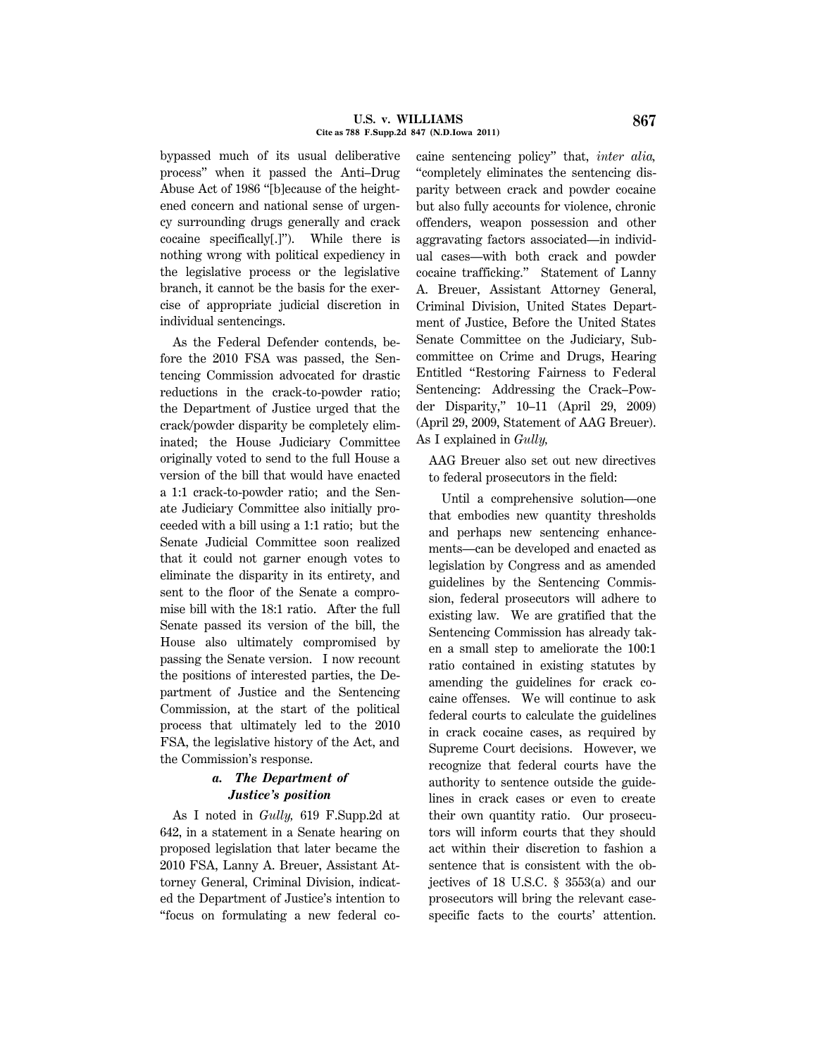bypassed much of its usual deliberative process" when it passed the Anti–Drug Abuse Act of 1986 "[b]ecause of the heightened concern and national sense of urgency surrounding drugs generally and crack cocaine specifically[.]"). While there is nothing wrong with political expediency in the legislative process or the legislative branch, it cannot be the basis for the exercise of appropriate judicial discretion in individual sentencings.

As the Federal Defender contends, before the 2010 FSA was passed, the Sentencing Commission advocated for drastic reductions in the crack-to-powder ratio; the Department of Justice urged that the crack/powder disparity be completely eliminated; the House Judiciary Committee originally voted to send to the full House a version of the bill that would have enacted a 1:1 crack-to-powder ratio; and the Senate Judiciary Committee also initially proceeded with a bill using a 1:1 ratio; but the Senate Judicial Committee soon realized that it could not garner enough votes to eliminate the disparity in its entirety, and sent to the floor of the Senate a compromise bill with the 18:1 ratio. After the full Senate passed its version of the bill, the House also ultimately compromised by passing the Senate version. I now recount the positions of interested parties, the Department of Justice and the Sentencing Commission, at the start of the political process that ultimately led to the 2010 FSA, the legislative history of the Act, and the Commission's response.

### *a. The Department of Justice's position*

As I noted in *Gully,* 619 F.Supp.2d at 642, in a statement in a Senate hearing on proposed legislation that later became the 2010 FSA, Lanny A. Breuer, Assistant Attorney General, Criminal Division, indicated the Department of Justice's intention to "focus on formulating a new federal cocaine sentencing policy" that, *inter alia,* "completely eliminates the sentencing disparity between crack and powder cocaine but also fully accounts for violence, chronic offenders, weapon possession and other aggravating factors associated—in individual cases—with both crack and powder cocaine trafficking." Statement of Lanny A. Breuer, Assistant Attorney General, Criminal Division, United States Department of Justice, Before the United States Senate Committee on the Judiciary, Subcommittee on Crime and Drugs, Hearing Entitled "Restoring Fairness to Federal Sentencing: Addressing the Crack–Powder Disparity," 10–11 (April 29, 2009) (April 29, 2009, Statement of AAG Breuer). As I explained in *Gully,*

> AAG Breuer also set out new directives to federal prosecutors in the field:
>
> Until a comprehensive solution—one that embodies new quantity thresholds and perhaps new sentencing enhancements—can be developed and enacted as legislation by Congress and as amended guidelines by the Sentencing Commission, federal prosecutors will adhere to existing law. We are gratified that the Sentencing Commission has already taken a small step to ameliorate the 100:1 ratio contained in existing statutes by amending the guidelines for crack cocaine offenses. We will continue to ask federal courts to calculate the guidelines in crack cocaine cases, as required by Supreme Court decisions. However, we recognize that federal courts have the authority to sentence outside the guidelines in crack cases or even to create their own quantity ratio. Our prosecutors will inform courts that they should act within their discretion to fashion a sentence that is consistent with the objectives of 18 U.S.C. § 3553(a) and our prosecutors will bring the relevant case-specific facts to the courts' attention.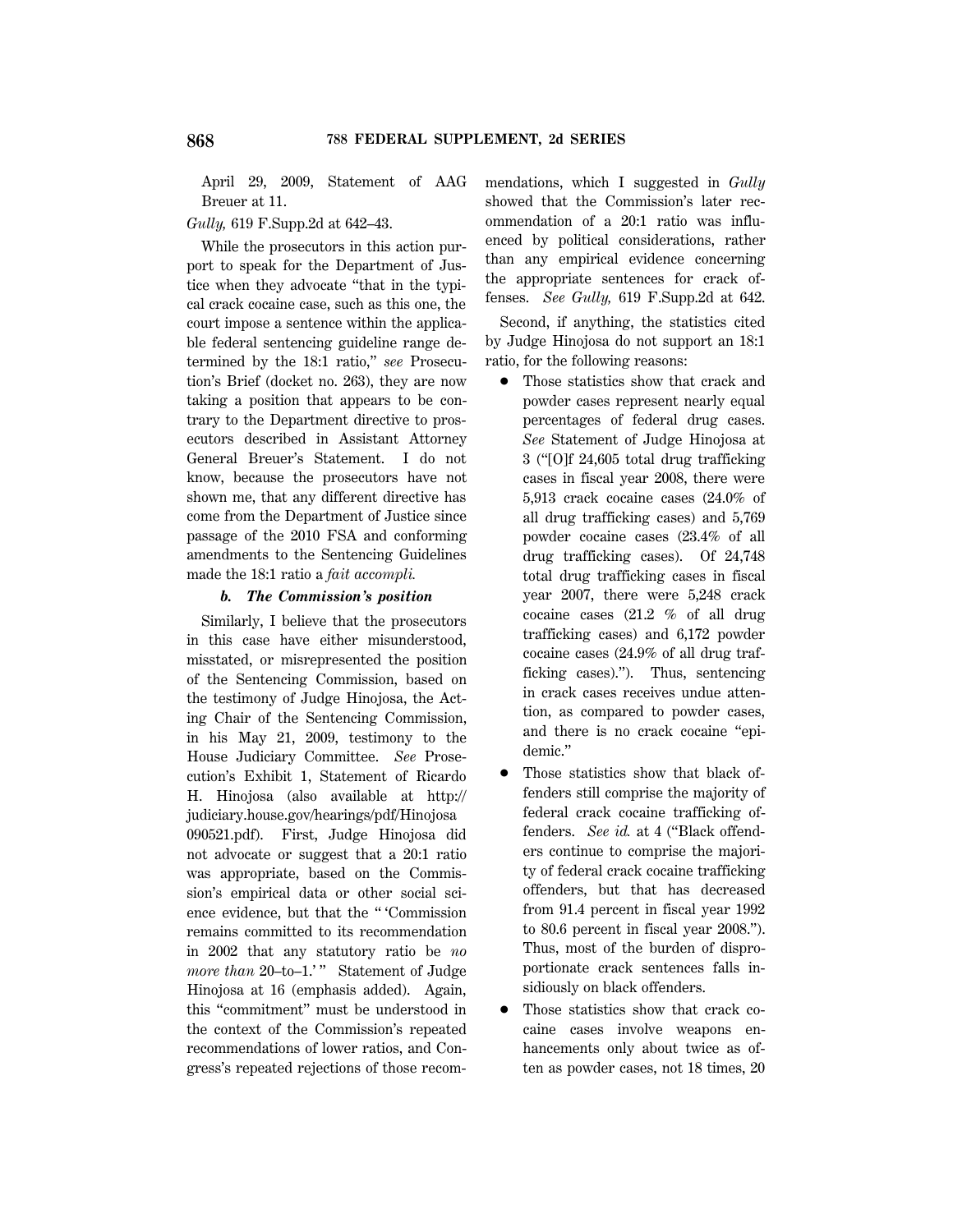April 29, 2009, Statement of AAG Breuer at 11.

*Gully,* 619 F.Supp.2d at 642–43.

While the prosecutors in this action purport to speak for the Department of Justice when they advocate "that in the typical crack cocaine case, such as this one, the court impose a sentence within the applicable federal sentencing guideline range determined by the 18:1 ratio," *see* Prosecution's Brief (docket no. 263), they are now taking a position that appears to be contrary to the Department directive to prosecutors described in Assistant Attorney General Breuer's Statement. I do not know, because the prosecutors have not shown me, that any different directive has come from the Department of Justice since passage of the 2010 FSA and conforming amendments to the Sentencing Guidelines made the 18:1 ratio a *fait accompli.*

***b. The Commission's position***

Similarly, I believe that the prosecutors in this case have either misunderstood, misstated, or misrepresented the position of the Sentencing Commission, based on the testimony of Judge Hinojosa, the Acting Chair of the Sentencing Commission, in his May 21, 2009, testimony to the House Judiciary Committee. *See* Prosecution's Exhibit 1, Statement of Ricardo H. Hinojosa (also available at http://judiciary.house.gov/hearings/pdf/Hinojosa090521.pdf). First, Judge Hinojosa did not advocate or suggest that a 20:1 ratio was appropriate, based on the Commission's empirical data or other social science evidence, but that the " 'Commission remains committed to its recommendation in 2002 that any statutory ratio be *no more than* 20–to–1.' " Statement of Judge Hinojosa at 16 (emphasis added). Again, this "commitment" must be understood in the context of the Commission's repeated recommendations of lower ratios, and Congress's repeated rejections of those recommendations, which I suggested in *Gully* showed that the Commission's later recommendation of a 20:1 ratio was influenced by political considerations, rather than any empirical evidence concerning the appropriate sentences for crack offenses. *See Gully,* 619 F.Supp.2d at 642.

Second, if anything, the statistics cited by Judge Hinojosa do not support an 18:1 ratio, for the following reasons:

- Those statistics show that crack and powder cases represent nearly equal percentages of federal drug cases. *See* Statement of Judge Hinojosa at 3 ("[O]f 24,605 total drug trafficking cases in fiscal year 2008, there were 5,913 crack cocaine cases (24.0% of all drug trafficking cases) and 5,769 powder cocaine cases (23.4% of all drug trafficking cases). Of 24,748 total drug trafficking cases in fiscal year 2007, there were 5,248 crack cocaine cases (21.2 % of all drug trafficking cases) and 6,172 powder cocaine cases (24.9% of all drug trafficking cases)."). Thus, sentencing in crack cases receives undue attention, as compared to powder cases, and there is no crack cocaine "epidemic."
- Those statistics show that black offenders still comprise the majority of federal crack cocaine trafficking offenders. *See id.* at 4 ("Black offenders continue to comprise the majority of federal crack cocaine trafficking offenders, but that has decreased from 91.4 percent in fiscal year 1992 to 80.6 percent in fiscal year 2008."). Thus, most of the burden of disproportionate crack sentences falls insidiously on black offenders.
- Those statistics show that crack cocaine cases involve weapons enhancements only about twice as often as powder cases, not 18 times, 20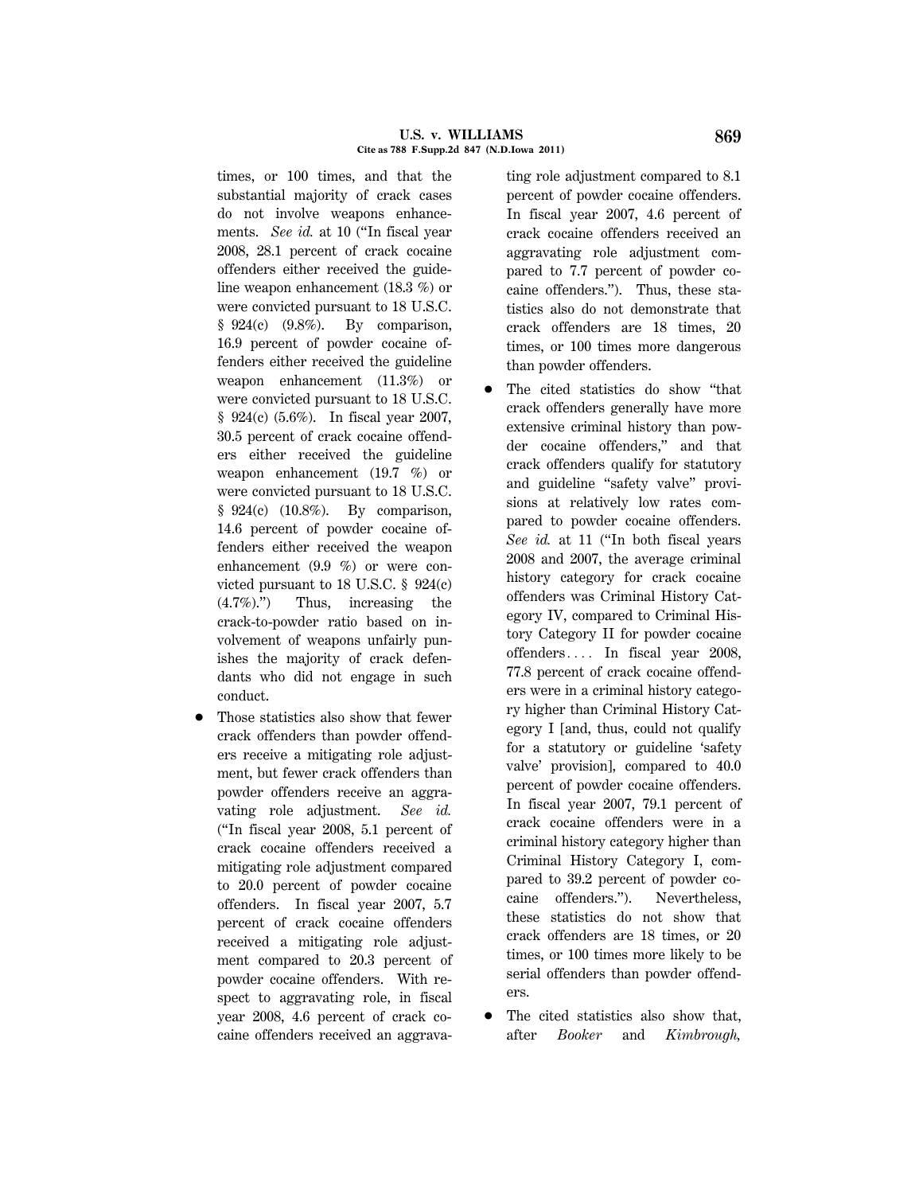times, or 100 times, and that the substantial majority of crack cases do not involve weapons enhancements. *See id.* at 10 ("In fiscal year 2008, 28.1 percent of crack cocaine offenders either received the guideline weapon enhancement (18.3 %) or were convicted pursuant to 18 U.S.C. § 924(c) (9.8%). By comparison, 16.9 percent of powder cocaine offenders either received the guideline weapon enhancement (11.3%) or were convicted pursuant to 18 U.S.C. § 924(c) (5.6%). In fiscal year 2007, 30.5 percent of crack cocaine offenders either received the guideline weapon enhancement (19.7 %) or were convicted pursuant to 18 U.S.C. § 924(c) (10.8%). By comparison, 14.6 percent of powder cocaine offenders either received the weapon enhancement (9.9 %) or were convicted pursuant to 18 U.S.C. § 924(c) (4.7%).") Thus, increasing the crack-to-powder ratio based on involvement of weapons unfairly punishes the majority of crack defendants who did not engage in such conduct.

- Those statistics also show that fewer crack offenders than powder offenders receive a mitigating role adjustment, but fewer crack offenders than powder offenders receive an aggravating role adjustment. *See id.* ("In fiscal year 2008, 5.1 percent of crack cocaine offenders received a mitigating role adjustment compared to 20.0 percent of powder cocaine offenders. In fiscal year 2007, 5.7 percent of crack cocaine offenders received a mitigating role adjustment compared to 20.3 percent of powder cocaine offenders. With respect to aggravating role, in fiscal year 2008, 4.6 percent of crack cocaine offenders received an aggravating role adjustment compared to 8.1 percent of powder cocaine offenders. In fiscal year 2007, 4.6 percent of crack cocaine offenders received an aggravating role adjustment compared to 7.7 percent of powder cocaine offenders."). Thus, these statistics also do not demonstrate that crack offenders are 18 times, 20 times, or 100 times more dangerous than powder offenders.
- The cited statistics do show "that crack offenders generally have more extensive criminal history than powder cocaine offenders," and that crack offenders qualify for statutory and guideline "safety valve" provisions at relatively low rates compared to powder cocaine offenders. *See id.* at 11 ("In both fiscal years 2008 and 2007, the average criminal history category for crack cocaine offenders was Criminal History Category IV, compared to Criminal History Category II for powder cocaine offenders.... In fiscal year 2008, 77.8 percent of crack cocaine offenders were in a criminal history category higher than Criminal History Category I [and, thus, could not qualify for a statutory or guideline 'safety valve' provision], compared to 40.0 percent of powder cocaine offenders. In fiscal year 2007, 79.1 percent of crack cocaine offenders were in a criminal history category higher than Criminal History Category I, compared to 39.2 percent of powder cocaine offenders."). Nevertheless, these statistics do not show that crack offenders are 18 times, or 20 times, or 100 times more likely to be serial offenders than powder offenders.
- The cited statistics also show that, after *Booker* and *Kimbrough*,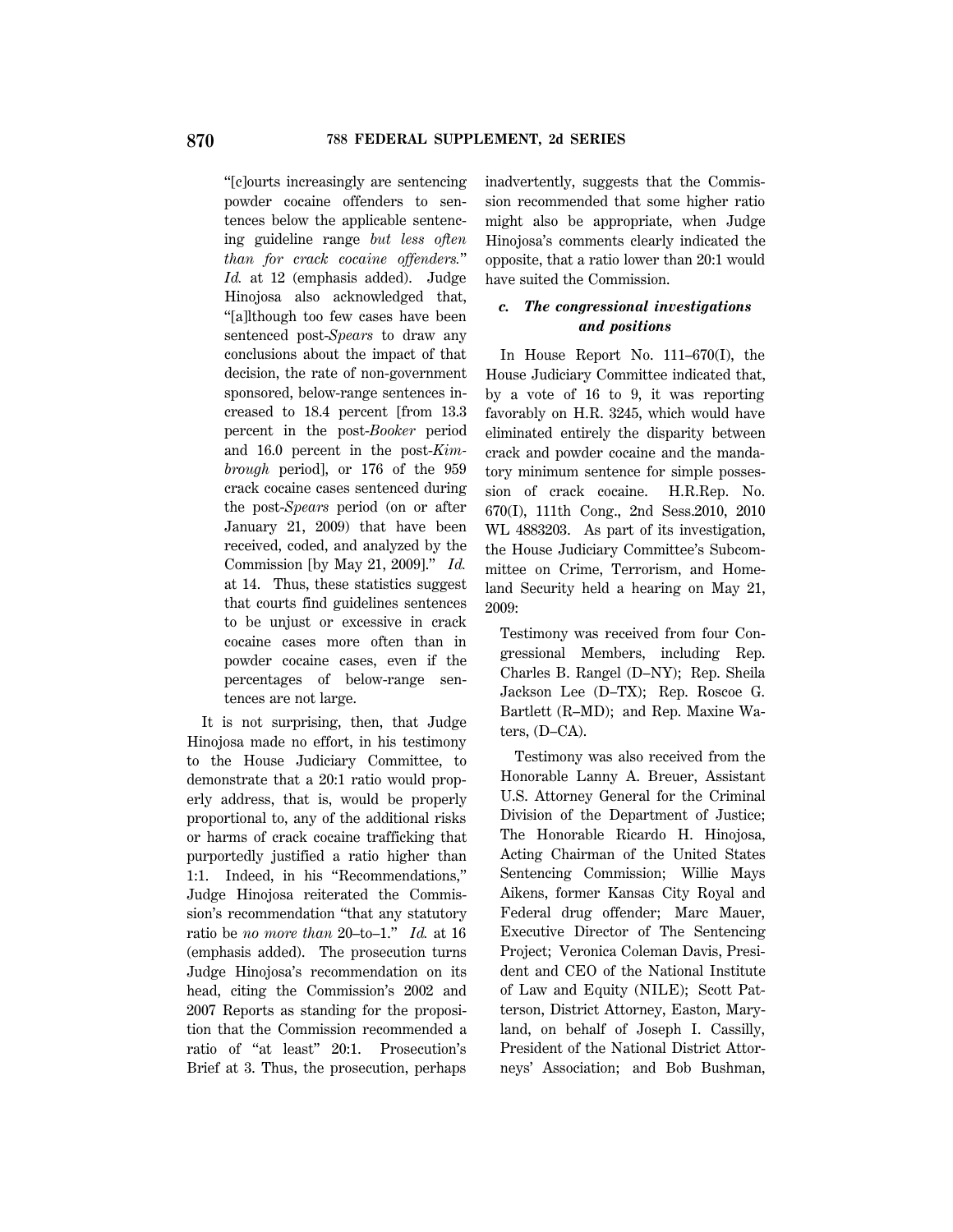"[c]ourts increasingly are sentencing powder cocaine offenders to sentences below the applicable sentencing guideline range *but less often than for crack cocaine offenders.*" *Id.* at 12 (emphasis added). Judge Hinojosa also acknowledged that, "[a]lthough too few cases have been sentenced post-*Spears* to draw any conclusions about the impact of that decision, the rate of non-government sponsored, below-range sentences increased to 18.4 percent [from 13.3 percent in the post-*Booker* period and 16.0 percent in the post-*Kimbrough* period], or 176 of the 959 crack cocaine cases sentenced during the post-*Spears* period (on or after January 21, 2009) that have been received, coded, and analyzed by the Commission [by May 21, 2009]." *Id.* at 14. Thus, these statistics suggest that courts find guidelines sentences to be unjust or excessive in crack cocaine cases more often than in powder cocaine cases, even if the percentages of below-range sentences are not large.

It is not surprising, then, that Judge Hinojosa made no effort, in his testimony to the House Judiciary Committee, to demonstrate that a 20:1 ratio would properly address, that is, would be properly proportional to, any of the additional risks or harms of crack cocaine trafficking that purportedly justified a ratio higher than 1:1. Indeed, in his "Recommendations," Judge Hinojosa reiterated the Commission's recommendation "that any statutory ratio be *no more than* 20–to–1." *Id.* at 16 (emphasis added). The prosecution turns Judge Hinojosa's recommendation on its head, citing the Commission's 2002 and 2007 Reports as standing for the proposition that the Commission recommended a ratio of "at least" 20:1. Prosecution's Brief at 3. Thus, the prosecution, perhaps inadvertently, suggests that the Commission recommended that some higher ratio might also be appropriate, when Judge Hinojosa's comments clearly indicated the opposite, that a ratio lower than 20:1 would have suited the Commission.

### *c. The congressional investigations and positions*

In House Report No. 111–670(I), the House Judiciary Committee indicated that, by a vote of 16 to 9, it was reporting favorably on H.R. 3245, which would have eliminated entirely the disparity between crack and powder cocaine and the mandatory minimum sentence for simple possession of crack cocaine. H.R.Rep. No. 670(I), 111th Cong., 2nd Sess.2010, 2010 WL 4883203. As part of its investigation, the House Judiciary Committee's Subcommittee on Crime, Terrorism, and Homeland Security held a hearing on May 21, 2009:

> Testimony was received from four Congressional Members, including Rep. Charles B. Rangel (D–NY); Rep. Sheila Jackson Lee (D–TX); Rep. Roscoe G. Bartlett (R–MD); and Rep. Maxine Waters, (D–CA).
>
> Testimony was also received from the Honorable Lanny A. Breuer, Assistant U.S. Attorney General for the Criminal Division of the Department of Justice; The Honorable Ricardo H. Hinojosa, Acting Chairman of the United States Sentencing Commission; Willie Mays Aikens, former Kansas City Royal and Federal drug offender; Marc Mauer, Executive Director of The Sentencing Project; Veronica Coleman Davis, President and CEO of the National Institute of Law and Equity (NILE); Scott Patterson, District Attorney, Easton, Maryland, on behalf of Joseph I. Cassilly, President of the National District Attorneys' Association; and Bob Bushman,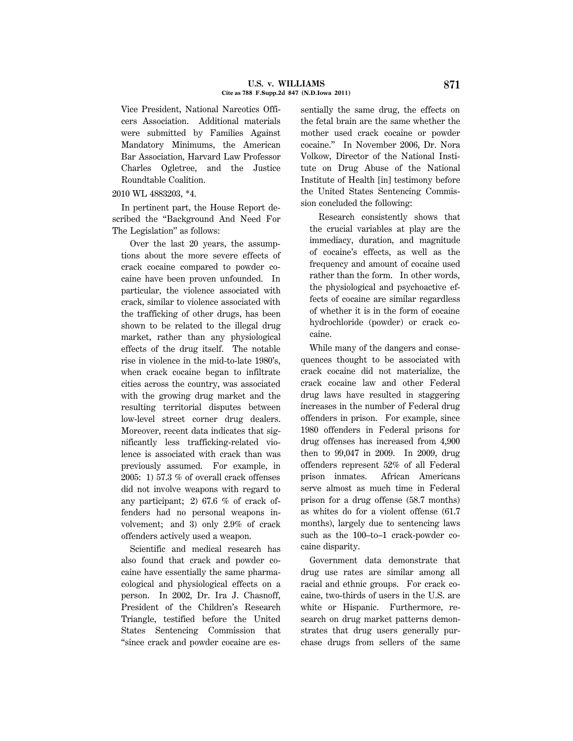Vice President, National Narcotics Officers Association. Additional materials were submitted by Families Against Mandatory Minimums, the American Bar Association, Harvard Law Professor Charles Ogletree, and the Justice Roundtable Coalition.

2010 WL 4883203, *4.

In pertinent part, the House Report described the "Background And Need For The Legislation" as follows:

> Over the last 20 years, the assumptions about the more severe effects of crack cocaine compared to powder cocaine have been proven unfounded. In particular, the violence associated with crack, similar to violence associated with the trafficking of other drugs, has been shown to be related to the illegal drug market, rather than any physiological effects of the drug itself. The notable rise in violence in the mid-to-late 1980's, when crack cocaine began to infiltrate cities across the country, was associated with the growing drug market and the resulting territorial disputes between low-level street corner drug dealers. Moreover, recent data indicates that significantly less trafficking-related violence is associated with crack than was previously assumed. For example, in 2005: 1) 57.3 % of overall crack offenses did not involve weapons with regard to any participant; 2) 67.6 % of crack offenders had no personal weapons involvement; and 3) only 2.9% of crack offenders actively used a weapon.
>
> Scientific and medical research has also found that crack and powder cocaine have essentially the same pharmacological and physiological effects on a person. In 2002, Dr. Ira J. Chasnoff, President of the Children's Research Triangle, testified before the United States Sentencing Commission that "since crack and powder cocaine are essentially the same drug, the effects on the fetal brain are the same whether the mother used crack cocaine or powder cocaine." In November 2006, Dr. Nora Volkow, Director of the National Institute on Drug Abuse of the National Institute of Health [in] testimony before the United States Sentencing Commission concluded the following:
>
> > Research consistently shows that the crucial variables at play are the immediacy, duration, and magnitude of cocaine's effects, as well as the frequency and amount of cocaine used rather than the form. In other words, the physiological and psychoactive effects of cocaine are similar regardless of whether it is in the form of cocaine hydrochloride (powder) or crack cocaine.
>
> While many of the dangers and consequences thought to be associated with crack cocaine did not materialize, the crack cocaine law and other Federal drug laws have resulted in staggering increases in the number of Federal drug offenders in prison. For example, since 1980 offenders in Federal prisons for drug offenses has increased from 4,900 then to 99,047 in 2009. In 2009, drug offenders represent 52% of all Federal prison inmates. African Americans serve almost as much time in Federal prison for a drug offense (58.7 months) as whites do for a violent offense (61.7 months), largely due to sentencing laws such as the 100–to–1 crack-powder cocaine disparity.
>
> Government data demonstrate that drug use rates are similar among all racial and ethnic groups. For crack cocaine, two-thirds of users in the U.S. are white or Hispanic. Furthermore, research on drug market patterns demonstrates that drug users generally purchase drugs from sellers of the same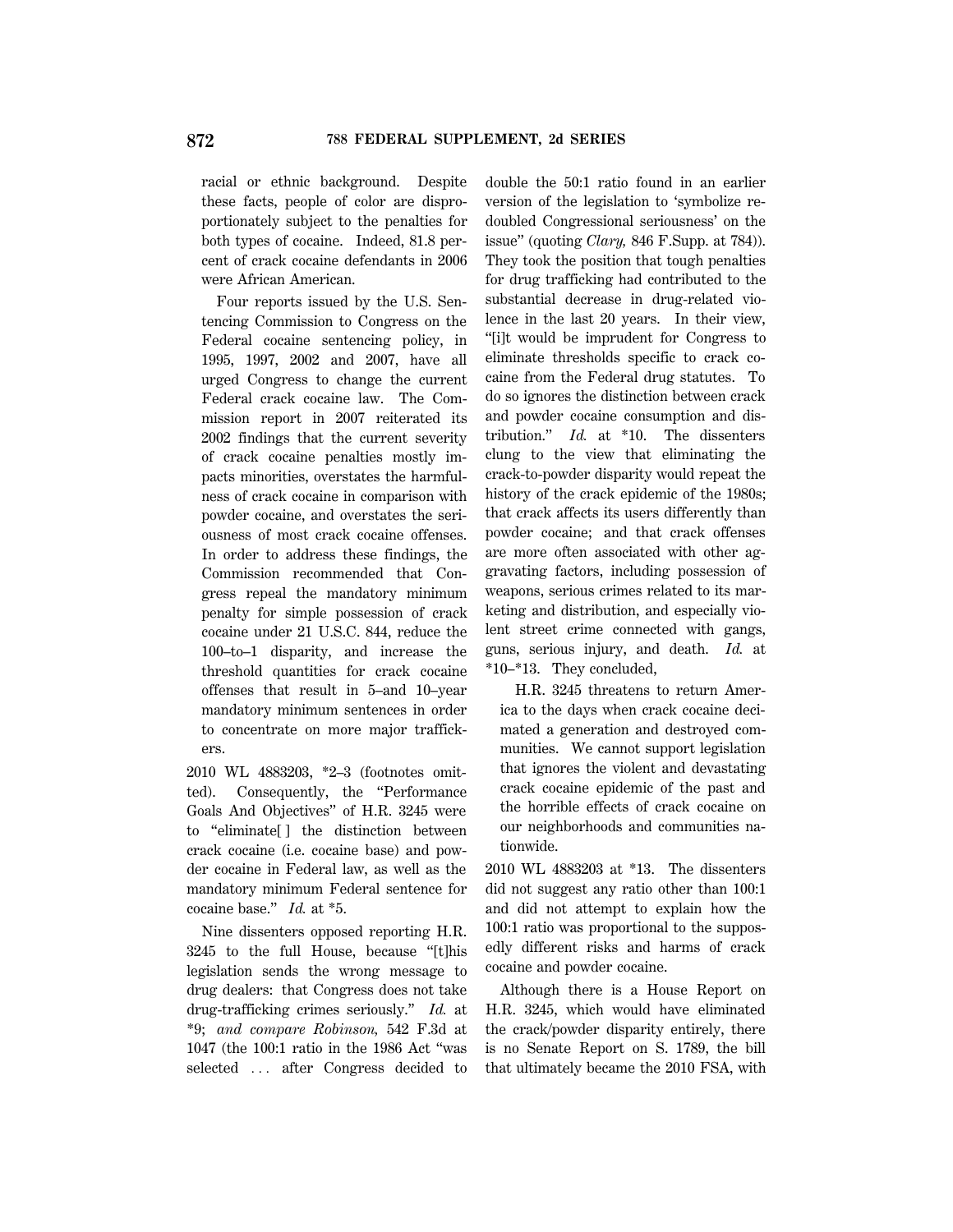racial or ethnic background. Despite these facts, people of color are disproportionately subject to the penalties for both types of cocaine. Indeed, 81.8 percent of crack cocaine defendants in 2006 were African American.

> Four reports issued by the U.S. Sentencing Commission to Congress on the Federal cocaine sentencing policy, in 1995, 1997, 2002 and 2007, have all urged Congress to change the current Federal crack cocaine law. The Commission report in 2007 reiterated its 2002 findings that the current severity of crack cocaine penalties mostly impacts minorities, overstates the harmfulness of crack cocaine in comparison with powder cocaine, and overstates the seriousness of most crack cocaine offenses. In order to address these findings, the Commission recommended that Congress repeal the mandatory minimum penalty for simple possession of crack cocaine under 21 U.S.C. 844, reduce the 100–to–1 disparity, and increase the threshold quantities for crack cocaine offenses that result in 5–and 10–year mandatory minimum sentences in order to concentrate on more major traffickers.

2010 WL 4883203, *2–3 (footnotes omitted). Consequently, the "Performance Goals And Objectives" of H.R. 3245 were to "eliminate[ ] the distinction between crack cocaine (i.e. cocaine base) and powder cocaine in Federal law, as well as the mandatory minimum Federal sentence for cocaine base." *Id.* at *5.

Nine dissenters opposed reporting H.R. 3245 to the full House, because "[t]his legislation sends the wrong message to drug dealers: that Congress does not take drug-trafficking crimes seriously." *Id.* at *9; *and compare Robinson,* 542 F.3d at 1047 (the 100:1 ratio in the 1986 Act "was selected ... after Congress decided to double the 50:1 ratio found in an earlier version of the legislation to 'symbolize redoubled Congressional seriousness' on the issue" (quoting *Clary,* 846 F.Supp. at 784)). They took the position that tough penalties for drug trafficking had contributed to the substantial decrease in drug-related violence in the last 20 years. In their view, "[i]t would be imprudent for Congress to eliminate thresholds specific to crack cocaine from the Federal drug statutes. To do so ignores the distinction between crack and powder cocaine consumption and distribution." *Id.* at *10. The dissenters clung to the view that eliminating the crack-to-powder disparity would repeat the history of the crack epidemic of the 1980s; that crack affects its users differently than powder cocaine; and that crack offenses are more often associated with other aggravating factors, including possession of weapons, serious crimes related to its marketing and distribution, and especially violent street crime connected with gangs, guns, serious injury, and death. *Id.* at *10–*13. They concluded,

> H.R. 3245 threatens to return America to the days when crack cocaine decimated a generation and destroyed communities. We cannot support legislation that ignores the violent and devastating crack cocaine epidemic of the past and the horrible effects of crack cocaine on our neighborhoods and communities nationwide.

2010 WL 4883203 at *13. The dissenters did not suggest any ratio other than 100:1 and did not attempt to explain how the 100:1 ratio was proportional to the supposedly different risks and harms of crack cocaine and powder cocaine.

Although there is a House Report on H.R. 3245, which would have eliminated the crack/powder disparity entirely, there is no Senate Report on S. 1789, the bill that ultimately became the 2010 FSA, with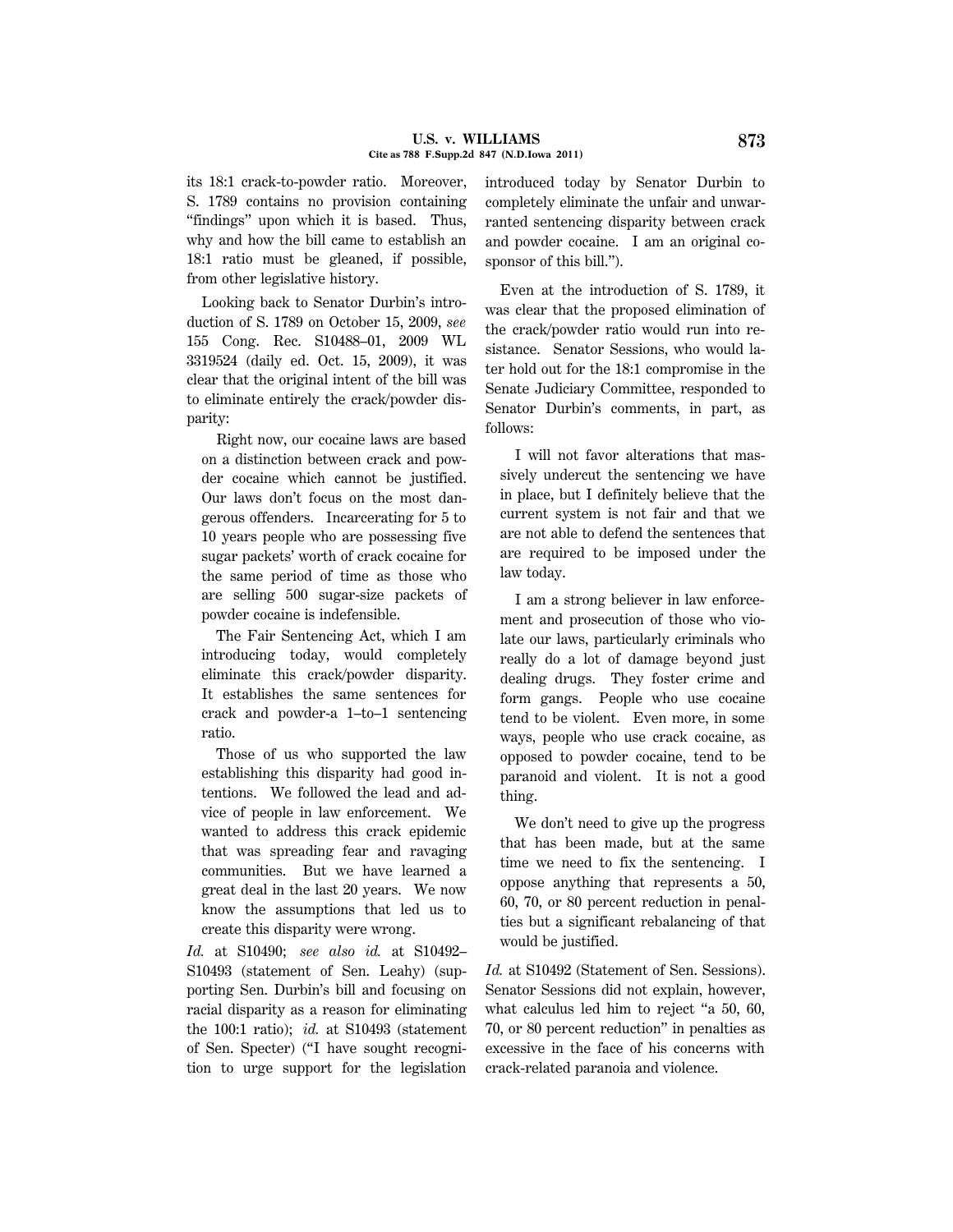its 18:1 crack-to-powder ratio. Moreover, S. 1789 contains no provision containing "findings" upon which it is based. Thus, why and how the bill came to establish an 18:1 ratio must be gleaned, if possible, from other legislative history.

Looking back to Senator Durbin's introduction of S. 1789 on October 15, 2009, *see* 155 Cong. Rec. S10488–01, 2009 WL 3319524 (daily ed. Oct. 15, 2009), it was clear that the original intent of the bill was to eliminate entirely the crack/powder disparity:

> Right now, our cocaine laws are based on a distinction between crack and powder cocaine which cannot be justified. Our laws don't focus on the most dangerous offenders. Incarcerating for 5 to 10 years people who are possessing five sugar packets' worth of crack cocaine for the same period of time as those who are selling 500 sugar-size packets of powder cocaine is indefensible.
>
> The Fair Sentencing Act, which I am introducing today, would completely eliminate this crack/powder disparity. It establishes the same sentences for crack and powder-a 1–to–1 sentencing ratio.
>
> Those of us who supported the law establishing this disparity had good intentions. We followed the lead and advice of people in law enforcement. We wanted to address this crack epidemic that was spreading fear and ravaging communities. But we have learned a great deal in the last 20 years. We now know the assumptions that led us to create this disparity were wrong.

*Id.* at S10490; *see also id.* at S10492–S10493 (statement of Sen. Leahy) (supporting Sen. Durbin's bill and focusing on racial disparity as a reason for eliminating the 100:1 ratio); *id.* at S10493 (statement of Sen. Specter) ("I have sought recognition to urge support for the legislation introduced today by Senator Durbin to completely eliminate the unfair and unwarranted sentencing disparity between crack and powder cocaine. I am an original cosponsor of this bill.").

Even at the introduction of S. 1789, it was clear that the proposed elimination of the crack/powder ratio would run into resistance. Senator Sessions, who would later hold out for the 18:1 compromise in the Senate Judiciary Committee, responded to Senator Durbin's comments, in part, as follows:

> I will not favor alterations that massively undercut the sentencing we have in place, but I definitely believe that the current system is not fair and that we are not able to defend the sentences that are required to be imposed under the law today.
>
> I am a strong believer in law enforcement and prosecution of those who violate our laws, particularly criminals who really do a lot of damage beyond just dealing drugs. They foster crime and form gangs. People who use cocaine tend to be violent. Even more, in some ways, people who use crack cocaine, as opposed to powder cocaine, tend to be paranoid and violent. It is not a good thing.
>
> We don't need to give up the progress that has been made, but at the same time we need to fix the sentencing. I oppose anything that represents a 50, 60, 70, or 80 percent reduction in penalties but a significant rebalancing of that would be justified.

*Id.* at S10492 (Statement of Sen. Sessions). Senator Sessions did not explain, however, what calculus led him to reject "a 50, 60, 70, or 80 percent reduction" in penalties as excessive in the face of his concerns with crack-related paranoia and violence.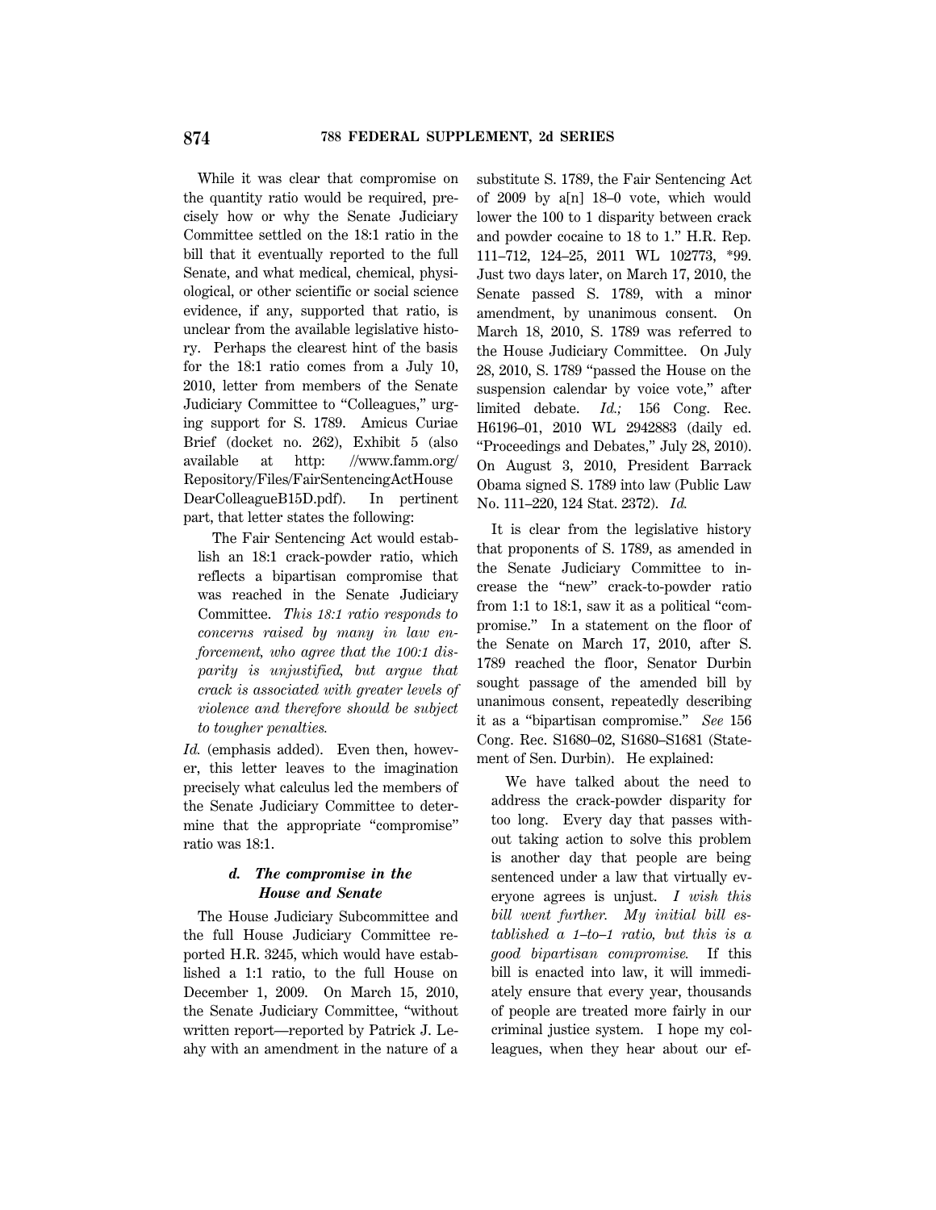While it was clear that compromise on the quantity ratio would be required, precisely how or why the Senate Judiciary Committee settled on the 18:1 ratio in the bill that it eventually reported to the full Senate, and what medical, chemical, physiological, or other scientific or social science evidence, if any, supported that ratio, is unclear from the available legislative history. Perhaps the clearest hint of the basis for the 18:1 ratio comes from a July 10, 2010, letter from members of the Senate Judiciary Committee to "Colleagues," urging support for S. 1789. Amicus Curiae Brief (docket no. 262), Exhibit 5 (also available at http: //www.famm.org/Repository/Files/FairSentencingActHouse DearColleagueB15D.pdf). In pertinent part, that letter states the following:

> The Fair Sentencing Act would establish an 18:1 crack-powder ratio, which reflects a bipartisan compromise that was reached in the Senate Judiciary Committee. *This 18:1 ratio responds to concerns raised by many in law enforcement, who agree that the 100:1 disparity is unjustified, but argue that crack is associated with greater levels of violence and therefore should be subject to tougher penalties.*

*Id.* (emphasis added). Even then, however, this letter leaves to the imagination precisely what calculus led the members of the Senate Judiciary Committee to determine that the appropriate "compromise" ratio was 18:1.

#### *d. The compromise in the House and Senate*

The House Judiciary Subcommittee and the full House Judiciary Committee reported H.R. 3245, which would have established a 1:1 ratio, to the full House on December 1, 2009. On March 15, 2010, the Senate Judiciary Committee, "without written report—reported by Patrick J. Leahy with an amendment in the nature of a substitute S. 1789, the Fair Sentencing Act of 2009 by a[n] 18–0 vote, which would lower the 100 to 1 disparity between crack and powder cocaine to 18 to 1." H.R. Rep. 111–712, 124–25, 2011 WL 102773, *99. Just two days later, on March 17, 2010, the Senate passed S. 1789, with a minor amendment, by unanimous consent. On March 18, 2010, S. 1789 was referred to the House Judiciary Committee. On July 28, 2010, S. 1789 "passed the House on the suspension calendar by voice vote," after limited debate. *Id.;* 156 Cong. Rec. H6196–01, 2010 WL 2942883 (daily ed. "Proceedings and Debates," July 28, 2010). On August 3, 2010, President Barrack Obama signed S. 1789 into law (Public Law No. 111–220, 124 Stat. 2372). *Id.*

It is clear from the legislative history that proponents of S. 1789, as amended in the Senate Judiciary Committee to increase the "new" crack-to-powder ratio from 1:1 to 18:1, saw it as a political "compromise." In a statement on the floor of the Senate on March 17, 2010, after S. 1789 reached the floor, Senator Durbin sought passage of the amended bill by unanimous consent, repeatedly describing it as a "bipartisan compromise." *See* 156 Cong. Rec. S1680–02, S1680–S1681 (Statement of Sen. Durbin). He explained:

> We have talked about the need to address the crack-powder disparity for too long. Every day that passes without taking action to solve this problem is another day that people are being sentenced under a law that virtually everyone agrees is unjust. *I wish this bill went further. My initial bill established a 1–to–1 ratio, but this is a good bipartisan compromise.* If this bill is enacted into law, it will immediately ensure that every year, thousands of people are treated more fairly in our criminal justice system. I hope my colleagues, when they hear about our ef-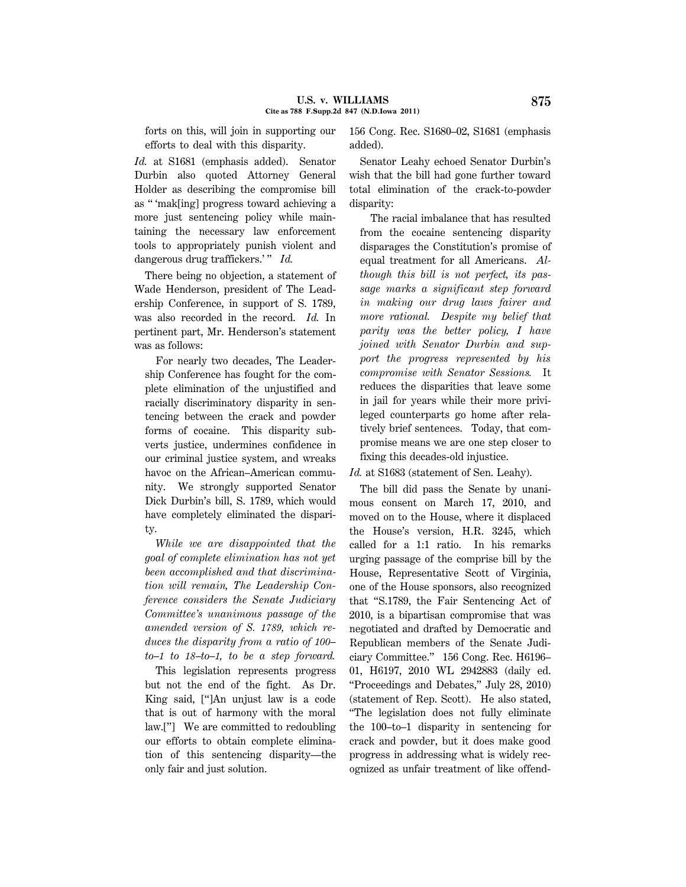forts on this, will join in supporting our efforts to deal with this disparity.

*Id.* at S1681 (emphasis added). Senator Durbin also quoted Attorney General Holder as describing the compromise bill as " 'mak[ing] progress toward achieving a more just sentencing policy while maintaining the necessary law enforcement tools to appropriately punish violent and dangerous drug traffickers.' " *Id.*

There being no objection, a statement of Wade Henderson, president of The Leadership Conference, in support of S. 1789, was also recorded in the record. *Id.* In pertinent part, Mr. Henderson's statement was as follows:

> For nearly two decades, The Leadership Conference has fought for the complete elimination of the unjustified and racially discriminatory disparity in sentencing between the crack and powder forms of cocaine. This disparity subverts justice, undermines confidence in our criminal justice system, and wreaks havoc on the African–American community. We strongly supported Senator Dick Durbin's bill, S. 1789, which would have completely eliminated the disparity.
>
> *While we are disappointed that the goal of complete elimination has not yet been accomplished and that discrimination will remain, The Leadership Conference considers the Senate Judiciary Committee's unanimous passage of the amended version of S. 1789, which reduces the disparity from a ratio of 100–to–1 to 18–to–1, to be a step forward.*
>
> This legislation represents progress but not the end of the fight. As Dr. King said, ["]An unjust law is a code that is out of harmony with the moral law.["] We are committed to redoubling our efforts to obtain complete elimination of this sentencing disparity—the only fair and just solution.

156 Cong. Rec. S1680–02, S1681 (emphasis added).

Senator Leahy echoed Senator Durbin's wish that the bill had gone further toward total elimination of the crack-to-powder disparity:

> The racial imbalance that has resulted from the cocaine sentencing disparity disparages the Constitution's promise of equal treatment for all Americans. *Although this bill is not perfect, its passage marks a significant step forward in making our drug laws fairer and more rational. Despite my belief that parity was the better policy, I have joined with Senator Durbin and support the progress represented by his compromise with Senator Sessions.* It reduces the disparities that leave some in jail for years while their more privileged counterparts go home after relatively brief sentences. Today, that compromise means we are one step closer to fixing this decades-old injustice.

*Id.* at S1683 (statement of Sen. Leahy).

The bill did pass the Senate by unanimous consent on March 17, 2010, and moved on to the House, where it displaced the House's version, H.R. 3245, which called for a 1:1 ratio. In his remarks urging passage of the comprise bill by the House, Representative Scott of Virginia, one of the House sponsors, also recognized that "S.1789, the Fair Sentencing Act of 2010, is a bipartisan compromise that was negotiated and drafted by Democratic and Republican members of the Senate Judiciary Committee." 156 Cong. Rec. H6196–01, H6197, 2010 WL 2942883 (daily ed. "Proceedings and Debates," July 28, 2010) (statement of Rep. Scott). He also stated, "The legislation does not fully eliminate the 100–to–1 disparity in sentencing for crack and powder, but it does make good progress in addressing what is widely recognized as unfair treatment of like offend-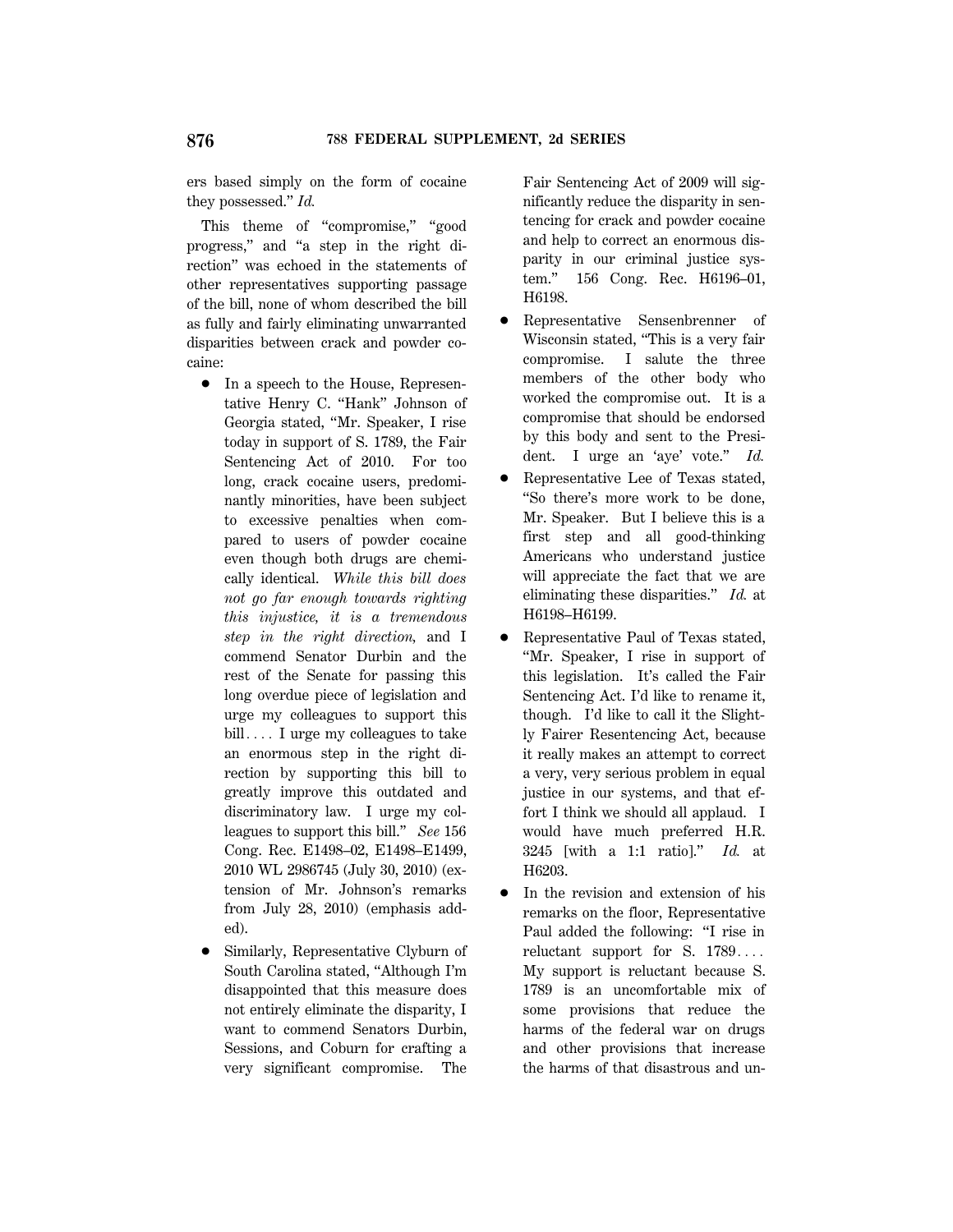ers based simply on the form of cocaine they possessed." *Id.*

This theme of "compromise," "good progress," and "a step in the right direction" was echoed in the statements of other representatives supporting passage of the bill, none of whom described the bill as fully and fairly eliminating unwarranted disparities between crack and powder cocaine:

- In a speech to the House, Representative Henry C. "Hank" Johnson of Georgia stated, "Mr. Speaker, I rise today in support of S. 1789, the Fair Sentencing Act of 2010. For too long, crack cocaine users, predominantly minorities, have been subject to excessive penalties when compared to users of powder cocaine even though both drugs are chemically identical. *While this bill does not go far enough towards righting this injustice, it is a tremendous step in the right direction,* and I commend Senator Durbin and the rest of the Senate for passing this long overdue piece of legislation and urge my colleagues to support this bill.... I urge my colleagues to take an enormous step in the right direction by supporting this bill to greatly improve this outdated and discriminatory law. I urge my colleagues to support this bill." *See* 156 Cong. Rec. E1498–02, E1498–E1499, 2010 WL 2986745 (July 30, 2010) (extension of Mr. Johnson's remarks from July 28, 2010) (emphasis added).

- Similarly, Representative Clyburn of South Carolina stated, "Although I'm disappointed that this measure does not entirely eliminate the disparity, I want to commend Senators Durbin, Sessions, and Coburn for crafting a very significant compromise. The Fair Sentencing Act of 2009 will significantly reduce the disparity in sentencing for crack and powder cocaine and help to correct an enormous disparity in our criminal justice system." 156 Cong. Rec. H6196–01, H6198.

- Representative Sensenbrenner of Wisconsin stated, "This is a very fair compromise. I salute the three members of the other body who worked the compromise out. It is a compromise that should be endorsed by this body and sent to the President. I urge an 'aye' vote." *Id.*

- Representative Lee of Texas stated, "So there's more work to be done, Mr. Speaker. But I believe this is a first step and all good-thinking Americans who understand justice will appreciate the fact that we are eliminating these disparities." *Id.* at H6198–H6199.

- Representative Paul of Texas stated, "Mr. Speaker, I rise in support of this legislation. It's called the Fair Sentencing Act. I'd like to rename it, though. I'd like to call it the Slightly Fairer Resentencing Act, because it really makes an attempt to correct a very, very serious problem in equal justice in our systems, and that effort I think we should all applaud. I would have much preferred H.R. 3245 [with a 1:1 ratio]." *Id.* at H6203.

- In the revision and extension of his remarks on the floor, Representative Paul added the following: "I rise in reluctant support for S. 1789.... My support is reluctant because S. 1789 is an uncomfortable mix of some provisions that reduce the harms of the federal war on drugs and other provisions that increase the harms of that disastrous and un-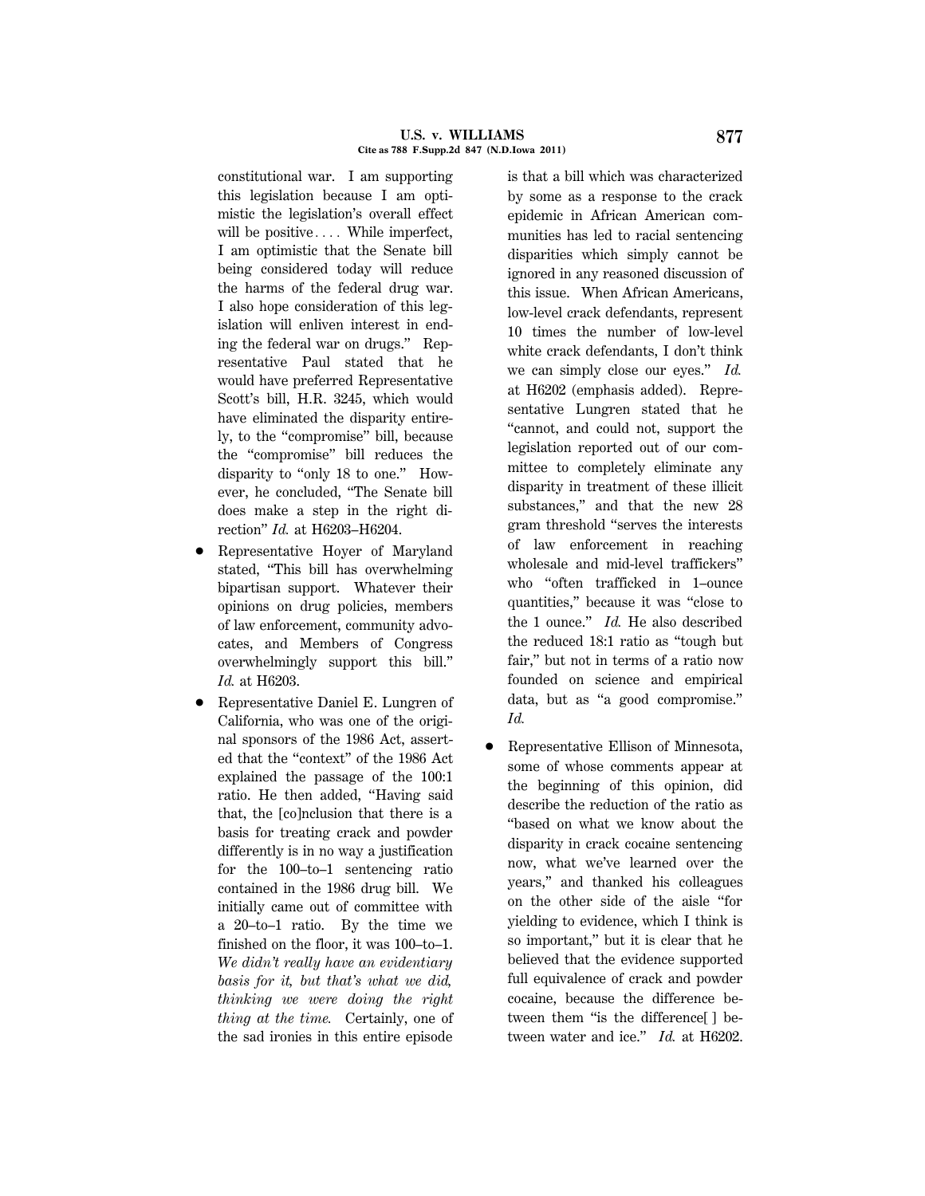constitutional war. I am supporting this legislation because I am optimistic the legislation's overall effect will be positive.... While imperfect, I am optimistic that the Senate bill being considered today will reduce the harms of the federal drug war. I also hope consideration of this legislation will enliven interest in ending the federal war on drugs." Representative Paul stated that he would have preferred Representative Scott's bill, H.R. 3245, which would have eliminated the disparity entirely, to the "compromise" bill, because the "compromise" bill reduces the disparity to "only 18 to one." However, he concluded, "The Senate bill does make a step in the right direction" *Id.* at H6203–H6204.

- Representative Hoyer of Maryland stated, "This bill has overwhelming bipartisan support. Whatever their opinions on drug policies, members of law enforcement, community advocates, and Members of Congress overwhelmingly support this bill." *Id.* at H6203.
- Representative Daniel E. Lungren of California, who was one of the original sponsors of the 1986 Act, asserted that the "context" of the 1986 Act explained the passage of the 100:1 ratio. He then added, "Having said that, the [co]nclusion that there is a basis for treating crack and powder differently is in no way a justification for the 100–to–1 sentencing ratio contained in the 1986 drug bill. We initially came out of committee with a 20–to–1 ratio. By the time we finished on the floor, it was 100–to–1. *We didn't really have an evidentiary basis for it, but that's what we did, thinking we were doing the right thing at the time.* Certainly, one of the sad ironies in this entire episode is that a bill which was characterized by some as a response to the crack epidemic in African American communities has led to racial sentencing disparities which simply cannot be ignored in any reasoned discussion of this issue. When African Americans, low-level crack defendants, represent 10 times the number of low-level white crack defendants, I don't think we can simply close our eyes." *Id.* at H6202 (emphasis added). Representative Lungren stated that he "cannot, and could not, support the legislation reported out of our committee to completely eliminate any disparity in treatment of these illicit substances," and that the new 28 gram threshold "serves the interests of law enforcement in reaching wholesale and mid-level traffickers" who "often trafficked in 1–ounce quantities," because it was "close to the 1 ounce." *Id.* He also described the reduced 18:1 ratio as "tough but fair," but not in terms of a ratio now founded on science and empirical data, but as "a good compromise." *Id.*
- Representative Ellison of Minnesota, some of whose comments appear at the beginning of this opinion, did describe the reduction of the ratio as "based on what we know about the disparity in crack cocaine sentencing now, what we've learned over the years," and thanked his colleagues on the other side of the aisle "for yielding to evidence, which I think is so important," but it is clear that he believed that the evidence supported full equivalence of crack and powder cocaine, because the difference between them "is the difference[ ] between water and ice." *Id.* at H6202.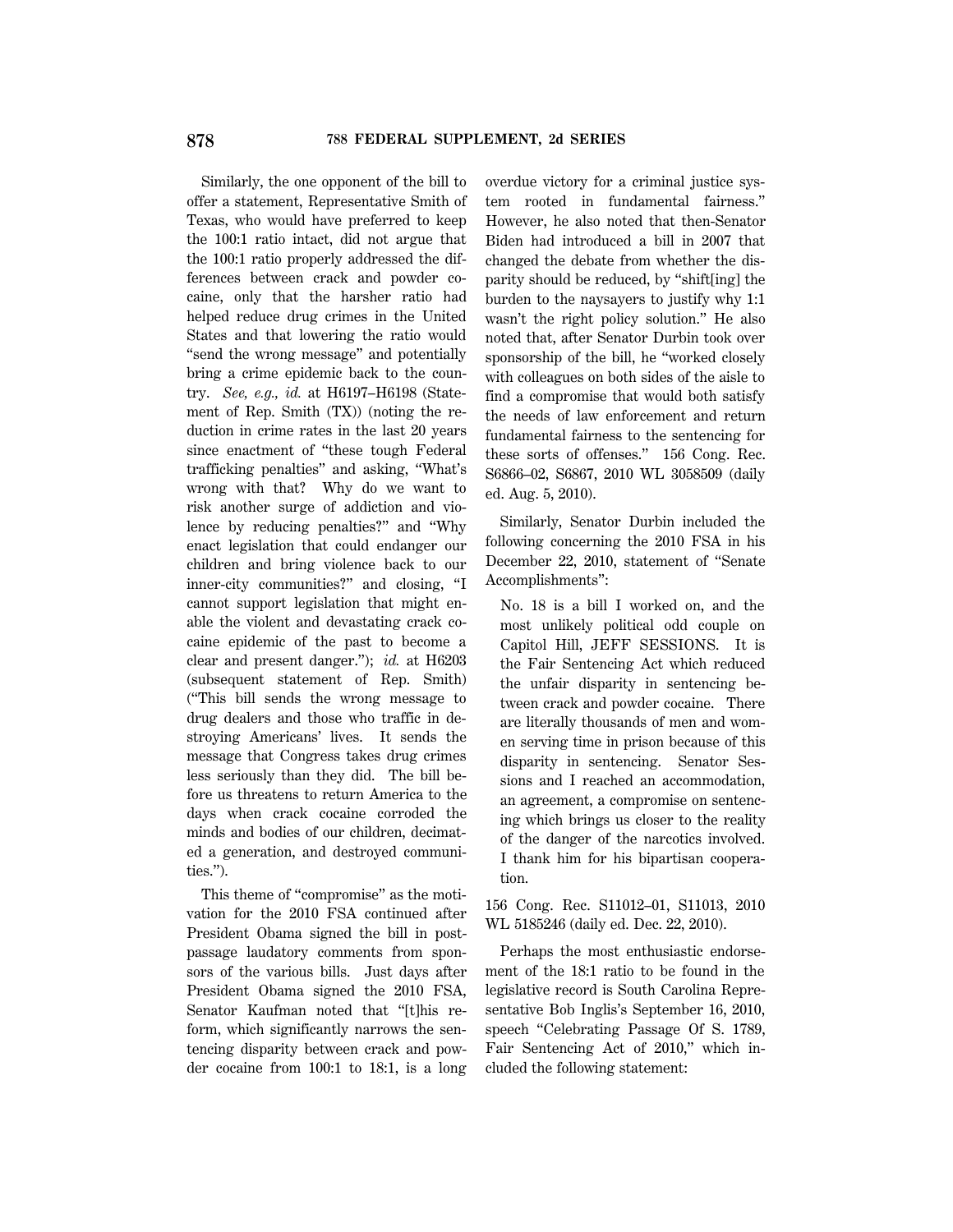Similarly, the one opponent of the bill to offer a statement, Representative Smith of Texas, who would have preferred to keep the 100:1 ratio intact, did not argue that the 100:1 ratio properly addressed the differences between crack and powder cocaine, only that the harsher ratio had helped reduce drug crimes in the United States and that lowering the ratio would "send the wrong message" and potentially bring a crime epidemic back to the country. *See, e.g., id.* at H6197–H6198 (Statement of Rep. Smith (TX)) (noting the reduction in crime rates in the last 20 years since enactment of "these tough Federal trafficking penalties" and asking, "What's wrong with that? Why do we want to risk another surge of addiction and violence by reducing penalties?" and "Why enact legislation that could endanger our children and bring violence back to our inner-city communities?" and closing, "I cannot support legislation that might enable the violent and devastating crack cocaine epidemic of the past to become a clear and present danger."); *id.* at H6203 (subsequent statement of Rep. Smith) ("This bill sends the wrong message to drug dealers and those who traffic in destroying Americans' lives. It sends the message that Congress takes drug crimes less seriously than they did. The bill before us threatens to return America to the days when crack cocaine corroded the minds and bodies of our children, decimated a generation, and destroyed communities.").

This theme of "compromise" as the motivation for the 2010 FSA continued after President Obama signed the bill in post-passage laudatory comments from sponsors of the various bills. Just days after President Obama signed the 2010 FSA, Senator Kaufman noted that "[t]his reform, which significantly narrows the sentencing disparity between crack and powder cocaine from 100:1 to 18:1, is a long overdue victory for a criminal justice system rooted in fundamental fairness." However, he also noted that then-Senator Biden had introduced a bill in 2007 that changed the debate from whether the disparity should be reduced, by "shift[ing] the burden to the naysayers to justify why 1:1 wasn't the right policy solution." He also noted that, after Senator Durbin took over sponsorship of the bill, he "worked closely with colleagues on both sides of the aisle to find a compromise that would both satisfy the needs of law enforcement and return fundamental fairness to the sentencing for these sorts of offenses." 156 Cong. Rec. S6866–02, S6867, 2010 WL 3058509 (daily ed. Aug. 5, 2010).

Similarly, Senator Durbin included the following concerning the 2010 FSA in his December 22, 2010, statement of "Senate Accomplishments":

> No. 18 is a bill I worked on, and the most unlikely political odd couple on Capitol Hill, JEFF SESSIONS. It is the Fair Sentencing Act which reduced the unfair disparity in sentencing between crack and powder cocaine. There are literally thousands of men and women serving time in prison because of this disparity in sentencing. Senator Sessions and I reached an accommodation, an agreement, a compromise on sentencing which brings us closer to the reality of the danger of the narcotics involved. I thank him for his bipartisan cooperation.

156 Cong. Rec. S11012–01, S11013, 2010 WL 5185246 (daily ed. Dec. 22, 2010).

Perhaps the most enthusiastic endorsement of the 18:1 ratio to be found in the legislative record is South Carolina Representative Bob Inglis's September 16, 2010, speech "Celebrating Passage Of S. 1789, Fair Sentencing Act of 2010," which included the following statement: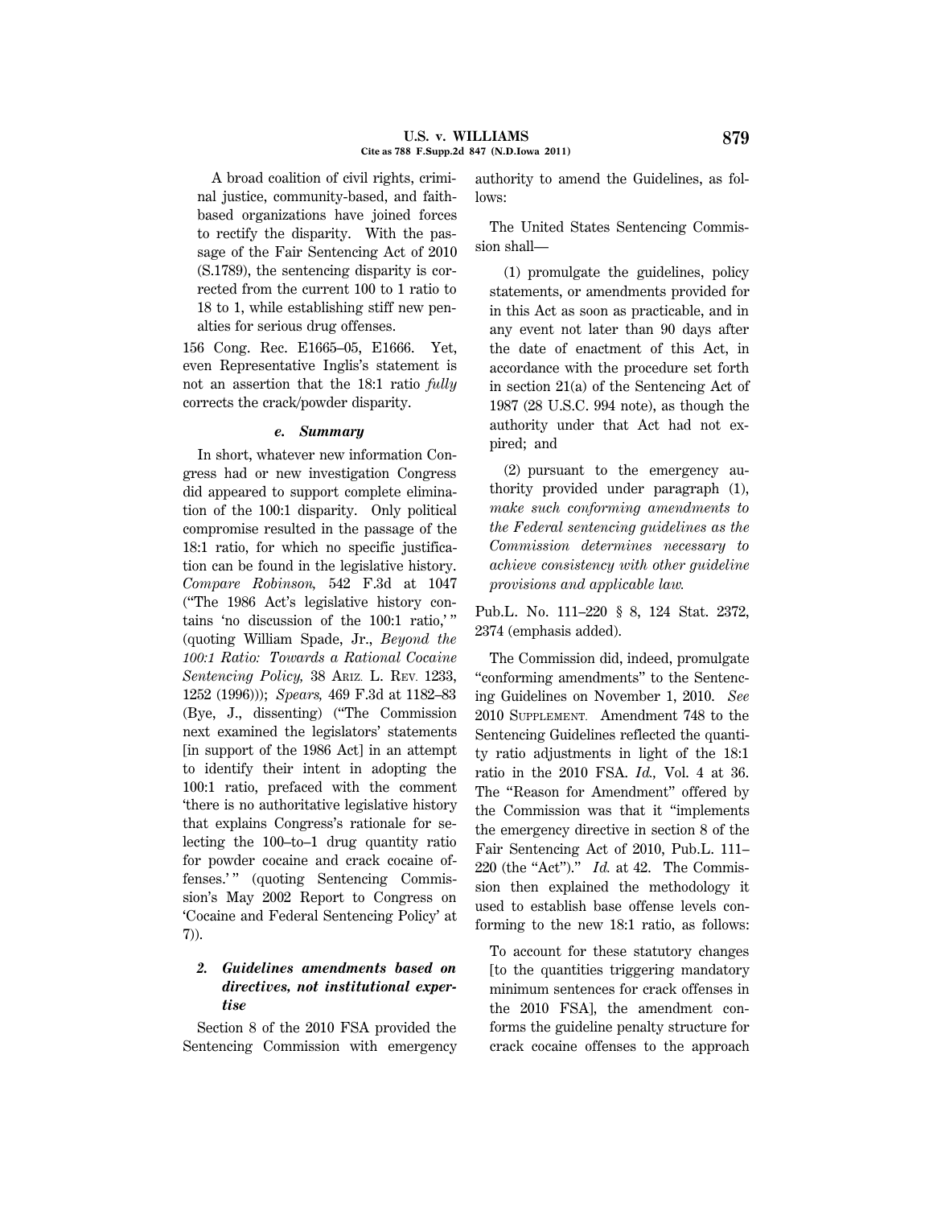> A broad coalition of civil rights, criminal justice, community-based, and faith-based organizations have joined forces to rectify the disparity. With the passage of the Fair Sentencing Act of 2010 (S.1789), the sentencing disparity is corrected from the current 100 to 1 ratio to 18 to 1, while establishing stiff new penalties for serious drug offenses.

156 Cong. Rec. E1665–05, E1666. Yet, even Representative Inglis's statement is not an assertion that the 18:1 ratio *fully* corrects the crack/powder disparity.

#### *e. Summary*

In short, whatever new information Congress had or new investigation Congress did appeared to support complete elimination of the 100:1 disparity. Only political compromise resulted in the passage of the 18:1 ratio, for which no specific justification can be found in the legislative history. *Compare Robinson,* 542 F.3d at 1047 ("The 1986 Act's legislative history contains 'no discussion of the 100:1 ratio,'" (quoting William Spade, Jr., *Beyond the 100:1 Ratio: Towards a Rational Cocaine Sentencing Policy,* 38 Ariz. L. Rev. 1233, 1252 (1996))); *Spears,* 469 F.3d at 1182–83 (Bye, J., dissenting) ("The Commission next examined the legislators' statements [in support of the 1986 Act] in an attempt to identify their intent in adopting the 100:1 ratio, prefaced with the comment 'there is no authoritative legislative history that explains Congress's rationale for selecting the 100–to–1 drug quantity ratio for powder cocaine and crack cocaine offenses.'" (quoting Sentencing Commission's May 2002 Report to Congress on 'Cocaine and Federal Sentencing Policy' at 7)).

### *2. Guidelines amendments based on directives, not institutional expertise*

Section 8 of the 2010 FSA provided the Sentencing Commission with emergency authority to amend the Guidelines, as follows:

> The United States Sentencing Commission shall—
>
> (1) promulgate the guidelines, policy statements, or amendments provided for in this Act as soon as practicable, and in any event not later than 90 days after the date of enactment of this Act, in accordance with the procedure set forth in section 21(a) of the Sentencing Act of 1987 (28 U.S.C. 994 note), as though the authority under that Act had not expired; and
>
> (2) pursuant to the emergency authority provided under paragraph (1), *make such conforming amendments to the Federal sentencing guidelines as the Commission determines necessary to achieve consistency with other guideline provisions and applicable law.*

Pub.L. No. 111–220 § 8, 124 Stat. 2372, 2374 (emphasis added).

The Commission did, indeed, promulgate "conforming amendments" to the Sentencing Guidelines on November 1, 2010. *See* 2010 Supplement. Amendment 748 to the Sentencing Guidelines reflected the quantity ratio adjustments in light of the 18:1 ratio in the 2010 FSA. *Id.,* Vol. 4 at 36. The "Reason for Amendment" offered by the Commission was that it "implements the emergency directive in section 8 of the Fair Sentencing Act of 2010, Pub.L. 111–220 (the "Act")." *Id.* at 42. The Commission then explained the methodology it used to establish base offense levels conforming to the new 18:1 ratio, as follows:

> To account for these statutory changes [to the quantities triggering mandatory minimum sentences for crack offenses in the 2010 FSA], the amendment conforms the guideline penalty structure for crack cocaine offenses to the approach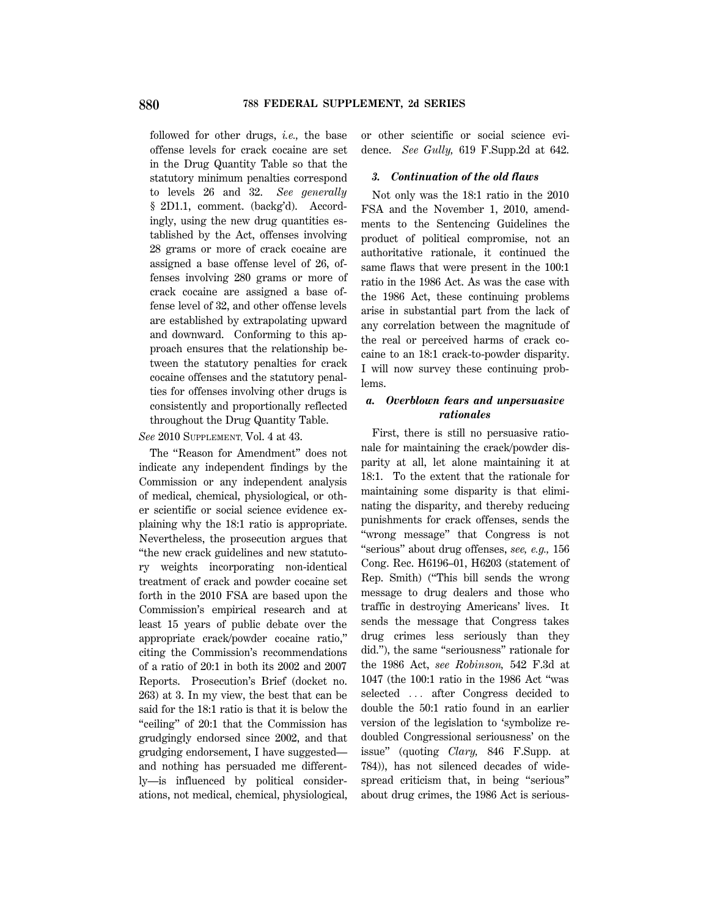followed for other drugs, *i.e.,* the base offense levels for crack cocaine are set in the Drug Quantity Table so that the statutory minimum penalties correspond to levels 26 and 32. *See generally* § 2D1.1, comment. (backg'd). Accordingly, using the new drug quantities established by the Act, offenses involving 28 grams or more of crack cocaine are assigned a base offense level of 26, offenses involving 280 grams or more of crack cocaine are assigned a base offense level of 32, and other offense levels are established by extrapolating upward and downward. Conforming to this approach ensures that the relationship between the statutory penalties for crack cocaine offenses and the statutory penalties for offenses involving other drugs is consistently and proportionally reflected throughout the Drug Quantity Table.

*See* 2010 SUPPLEMENT, Vol. 4 at 43.

The "Reason for Amendment" does not indicate any independent findings by the Commission or any independent analysis of medical, chemical, physiological, or other scientific or social science evidence explaining why the 18:1 ratio is appropriate. Nevertheless, the prosecution argues that "the new crack guidelines and new statutory weights incorporating non-identical treatment of crack and powder cocaine set forth in the 2010 FSA are based upon the Commission's empirical research and at least 15 years of public debate over the appropriate crack/powder cocaine ratio," citing the Commission's recommendations of a ratio of 20:1 in both its 2002 and 2007 Reports. Prosecution's Brief (docket no. 263) at 3. In my view, the best that can be said for the 18:1 ratio is that it is below the "ceiling" of 20:1 that the Commission has grudgingly endorsed since 2002, and that grudging endorsement, I have suggested—and nothing has persuaded me differently—is influenced by political considerations, not medical, chemical, physiological, or other scientific or social science evidence. *See Gully,* 619 F.Supp.2d at 642.

### 3. *Continuation of the old flaws*

Not only was the 18:1 ratio in the 2010 FSA and the November 1, 2010, amendments to the Sentencing Guidelines the product of political compromise, not an authoritative rationale, it continued the same flaws that were present in the 100:1 ratio in the 1986 Act. As was the case with the 1986 Act, these continuing problems arise in substantial part from the lack of any correlation between the magnitude of the real or perceived harms of crack cocaine to an 18:1 crack-to-powder disparity. I will now survey these continuing problems.

#### a. *Overblown fears and unpersuasive rationales*

First, there is still no persuasive rationale for maintaining the crack/powder disparity at all, let alone maintaining it at 18:1. To the extent that the rationale for maintaining some disparity is that eliminating the disparity, and thereby reducing punishments for crack offenses, sends the "wrong message" that Congress is not "serious" about drug offenses, *see, e.g.,* 156 Cong. Rec. H6196–01, H6203 (statement of Rep. Smith) ("This bill sends the wrong message to drug dealers and those who traffic in destroying Americans' lives. It sends the message that Congress takes drug crimes less seriously than they did."), the same "seriousness" rationale for the 1986 Act, *see Robinson,* 542 F.3d at 1047 (the 100:1 ratio in the 1986 Act "was selected ... after Congress decided to double the 50:1 ratio found in an earlier version of the legislation to 'symbolize redoubled Congressional seriousness' on the issue" (quoting *Clary,* 846 F.Supp. at 784)), has not silenced decades of widespread criticism that, in being "serious" about drug crimes, the 1986 Act is serious-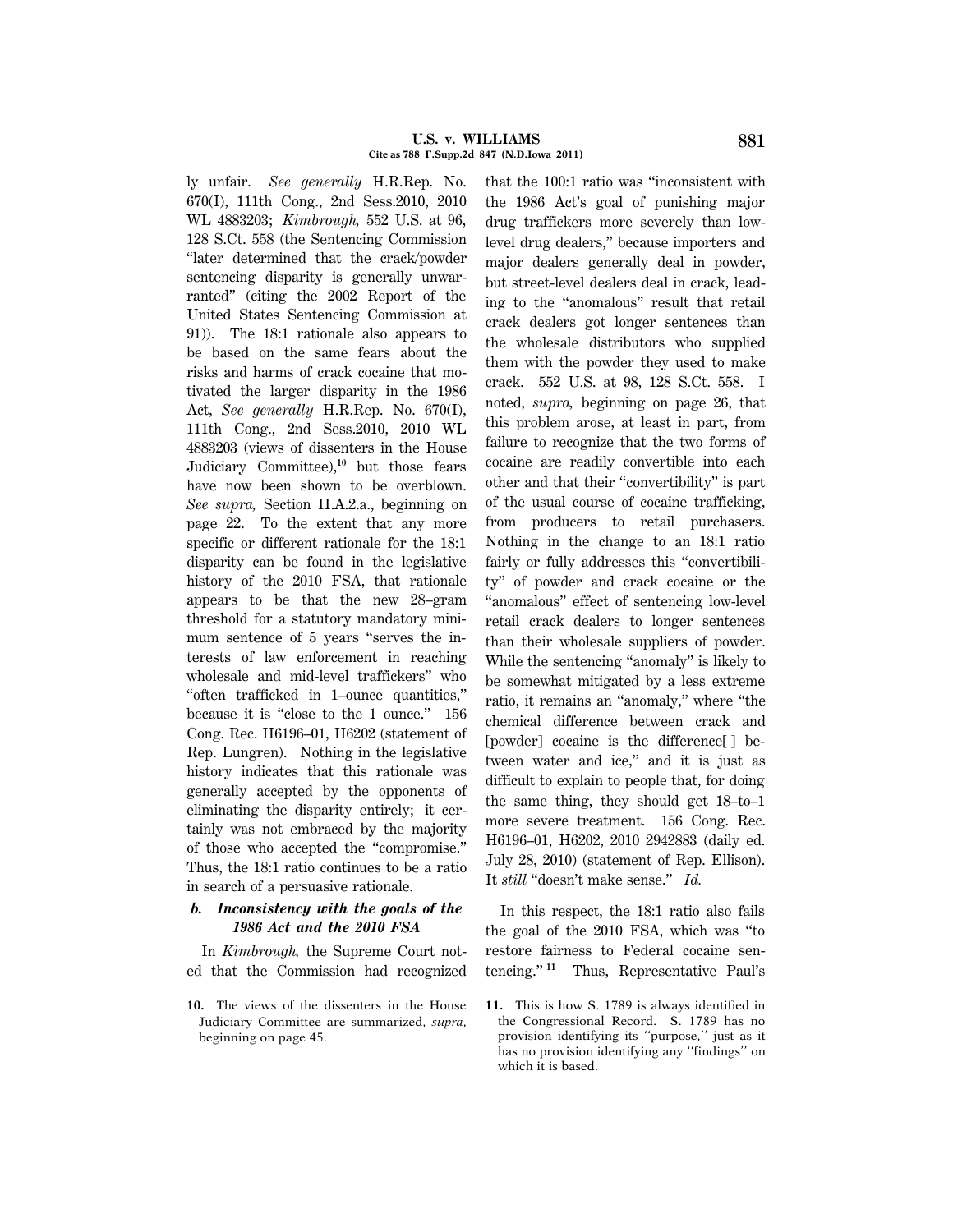ly unfair. *See generally* H.R.Rep. No. 670(I), 111th Cong., 2nd Sess.2010, 2010 WL 4883203; *Kimbrough,* 552 U.S. at 96, 128 S.Ct. 558 (the Sentencing Commission "later determined that the crack/powder sentencing disparity is generally unwarranted" (citing the 2002 Report of the United States Sentencing Commission at 91)). The 18:1 rationale also appears to be based on the same fears about the risks and harms of crack cocaine that motivated the larger disparity in the 1986 Act, *See generally* H.R.Rep. No. 670(I), 111th Cong., 2nd Sess.2010, 2010 WL 4883203 (views of dissenters in the House Judiciary Committee),[10] but those fears have now been shown to be overblown. *See supra,* Section II.A.2.a., beginning on page 22. To the extent that any more specific or different rationale for the 18:1 disparity can be found in the legislative history of the 2010 FSA, that rationale appears to be that the new 28–gram threshold for a statutory mandatory minimum sentence of 5 years "serves the interests of law enforcement in reaching wholesale and mid-level traffickers" who "often trafficked in 1–ounce quantities," because it is "close to the 1 ounce." 156 Cong. Rec. H6196–01, H6202 (statement of Rep. Lungren). Nothing in the legislative history indicates that this rationale was generally accepted by the opponents of eliminating the disparity entirely; it certainly was not embraced by the majority of those who accepted the "compromise." Thus, the 18:1 ratio continues to be a ratio in search of a persuasive rationale.

### *b. Inconsistency with the goals of the 1986 Act and the 2010 FSA*

In *Kimbrough,* the Supreme Court noted that the Commission had recognized that the 100:1 ratio was "inconsistent with the 1986 Act's goal of punishing major drug traffickers more severely than low-level drug dealers," because importers and major dealers generally deal in powder, but street-level dealers deal in crack, leading to the "anomalous" result that retail crack dealers got longer sentences than the wholesale distributors who supplied them with the powder they used to make crack. 552 U.S. at 98, 128 S.Ct. 558. I noted, *supra,* beginning on page 26, that this problem arose, at least in part, from failure to recognize that the two forms of cocaine are readily convertible into each other and that their "convertibility" is part of the usual course of cocaine trafficking, from producers to retail purchasers. Nothing in the change to an 18:1 ratio fairly or fully addresses this "convertibility" of powder and crack cocaine or the "anomalous" effect of sentencing low-level retail crack dealers to longer sentences than their wholesale suppliers of powder. While the sentencing "anomaly" is likely to be somewhat mitigated by a less extreme ratio, it remains an "anomaly," where "the chemical difference between crack and [powder] cocaine is the difference[ ] between water and ice," and it is just as difficult to explain to people that, for doing the same thing, they should get 18–to–1 more severe treatment. 156 Cong. Rec. H6196–01, H6202, 2010 2942883 (daily ed. July 28, 2010) (statement of Rep. Ellison). It *still* "doesn't make sense." *Id.*

In this respect, the 18:1 ratio also fails the goal of the 2010 FSA, which was "to restore fairness to Federal cocaine sentencing."[11] Thus, Representative Paul's

10. The views of the dissenters in the House Judiciary Committee are summarized, *supra,* beginning on page 45.

11. This is how S. 1789 is always identified in the Congressional Record. S. 1789 has no provision identifying its "purpose," just as it has no provision identifying any "findings" on which it is based.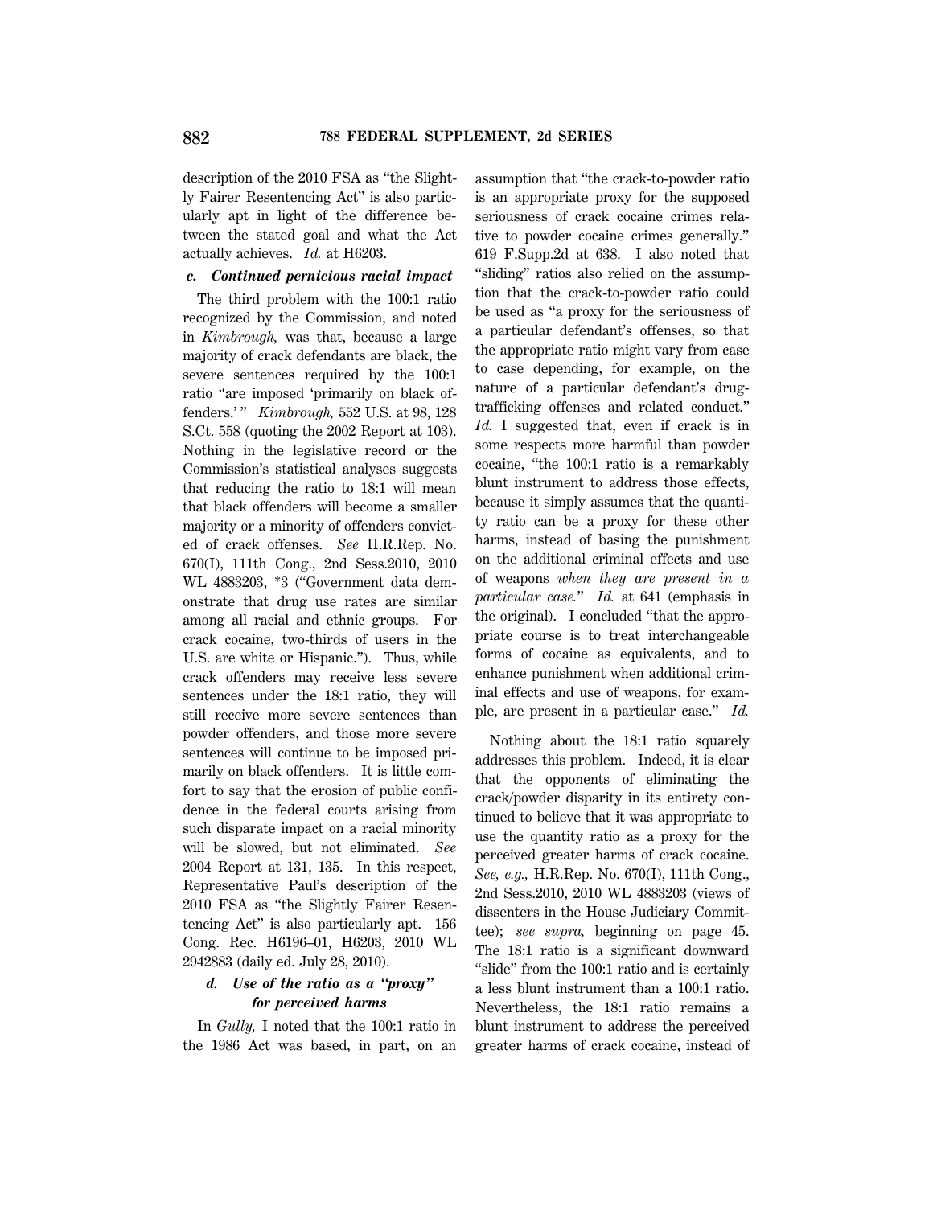description of the 2010 FSA as "the Slightly Fairer Resentencing Act" is also particularly apt in light of the difference between the stated goal and what the Act actually achieves. *Id.* at H6203.

### *c. Continued pernicious racial impact*

The third problem with the 100:1 ratio recognized by the Commission, and noted in *Kimbrough,* was that, because a large majority of crack defendants are black, the severe sentences required by the 100:1 ratio "are imposed 'primarily on black offenders.'" *Kimbrough,* 552 U.S. at 98, 128 S.Ct. 558 (quoting the 2002 Report at 103). Nothing in the legislative record or the Commission's statistical analyses suggests that reducing the ratio to 18:1 will mean that black offenders will become a smaller majority or a minority of offenders convicted of crack offenses. *See* H.R.Rep. No. 670(I), 111th Cong., 2nd Sess.2010, 2010 WL 4883203, *3 ("Government data demonstrate that drug use rates are similar among all racial and ethnic groups. For crack cocaine, two-thirds of users in the U.S. are white or Hispanic."). Thus, while crack offenders may receive less severe sentences under the 18:1 ratio, they will still receive more severe sentences than powder offenders, and those more severe sentences will continue to be imposed primarily on black offenders. It is little comfort to say that the erosion of public confidence in the federal courts arising from such disparate impact on a racial minority will be slowed, but not eliminated. *See* 2004 Report at 131, 135. In this respect, Representative Paul's description of the 2010 FSA as "the Slightly Fairer Resentencing Act" is also particularly apt. 156 Cong. Rec. H6196–01, H6203, 2010 WL 2942883 (daily ed. July 28, 2010).

### *d. Use of the ratio as a "proxy" for perceived harms*

In *Gully,* I noted that the 100:1 ratio in the 1986 Act was based, in part, on an assumption that "the crack-to-powder ratio is an appropriate proxy for the supposed seriousness of crack cocaine crimes relative to powder cocaine crimes generally." 619 F.Supp.2d at 638. I also noted that "sliding" ratios also relied on the assumption that the crack-to-powder ratio could be used as "a proxy for the seriousness of a particular defendant's offenses, so that the appropriate ratio might vary from case to case depending, for example, on the nature of a particular defendant's drug-trafficking offenses and related conduct." *Id.* I suggested that, even if crack is in some respects more harmful than powder cocaine, "the 100:1 ratio is a remarkably blunt instrument to address those effects, because it simply assumes that the quantity ratio can be a proxy for these other harms, instead of basing the punishment on the additional criminal effects and use of weapons *when they are present in a particular case.*" *Id.* at 641 (emphasis in the original). I concluded "that the appropriate course is to treat interchangeable forms of cocaine as equivalents, and to enhance punishment when additional criminal effects and use of weapons, for example, are present in a particular case." *Id.*

Nothing about the 18:1 ratio squarely addresses this problem. Indeed, it is clear that the opponents of eliminating the crack/powder disparity in its entirety continued to believe that it was appropriate to use the quantity ratio as a proxy for the perceived greater harms of crack cocaine. *See, e.g.,* H.R.Rep. No. 670(I), 111th Cong., 2nd Sess.2010, 2010 WL 4883203 (views of dissenters in the House Judiciary Committee); *see supra,* beginning on page 45. The 18:1 ratio is a significant downward "slide" from the 100:1 ratio and is certainly a less blunt instrument than a 100:1 ratio. Nevertheless, the 18:1 ratio remains a blunt instrument to address the perceived greater harms of crack cocaine, instead of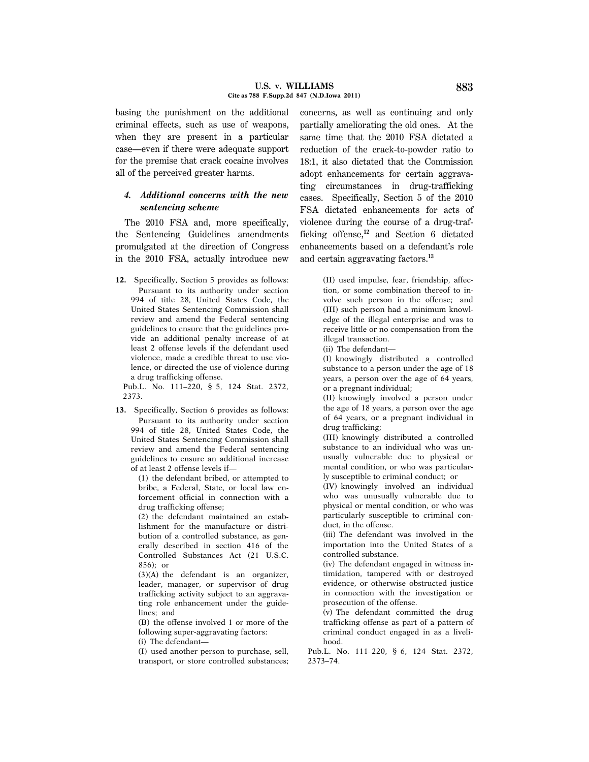basing the punishment on the additional criminal effects, such as use of weapons, when they are present in a particular case—even if there were adequate support for the premise that crack cocaine involves all of the perceived greater harms.

#### *4. Additional concerns with the new sentencing scheme*

The 2010 FSA and, more specifically, the Sentencing Guidelines amendments promulgated at the direction of Congress in the 2010 FSA, actually introduce new concerns, as well as continuing and only partially ameliorating the old ones. At the same time that the 2010 FSA dictated a reduction of the crack-to-powder ratio to 18:1, it also dictated that the Commission adopt enhancements for certain aggravating circumstances in drug-trafficking cases. Specifically, Section 5 of the 2010 FSA dictated enhancements for acts of violence during the course of a drug-trafficking offense,[12] and Section 6 dictated enhancements based on a defendant's role and certain aggravating factors.[13]

---

12. Specifically, Section 5 provides as follows:

> Pursuant to its authority under section 994 of title 28, United States Code, the United States Sentencing Commission shall review and amend the Federal sentencing guidelines to ensure that the guidelines provide an additional penalty increase of at least 2 offense levels if the defendant used violence, made a credible threat to use violence, or directed the use of violence during a drug trafficking offense.

Pub.L. No. 111–220, § 5, 124 Stat. 2372, 2373.

13. Specifically, Section 6 provides as follows:

> Pursuant to its authority under section 994 of title 28, United States Code, the United States Sentencing Commission shall review and amend the Federal sentencing guidelines to ensure an additional increase of at least 2 offense levels if—
>
> (1) the defendant bribed, or attempted to bribe, a Federal, State, or local law enforcement official in connection with a drug trafficking offense;
>
> (2) the defendant maintained an establishment for the manufacture or distribution of a controlled substance, as generally described in section 416 of the Controlled Substances Act (21 U.S.C. 856); or
>
> (3)(A) the defendant is an organizer, leader, manager, or supervisor of drug trafficking activity subject to an aggravating role enhancement under the guidelines; and
>
> (B) the offense involved 1 or more of the following super-aggravating factors:
>
> (i) The defendant—
>
> (I) used another person to purchase, sell, transport, or store controlled substances;
>
> (II) used impulse, fear, friendship, affection, or some combination thereof to involve such person in the offense; and
>
> (III) such person had a minimum knowledge of the illegal enterprise and was to receive little or no compensation from the illegal transaction.
>
> (ii) The defendant—
>
> (I) knowingly distributed a controlled substance to a person under the age of 18 years, a person over the age of 64 years, or a pregnant individual;
>
> (II) knowingly involved a person under the age of 18 years, a person over the age of 64 years, or a pregnant individual in drug trafficking;
>
> (III) knowingly distributed a controlled substance to an individual who was unusually vulnerable due to physical or mental condition, or who was particularly susceptible to criminal conduct; or
>
> (IV) knowingly involved an individual who was unusually vulnerable due to physical or mental condition, or who was particularly susceptible to criminal conduct, in the offense.
>
> (iii) The defendant was involved in the importation into the United States of a controlled substance.
>
> (iv) The defendant engaged in witness intimidation, tampered with or destroyed evidence, or otherwise obstructed justice in connection with the investigation or prosecution of the offense.
>
> (v) The defendant committed the drug trafficking offense as part of a pattern of criminal conduct engaged in as a livelihood.

Pub.L. No. 111–220, § 6, 124 Stat. 2372, 2373–74.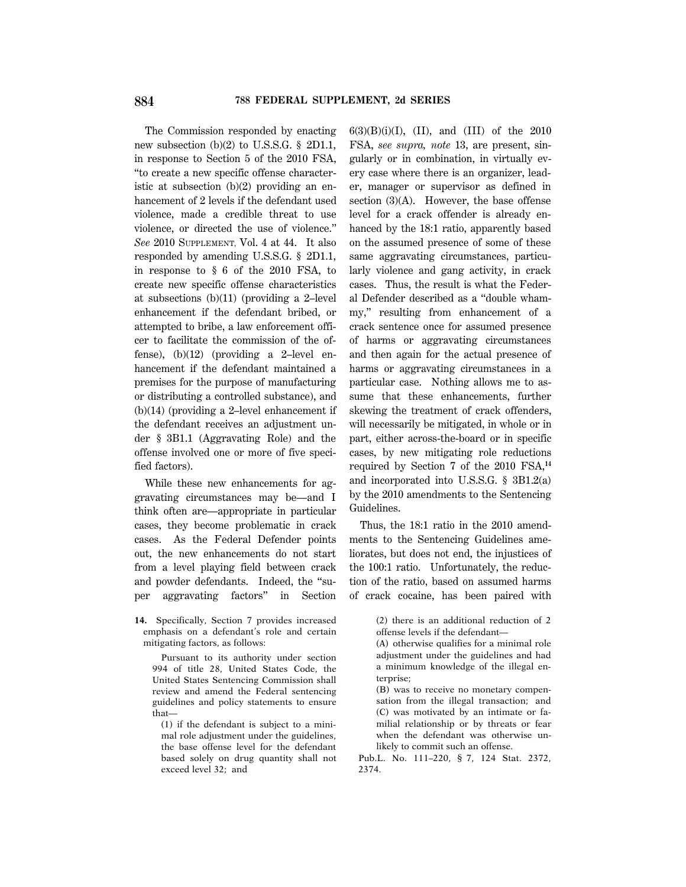The Commission responded by enacting new subsection (b)(2) to U.S.S.G. § 2D1.1, in response to Section 5 of the 2010 FSA, "to create a new specific offense characteristic at subsection (b)(2) providing an enhancement of 2 levels if the defendant used violence, made a credible threat to use violence, or directed the use of violence." *See* 2010 SUPPLEMENT, Vol. 4 at 44. It also responded by amending U.S.S.G. § 2D1.1, in response to § 6 of the 2010 FSA, to create new specific offense characteristics at subsections (b)(11) (providing a 2–level enhancement if the defendant bribed, or attempted to bribe, a law enforcement officer to facilitate the commission of the offense), (b)(12) (providing a 2–level enhancement if the defendant maintained a premises for the purpose of manufacturing or distributing a controlled substance), and (b)(14) (providing a 2–level enhancement if the defendant receives an adjustment under § 3B1.1 (Aggravating Role) and the offense involved one or more of five specified factors).

While these new enhancements for aggravating circumstances may be—and I think often are—appropriate in particular cases, they become problematic in crack cases. As the Federal Defender points out, the new enhancements do not start from a level playing field between crack and powder defendants. Indeed, the "super aggravating factors" in Section 6(3)(B)(i)(I), (II), and (III) of the 2010 FSA, *see supra, note* 13, are present, singularly or in combination, in virtually every case where there is an organizer, leader, manager or supervisor as defined in section (3)(A). However, the base offense level for a crack offender is already enhanced by the 18:1 ratio, apparently based on the assumed presence of some of these same aggravating circumstances, particularly violence and gang activity, in crack cases. Thus, the result is what the Federal Defender described as a "double whammy," resulting from enhancement of a crack sentence once for assumed presence of harms or aggravating circumstances and then again for the actual presence of harms or aggravating circumstances in a particular case. Nothing allows me to assume that these enhancements, further skewing the treatment of crack offenders, will necessarily be mitigated, in whole or in part, either across-the-board or in specific cases, by new mitigating role reductions required by Section 7 of the 2010 FSA,[14] and incorporated into U.S.S.G. § 3B1.2(a) by the 2010 amendments to the Sentencing Guidelines.

Thus, the 18:1 ratio in the 2010 amendments to the Sentencing Guidelines ameliorates, but does not end, the injustices of the 100:1 ratio. Unfortunately, the reduction of the ratio, based on assumed harms of crack cocaine, has been paired with

---

**14.** Specifically, Section 7 provides increased emphasis on a defendant's role and certain mitigating factors, as follows:

> Pursuant to its authority under section 994 of title 28, United States Code, the United States Sentencing Commission shall review and amend the Federal sentencing guidelines and policy statements to ensure that—
>
> (1) if the defendant is subject to a minimal role adjustment under the guidelines, the base offense level for the defendant based solely on drug quantity shall not exceed level 32; and
>
> (2) there is an additional reduction of 2 offense levels if the defendant—
>
> (A) otherwise qualifies for a minimal role adjustment under the guidelines and had a minimum knowledge of the illegal enterprise;
>
> (B) was to receive no monetary compensation from the illegal transaction; and
>
> (C) was motivated by an intimate or familial relationship or by threats or fear when the defendant was otherwise unlikely to commit such an offense.

Pub.L. No. 111–220, § 7, 124 Stat. 2372, 2374.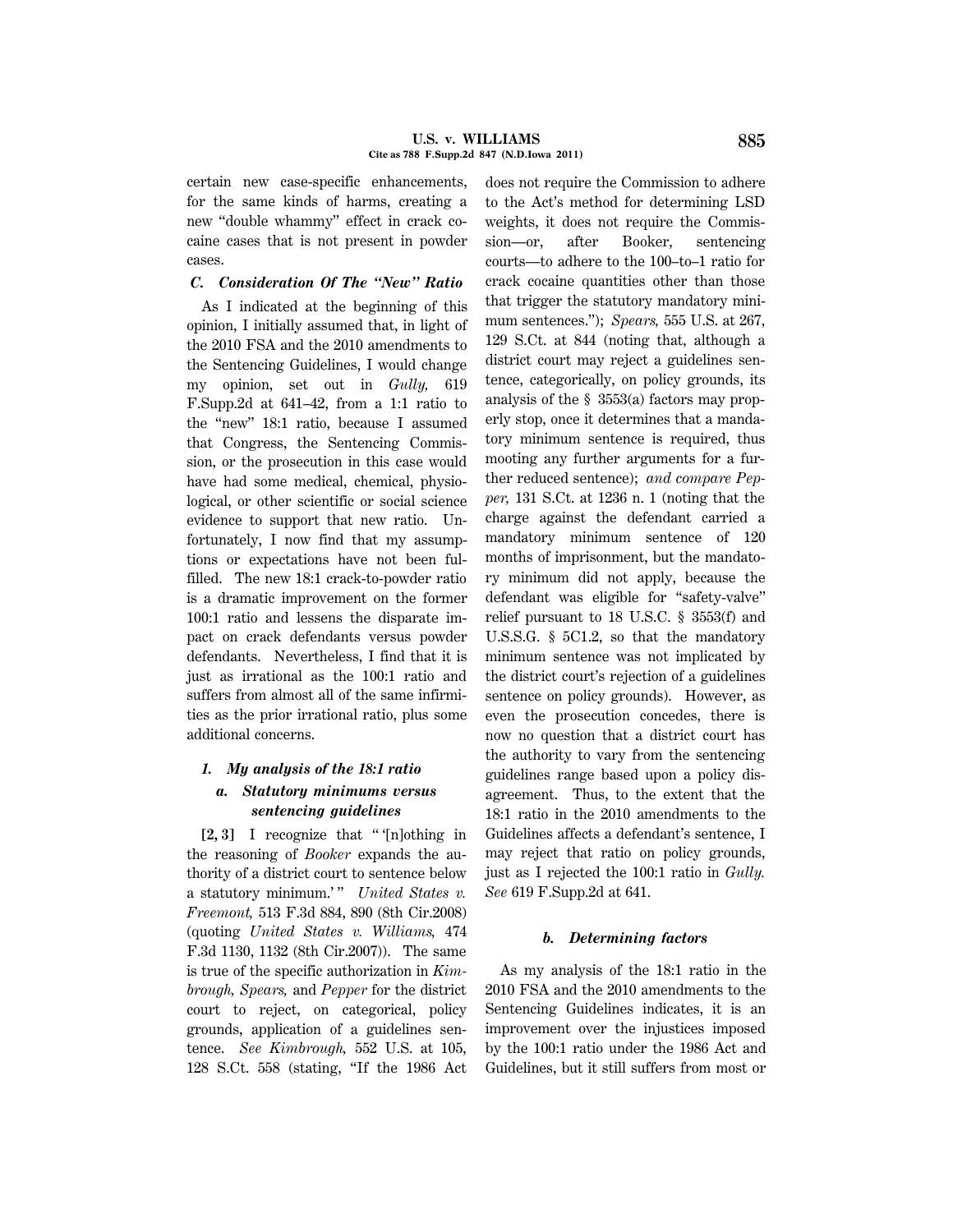certain new case-specific enhancements, for the same kinds of harms, creating a new "double whammy" effect in crack cocaine cases that is not present in powder cases.

### *C. Consideration Of The "New" Ratio*

As I indicated at the beginning of this opinion, I initially assumed that, in light of the 2010 FSA and the 2010 amendments to the Sentencing Guidelines, I would change my opinion, set out in *Gully,* 619 F.Supp.2d at 641–42, from a 1:1 ratio to the "new" 18:1 ratio, because I assumed that Congress, the Sentencing Commission, or the prosecution in this case would have had some medical, chemical, physiological, or other scientific or social science evidence to support that new ratio. Unfortunately, I now find that my assumptions or expectations have not been fulfilled. The new 18:1 crack-to-powder ratio is a dramatic improvement on the former 100:1 ratio and lessens the disparate impact on crack defendants versus powder defendants. Nevertheless, I find that it is just as irrational as the 100:1 ratio and suffers from almost all of the same infirmities as the prior irrational ratio, plus some additional concerns.

#### *1. My analysis of the 18:1 ratio*

##### *a. Statutory minimums versus sentencing guidelines*

**[2, 3]** I recognize that " '[n]othing in the reasoning of *Booker* expands the authority of a district court to sentence below a statutory minimum.' " *United States v. Freemont,* 513 F.3d 884, 890 (8th Cir.2008) (quoting *United States v. Williams,* 474 F.3d 1130, 1132 (8th Cir.2007)). The same is true of the specific authorization in *Kimbrough, Spears,* and *Pepper* for the district court to reject, on categorical, policy grounds, application of a guidelines sentence. *See Kimbrough,* 552 U.S. at 105, 128 S.Ct. 558 (stating, "If the 1986 Act does not require the Commission to adhere to the Act's method for determining LSD weights, it does not require the Commission—or, after Booker, sentencing courts—to adhere to the 100–to–1 ratio for crack cocaine quantities other than those that trigger the statutory mandatory minimum sentences."); *Spears,* 555 U.S. at 267, 129 S.Ct. at 844 (noting that, although a district court may reject a guidelines sentence, categorically, on policy grounds, its analysis of the § 3553(a) factors may properly stop, once it determines that a mandatory minimum sentence is required, thus mooting any further arguments for a further reduced sentence); *and compare Pepper,* 131 S.Ct. at 1236 n. 1 (noting that the charge against the defendant carried a mandatory minimum sentence of 120 months of imprisonment, but the mandatory minimum did not apply, because the defendant was eligible for "safety-valve" relief pursuant to 18 U.S.C. § 3553(f) and U.S.S.G. § 5C1.2, so that the mandatory minimum sentence was not implicated by the district court's rejection of a guidelines sentence on policy grounds). However, as even the prosecution concedes, there is now no question that a district court has the authority to vary from the sentencing guidelines range based upon a policy disagreement. Thus, to the extent that the 18:1 ratio in the 2010 amendments to the Guidelines affects a defendant's sentence, I may reject that ratio on policy grounds, just as I rejected the 100:1 ratio in *Gully. See* 619 F.Supp.2d at 641.

##### *b. Determining factors*

As my analysis of the 18:1 ratio in the 2010 FSA and the 2010 amendments to the Sentencing Guidelines indicates, it is an improvement over the injustices imposed by the 100:1 ratio under the 1986 Act and Guidelines, but it still suffers from most or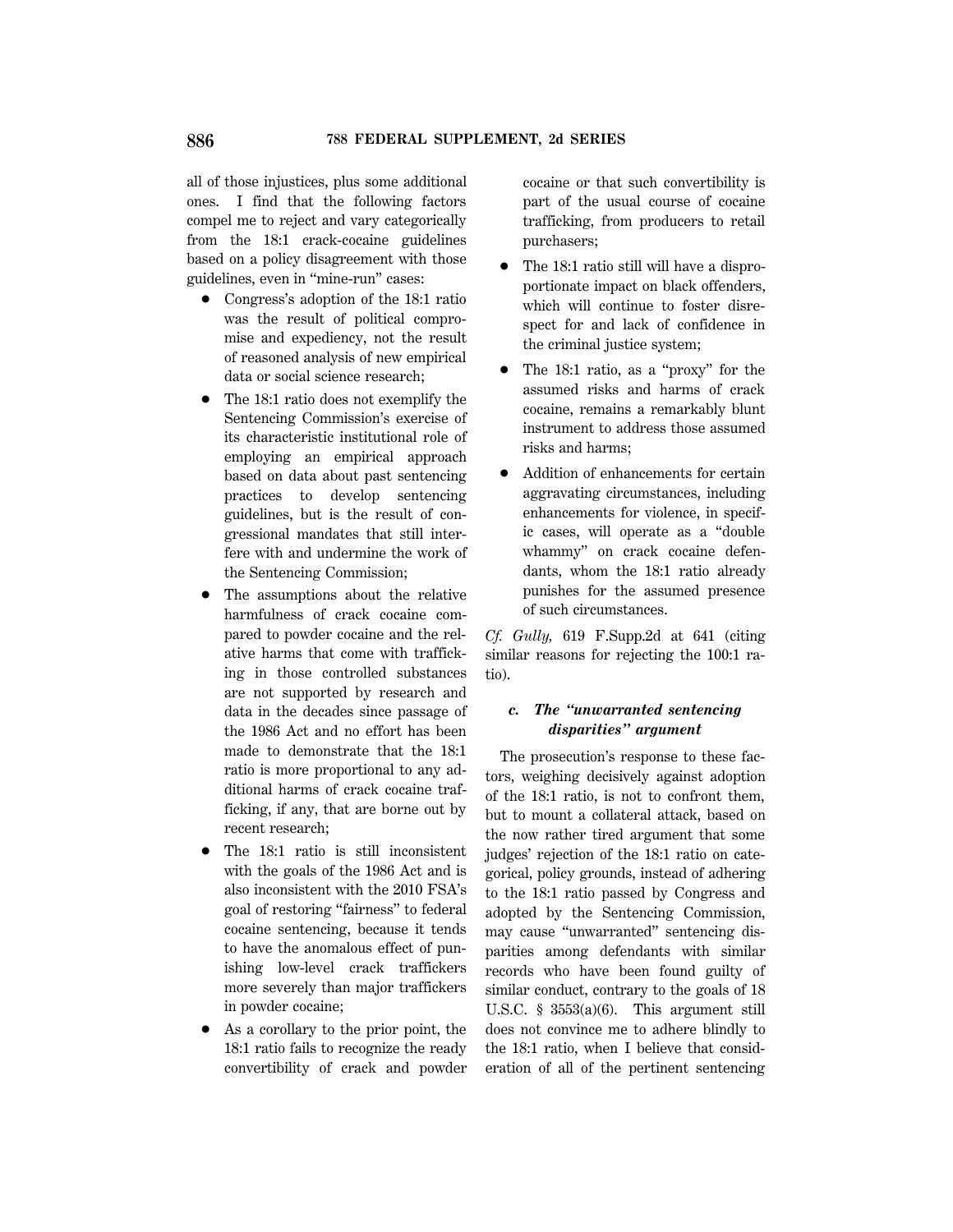all of those injustices, plus some additional ones. I find that the following factors compel me to reject and vary categorically from the 18:1 crack-cocaine guidelines based on a policy disagreement with those guidelines, even in "mine-run" cases:

- Congress's adoption of the 18:1 ratio was the result of political compromise and expediency, not the result of reasoned analysis of new empirical data or social science research;
- The 18:1 ratio does not exemplify the Sentencing Commission's exercise of its characteristic institutional role of employing an empirical approach based on data about past sentencing practices to develop sentencing guidelines, but is the result of congressional mandates that still interfere with and undermine the work of the Sentencing Commission;
- The assumptions about the relative harmfulness of crack cocaine compared to powder cocaine and the relative harms that come with trafficking in those controlled substances are not supported by research and data in the decades since passage of the 1986 Act and no effort has been made to demonstrate that the 18:1 ratio is more proportional to any additional harms of crack cocaine trafficking, if any, that are borne out by recent research;
- The 18:1 ratio is still inconsistent with the goals of the 1986 Act and is also inconsistent with the 2010 FSA's goal of restoring "fairness" to federal cocaine sentencing, because it tends to have the anomalous effect of punishing low-level crack traffickers more severely than major traffickers in powder cocaine;
- As a corollary to the prior point, the 18:1 ratio fails to recognize the ready convertibility of crack and powder cocaine or that such convertibility is part of the usual course of cocaine trafficking, from producers to retail purchasers;
- The 18:1 ratio still will have a disproportionate impact on black offenders, which will continue to foster disrespect for and lack of confidence in the criminal justice system;
- The 18:1 ratio, as a "proxy" for the assumed risks and harms of crack cocaine, remains a remarkably blunt instrument to address those assumed risks and harms;
- Addition of enhancements for certain aggravating circumstances, including enhancements for violence, in specific cases, will operate as a "double whammy" on crack cocaine defendants, whom the 18:1 ratio already punishes for the assumed presence of such circumstances.

*Cf. Gully,* 619 F.Supp.2d at 641 (citing similar reasons for rejecting the 100:1 ratio).

### *c. The "unwarranted sentencing disparities" argument*

The prosecution's response to these factors, weighing decisively against adoption of the 18:1 ratio, is not to confront them, but to mount a collateral attack, based on the now rather tired argument that some judges' rejection of the 18:1 ratio on categorical, policy grounds, instead of adhering to the 18:1 ratio passed by Congress and adopted by the Sentencing Commission, may cause "unwarranted" sentencing disparities among defendants with similar records who have been found guilty of similar conduct, contrary to the goals of 18 U.S.C. § 3553(a)(6). This argument still does not convince me to adhere blindly to the 18:1 ratio, when I believe that consideration of all of the pertinent sentencing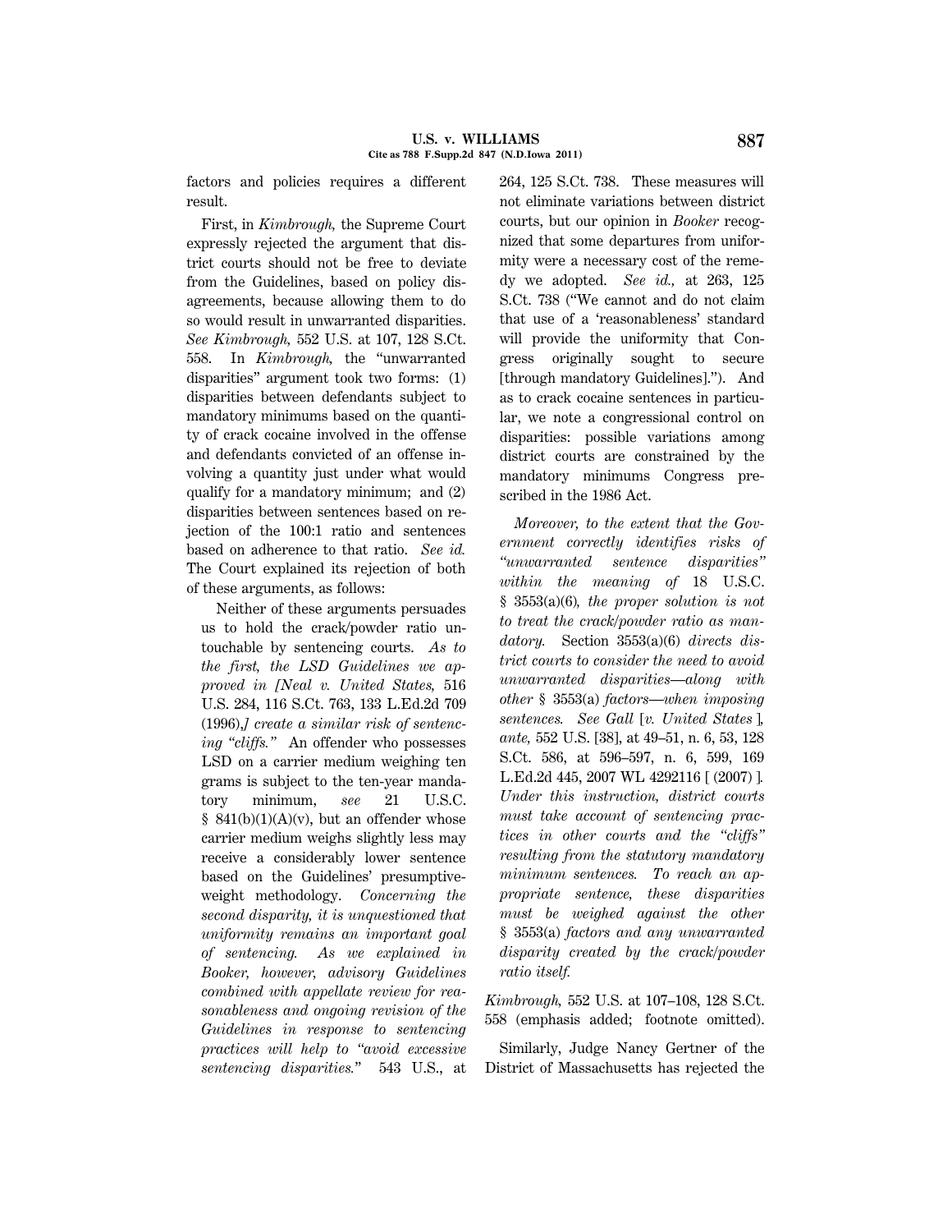factors and policies requires a different result.

First, in *Kimbrough,* the Supreme Court expressly rejected the argument that district courts should not be free to deviate from the Guidelines, based on policy disagreements, because allowing them to do so would result in unwarranted disparities. *See Kimbrough,* 552 U.S. at 107, 128 S.Ct. 558. In *Kimbrough*, the "unwarranted disparities" argument took two forms: (1) disparities between defendants subject to mandatory minimums based on the quantity of crack cocaine involved in the offense and defendants convicted of an offense involving a quantity just under what would qualify for a mandatory minimum; and (2) disparities between sentences based on rejection of the 100:1 ratio and sentences based on adherence to that ratio. *See id.* The Court explained its rejection of both of these arguments, as follows:

> Neither of these arguments persuades us to hold the crack/powder ratio untouchable by sentencing courts. *As to the first, the LSD Guidelines we approved in [Neal v. United States,* 516 U.S. 284, 116 S.Ct. 763, 133 L.Ed.2d 709 (1996),*] create a similar risk of sentencing "cliffs."* An offender who possesses LSD on a carrier medium weighing ten grams is subject to the ten-year mandatory minimum, *see* 21 U.S.C. § 841(b)(1)(A)(v), but an offender whose carrier medium weighs slightly less may receive a considerably lower sentence based on the Guidelines' presumptive-weight methodology. *Concerning the second disparity, it is unquestioned that uniformity remains an important goal of sentencing. As we explained in Booker, however, advisory Guidelines combined with appellate review for reasonableness and ongoing revision of the Guidelines in response to sentencing practices will help to "avoid excessive sentencing disparities."* 543 U.S., at 264, 125 S.Ct. 738. These measures will not eliminate variations between district courts, but our opinion in *Booker* recognized that some departures from uniformity were a necessary cost of the remedy we adopted. *See id.,* at 263, 125 S.Ct. 738 ("We cannot and do not claim that use of a 'reasonableness' standard will provide the uniformity that Congress originally sought to secure [through mandatory Guidelines]."). And as to crack cocaine sentences in particular, we note a congressional control on disparities: possible variations among district courts are constrained by the mandatory minimums Congress prescribed in the 1986 Act.
>
> *Moreover, to the extent that the Government correctly identifies risks of "unwarranted sentence disparities" within the meaning of* 18 U.S.C. § 3553(a)(6)*, the proper solution is not to treat the crack/powder ratio as mandatory.* Section 3553(a)(6) *directs district courts to consider the need to avoid unwarranted disparities—along with other* § 3553(a) *factors—when imposing sentences. See Gall* [*v. United States* ]*, ante,* 552 U.S. [38], at 49–51, n. 6, 53, 128 S.Ct. 586, at 596–597, n. 6, 599, 169 L.Ed.2d 445, 2007 WL 4292116 [ (2007) ]*. Under this instruction, district courts must take account of sentencing practices in other courts and the "cliffs" resulting from the statutory mandatory minimum sentences. To reach an appropriate sentence, these disparities must be weighed against the other* § 3553(a) *factors and any unwarranted disparity created by the crack/powder ratio itself.*

*Kimbrough,* 552 U.S. at 107–108, 128 S.Ct. 558 (emphasis added; footnote omitted).

Similarly, Judge Nancy Gertner of the District of Massachusetts has rejected the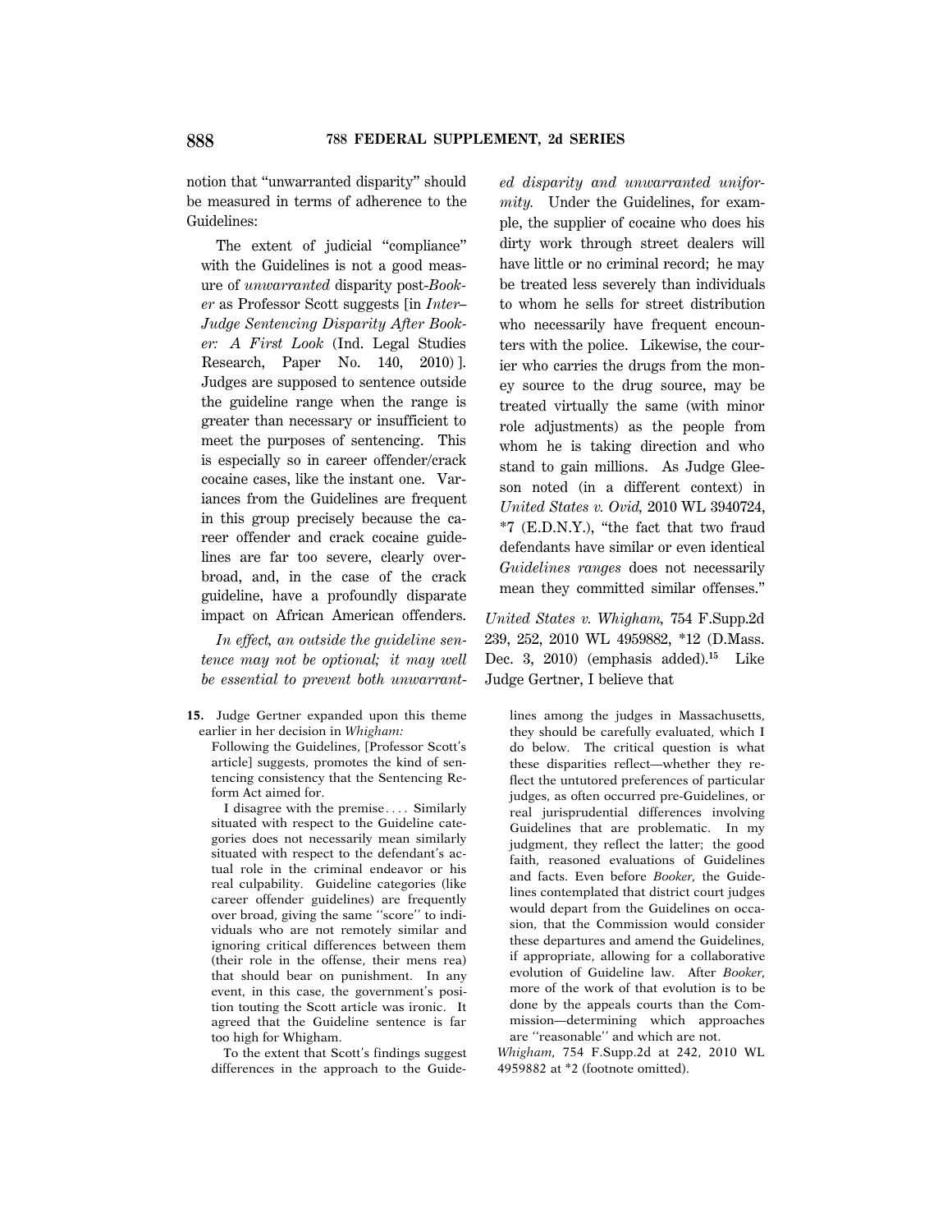notion that "unwarranted disparity" should be measured in terms of adherence to the Guidelines:

> The extent of judicial "compliance" with the Guidelines is not a good measure of *unwarranted* disparity post-*Booker* as Professor Scott suggests [in *Inter–Judge Sentencing Disparity After Booker: A First Look* (Ind. Legal Studies Research, Paper No. 140, 2010) ]. Judges are supposed to sentence outside the guideline range when the range is greater than necessary or insufficient to meet the purposes of sentencing. This is especially so in career offender/crack cocaine cases, like the instant one. Variances from the Guidelines are frequent in this group precisely because the career offender and crack cocaine guidelines are far too severe, clearly overbroad, and, in the case of the crack guideline, have a profoundly disparate impact on African American offenders.
>
> *In effect, an outside the guideline sentence may not be optional; it may well be essential to prevent both unwarranted disparity and unwarranted uniformity.* Under the Guidelines, for example, the supplier of cocaine who does his dirty work through street dealers will have little or no criminal record; he may be treated less severely than individuals to whom he sells for street distribution who necessarily have frequent encounters with the police. Likewise, the courier who carries the drugs from the money source to the drug source, may be treated virtually the same (with minor role adjustments) as the people from whom he is taking direction and who stand to gain millions. As Judge Gleeson noted (in a different context) in *United States v. Ovid,* 2010 WL 3940724, *7 (E.D.N.Y.), "the fact that two fraud defendants have similar or even identical *Guidelines ranges* does not necessarily mean they committed similar offenses."

*United States v. Whigham,* 754 F.Supp.2d 239, 252, 2010 WL 4959882, *12 (D.Mass. Dec. 3, 2010) (emphasis added).[15] Like Judge Gertner, I believe that

---

**15.** Judge Gertner expanded upon this theme earlier in her decision in *Whigham:*

> Following the Guidelines, [Professor Scott's article] suggests, promotes the kind of sentencing consistency that the Sentencing Reform Act aimed for.
>
> I disagree with the premise.... Similarly situated with respect to the Guideline categories does not necessarily mean similarly situated with respect to the defendant's actual role in the criminal endeavor or his real culpability. Guideline categories (like career offender guidelines) are frequently over broad, giving the same "score" to individuals who are not remotely similar and ignoring critical differences between them (their role in the offense, their mens rea) that should bear on punishment. In any event, in this case, the government's position touting the Scott article was ironic. It agreed that the Guideline sentence is far too high for Whigham.
>
> To the extent that Scott's findings suggest differences in the approach to the Guidelines among the judges in Massachusetts, they should be carefully evaluated, which I do below. The critical question is what these disparities reflect—whether they reflect the untutored preferences of particular judges, as often occurred pre-Guidelines, or real jurisprudential differences involving Guidelines that are problematic. In my judgment, they reflect the latter; the good faith, reasoned evaluations of Guidelines and facts. Even before *Booker,* the Guidelines contemplated that district court judges would depart from the Guidelines on occasion, that the Commission would consider these departures and amend the Guidelines, if appropriate, allowing for a collaborative evolution of Guideline law. After *Booker,* more of the work of that evolution is to be done by the appeals courts than the Commission—determining which approaches are "reasonable" and which are not.

*Whigham,* 754 F.Supp.2d at 242, 2010 WL 4959882 at *2 (footnote omitted).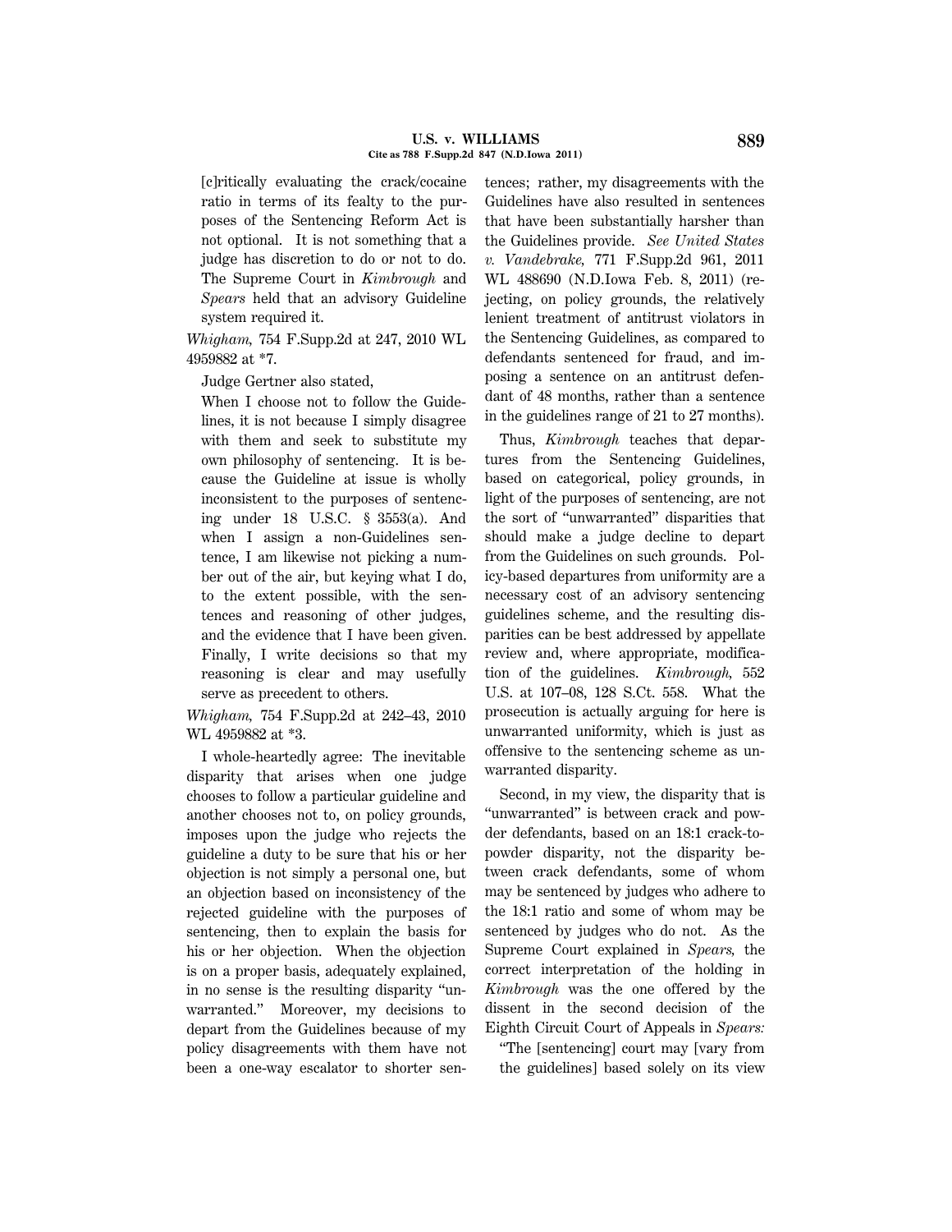> [c]ritically evaluating the crack/cocaine ratio in terms of its fealty to the purposes of the Sentencing Reform Act is not optional. It is not something that a judge has discretion to do or not to do. The Supreme Court in *Kimbrough* and *Spears* held that an advisory Guideline system required it.

*Whigham,* 754 F.Supp.2d at 247, 2010 WL 4959882 at *7.

Judge Gertner also stated,

> When I choose not to follow the Guidelines, it is not because I simply disagree with them and seek to substitute my own philosophy of sentencing. It is because the Guideline at issue is wholly inconsistent to the purposes of sentencing under 18 U.S.C. § 3553(a). And when I assign a non-Guidelines sentence, I am likewise not picking a number out of the air, but keying what I do, to the extent possible, with the sentences and reasoning of other judges, and the evidence that I have been given. Finally, I write decisions so that my reasoning is clear and may usefully serve as precedent to others.

*Whigham,* 754 F.Supp.2d at 242–43, 2010 WL 4959882 at *3.

I whole-heartedly agree: The inevitable disparity that arises when one judge chooses to follow a particular guideline and another chooses not to, on policy grounds, imposes upon the judge who rejects the guideline a duty to be sure that his or her objection is not simply a personal one, but an objection based on inconsistency of the rejected guideline with the purposes of sentencing, then to explain the basis for his or her objection. When the objection is on a proper basis, adequately explained, in no sense is the resulting disparity "unwarranted." Moreover, my decisions to depart from the Guidelines because of my policy disagreements with them have not been a one-way escalator to shorter sentences; rather, my disagreements with the Guidelines have also resulted in sentences that have been substantially harsher than the Guidelines provide. *See United States v. Vandebrake,* 771 F.Supp.2d 961, 2011 WL 488690 (N.D.Iowa Feb. 8, 2011) (rejecting, on policy grounds, the relatively lenient treatment of antitrust violators in the Sentencing Guidelines, as compared to defendants sentenced for fraud, and imposing a sentence on an antitrust defendant of 48 months, rather than a sentence in the guidelines range of 21 to 27 months).

Thus, *Kimbrough* teaches that departures from the Sentencing Guidelines, based on categorical, policy grounds, in light of the purposes of sentencing, are not the sort of "unwarranted" disparities that should make a judge decline to depart from the Guidelines on such grounds. Policy-based departures from uniformity are a necessary cost of an advisory sentencing guidelines scheme, and the resulting disparities can be best addressed by appellate review and, where appropriate, modification of the guidelines. *Kimbrough,* 552 U.S. at 107–08, 128 S.Ct. 558. What the prosecution is actually arguing for here is unwarranted uniformity, which is just as offensive to the sentencing scheme as unwarranted disparity.

Second, in my view, the disparity that is "unwarranted" is between crack and powder defendants, based on an 18:1 crack-to-powder disparity, not the disparity between crack defendants, some of whom may be sentenced by judges who adhere to the 18:1 ratio and some of whom may be sentenced by judges who do not. As the Supreme Court explained in *Spears,* the correct interpretation of the holding in *Kimbrough* was the one offered by the dissent in the second decision of the Eighth Circuit Court of Appeals in *Spears:*

> "The [sentencing] court may [vary from the guidelines] based solely on its view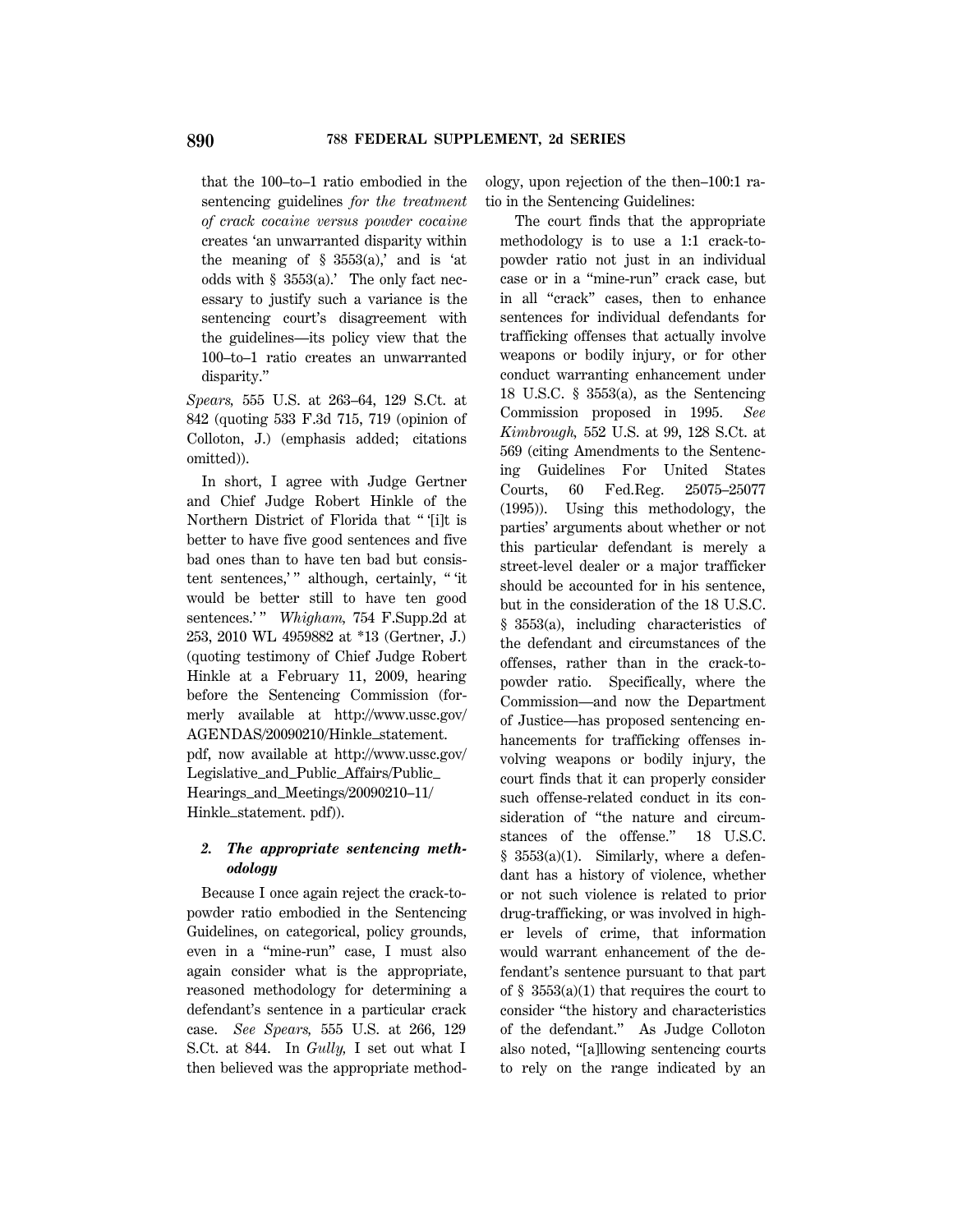that the 100–to–1 ratio embodied in the sentencing guidelines *for the treatment of crack cocaine versus powder cocaine* creates 'an unwarranted disparity within the meaning of § 3553(a),' and is 'at odds with § 3553(a).' The only fact necessary to justify such a variance is the sentencing court's disagreement with the guidelines—its policy view that the 100–to–1 ratio creates an unwarranted disparity."

*Spears,* 555 U.S. at 263–64, 129 S.Ct. at 842 (quoting 533 F.3d 715, 719 (opinion of Colloton, J.) (emphasis added; citations omitted)).

In short, I agree with Judge Gertner and Chief Judge Robert Hinkle of the Northern District of Florida that " '[i]t is better to have five good sentences and five bad ones than to have ten bad but consistent sentences,' " although, certainly, " 'it would be better still to have ten good sentences.' " *Whigham,* 754 F.Supp.2d at 253, 2010 WL 4959882 at *13 (Gertner, J.) (quoting testimony of Chief Judge Robert Hinkle at a February 11, 2009, hearing before the Sentencing Commission (formerly available at http://www.ussc.gov/AGENDAS/20090210/Hinkle_statement.pdf, now available at http://www.ussc.gov/Legislative_and_Public_Affairs/Public_Hearings_and_Meetings/20090210–11/Hinkle_statement. pdf)).

### *2. The appropriate sentencing methodology*

Because I once again reject the crack-to-powder ratio embodied in the Sentencing Guidelines, on categorical, policy grounds, even in a "mine-run" case, I must also again consider what is the appropriate, reasoned methodology for determining a defendant's sentence in a particular crack case. *See Spears,* 555 U.S. at 266, 129 S.Ct. at 844. In *Gully,* I set out what I then believed was the appropriate methodology, upon rejection of the then–100:1 ratio in the Sentencing Guidelines:

> The court finds that the appropriate methodology is to use a 1:1 crack-to-powder ratio not just in an individual case or in a "mine-run" crack case, but in all "crack" cases, then to enhance sentences for individual defendants for trafficking offenses that actually involve weapons or bodily injury, or for other conduct warranting enhancement under 18 U.S.C. § 3553(a), as the Sentencing Commission proposed in 1995. *See Kimbrough,* 552 U.S. at 99, 128 S.Ct. at 569 (citing Amendments to the Sentencing Guidelines For United States Courts, 60 Fed.Reg. 25075–25077 (1995)). Using this methodology, the parties' arguments about whether or not this particular defendant is merely a street-level dealer or a major trafficker should be accounted for in his sentence, but in the consideration of the 18 U.S.C. § 3553(a), including characteristics of the defendant and circumstances of the offenses, rather than in the crack-to-powder ratio. Specifically, where the Commission—and now the Department of Justice—has proposed sentencing enhancements for trafficking offenses involving weapons or bodily injury, the court finds that it can properly consider such offense-related conduct in its consideration of "the nature and circumstances of the offense." 18 U.S.C. § 3553(a)(1). Similarly, where a defendant has a history of violence, whether or not such violence is related to prior drug-trafficking, or was involved in higher levels of crime, that information would warrant enhancement of the defendant's sentence pursuant to that part of § 3553(a)(1) that requires the court to consider "the history and characteristics of the defendant." As Judge Colloton also noted, "[a]llowing sentencing courts to rely on the range indicated by an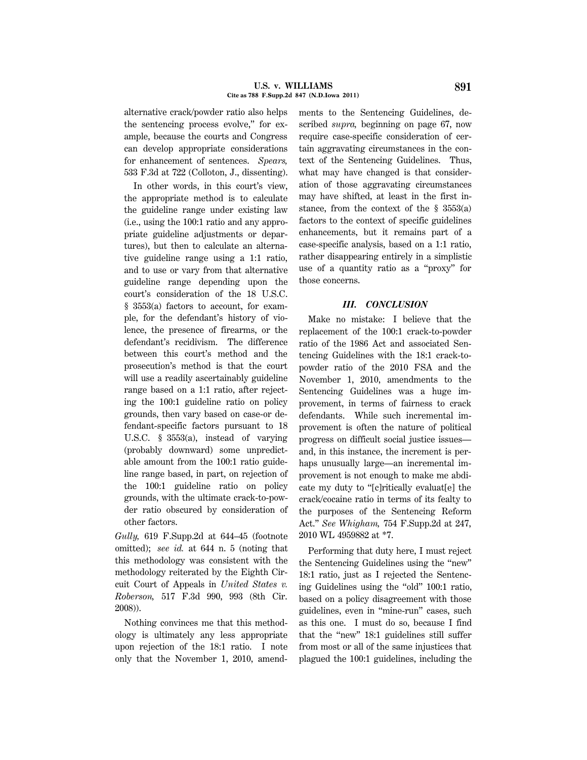alternative crack/powder ratio also helps the sentencing process evolve," for example, because the courts and Congress can develop appropriate considerations for enhancement of sentences. *Spears,* 533 F.3d at 722 (Colloton, J., dissenting).

In other words, in this court's view, the appropriate method is to calculate the guideline range under existing law (i.e., using the 100:1 ratio and any appropriate guideline adjustments or departures), but then to calculate an alternative guideline range using a 1:1 ratio, and to use or vary from that alternative guideline range depending upon the court's consideration of the 18 U.S.C. § 3553(a) factors to account, for example, for the defendant's history of violence, the presence of firearms, or the defendant's recidivism. The difference between this court's method and the prosecution's method is that the court will use a readily ascertainably guideline range based on a 1:1 ratio, after rejecting the 100:1 guideline ratio on policy grounds, then vary based on case-or defendant-specific factors pursuant to 18 U.S.C. § 3553(a), instead of varying (probably downward) some unpredictable amount from the 100:1 ratio guideline range based, in part, on rejection of the 100:1 guideline ratio on policy grounds, with the ultimate crack-to-powder ratio obscured by consideration of other factors.

*Gully,* 619 F.Supp.2d at 644–45 (footnote omitted); *see id.* at 644 n. 5 (noting that this methodology was consistent with the methodology reiterated by the Eighth Circuit Court of Appeals in *United States v. Roberson,* 517 F.3d 990, 993 (8th Cir. 2008)).

Nothing convinces me that this methodology is ultimately any less appropriate upon rejection of the 18:1 ratio. I note only that the November 1, 2010, amendments to the Sentencing Guidelines, described *supra,* beginning on page 67, now require case-specific consideration of certain aggravating circumstances in the context of the Sentencing Guidelines. Thus, what may have changed is that consideration of those aggravating circumstances may have shifted, at least in the first instance, from the context of the § 3553(a) factors to the context of specific guidelines enhancements, but it remains part of a case-specific analysis, based on a 1:1 ratio, rather disappearing entirely in a simplistic use of a quantity ratio as a "proxy" for those concerns.

## *III. CONCLUSION*

Make no mistake: I believe that the replacement of the 100:1 crack-to-powder ratio of the 1986 Act and associated Sentencing Guidelines with the 18:1 crack-to-powder ratio of the 2010 FSA and the November 1, 2010, amendments to the Sentencing Guidelines was a huge improvement, in terms of fairness to crack defendants. While such incremental improvement is often the nature of political progress on difficult social justice issues—and, in this instance, the increment is perhaps unusually large—an incremental improvement is not enough to make me abdicate my duty to "[c]ritically evaluat[e] the crack/cocaine ratio in terms of its fealty to the purposes of the Sentencing Reform Act." *See Whigham,* 754 F.Supp.2d at 247, 2010 WL 4959882 at *7.

Performing that duty here, I must reject the Sentencing Guidelines using the "new" 18:1 ratio, just as I rejected the Sentencing Guidelines using the "old" 100:1 ratio, based on a policy disagreement with those guidelines, even in "mine-run" cases, such as this one. I must do so, because I find that the "new" 18:1 guidelines still suffer from most or all of the same injustices that plagued the 100:1 guidelines, including the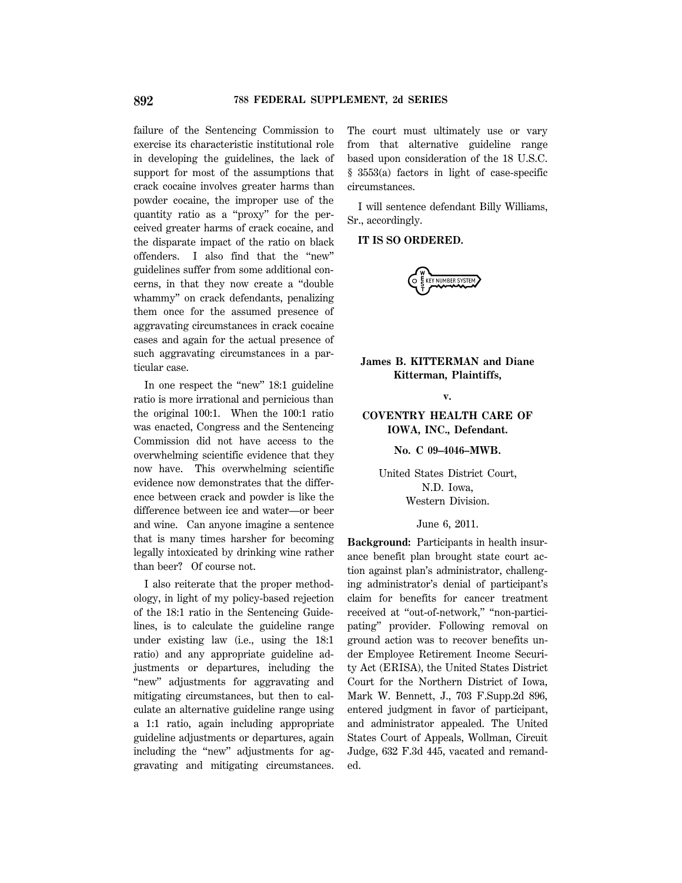failure of the Sentencing Commission to exercise its characteristic institutional role in developing the guidelines, the lack of support for most of the assumptions that crack cocaine involves greater harms than powder cocaine, the improper use of the quantity ratio as a "proxy" for the perceived greater harms of crack cocaine, and the disparate impact of the ratio on black offenders. I also find that the "new" guidelines suffer from some additional concerns, in that they now create a "double whammy" on crack defendants, penalizing them once for the assumed presence of aggravating circumstances in crack cocaine cases and again for the actual presence of such aggravating circumstances in a particular case.

In one respect the "new" 18:1 guideline ratio is more irrational and pernicious than the original 100:1. When the 100:1 ratio was enacted, Congress and the Sentencing Commission did not have access to the overwhelming scientific evidence that they now have. This overwhelming scientific evidence now demonstrates that the difference between crack and powder is like the difference between ice and water—or beer and wine. Can anyone imagine a sentence that is many times harsher for becoming legally intoxicated by drinking wine rather than beer? Of course not.

I also reiterate that the proper methodology, in light of my policy-based rejection of the 18:1 ratio in the Sentencing Guidelines, is to calculate the guideline range under existing law (i.e., using the 18:1 ratio) and any appropriate guideline adjustments or departures, including the "new" adjustments for aggravating and mitigating circumstances, but then to calculate an alternative guideline range using a 1:1 ratio, again including appropriate guideline adjustments or departures, again including the "new" adjustments for aggravating and mitigating circumstances. The court must ultimately use or vary from that alternative guideline range based upon consideration of the 18 U.S.C. § 3553(a) factors in light of case-specific circumstances.

I will sentence defendant Billy Williams, Sr., accordingly.

**IT IS SO ORDERED.**

**James B. KITTERMAN and Diane Kitterman, Plaintiffs,**

**v.**

**COVENTRY HEALTH CARE OF IOWA, INC., Defendant.**

**No. C 09–4046–MWB.**

United States District Court,
N.D. Iowa,
Western Division.

June 6, 2011.

**Background:** Participants in health insurance benefit plan brought state court action against plan's administrator, challenging administrator's denial of participant's claim for benefits for cancer treatment received at "out-of-network," "non-participating" provider. Following removal on ground action was to recover benefits under Employee Retirement Income Security Act (ERISA), the United States District Court for the Northern District of Iowa, Mark W. Bennett, J., 703 F.Supp.2d 896, entered judgment in favor of participant, and administrator appealed. The United States Court of Appeals, Wollman, Circuit Judge, 632 F.3d 445, vacated and remanded.